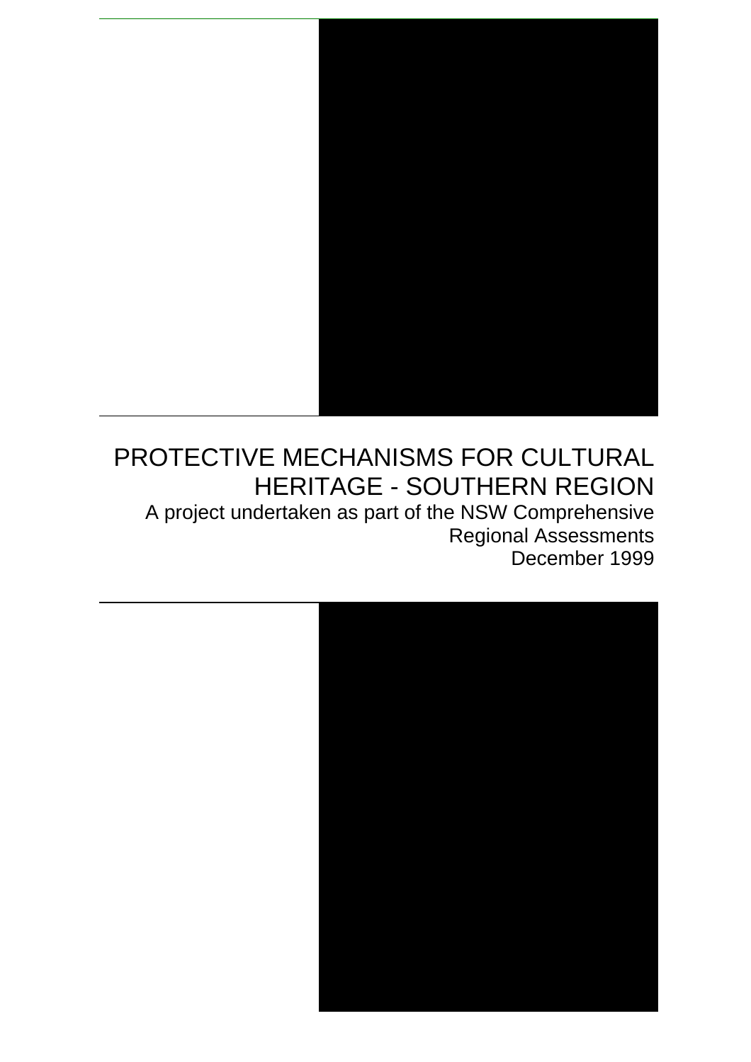# PROTECTIVE MECHANISMS FOR CULTURAL HERITAGE - SOUTHERN REGION

A project undertaken as part of the NSW Comprehensive Regional Assessments

December 1999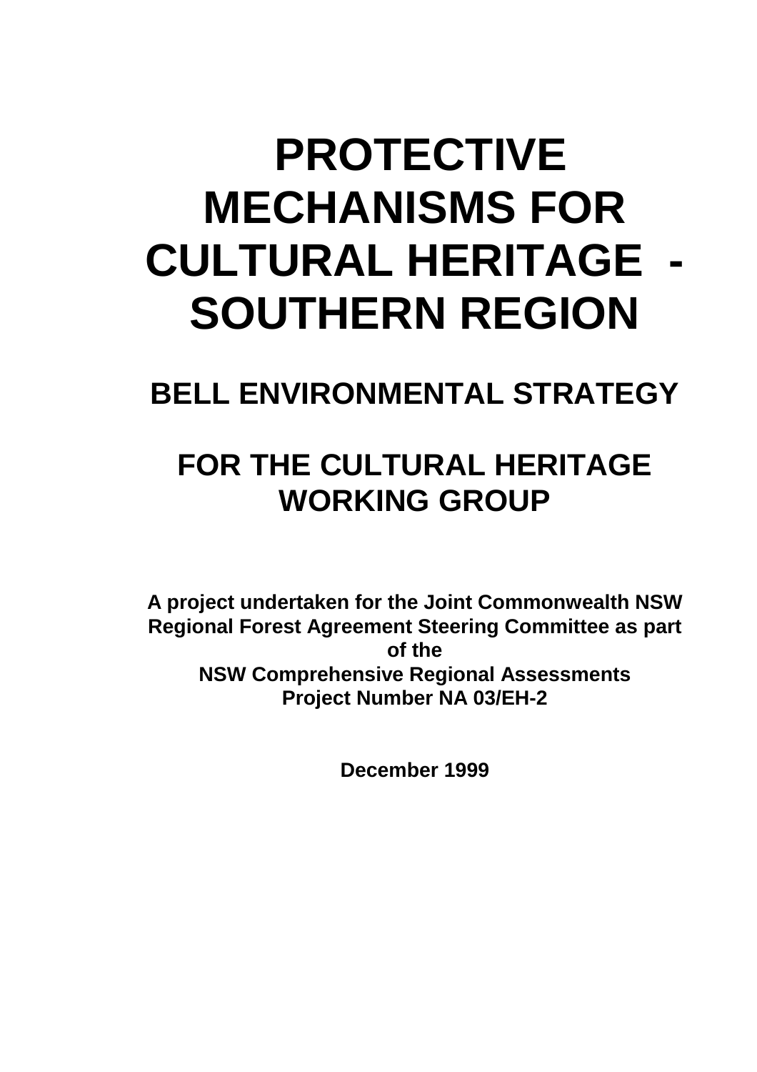# PROTECTIVE MECHANISMS FOR CULTURAL HERITAGE - SOUTHERN REGION

## BELL ENVIRONMENTAL STRATEGY

## FOR THE CULTURAL HERITAGE WORKING GROUP

**A project undertaken for the Joint Commonwealth NSW Regional Forest Agreement Steering Committee as part of the**
**NSW Comprehensive Regional Assessments**
**Project Number NA 03/EH-2**

**December 1999**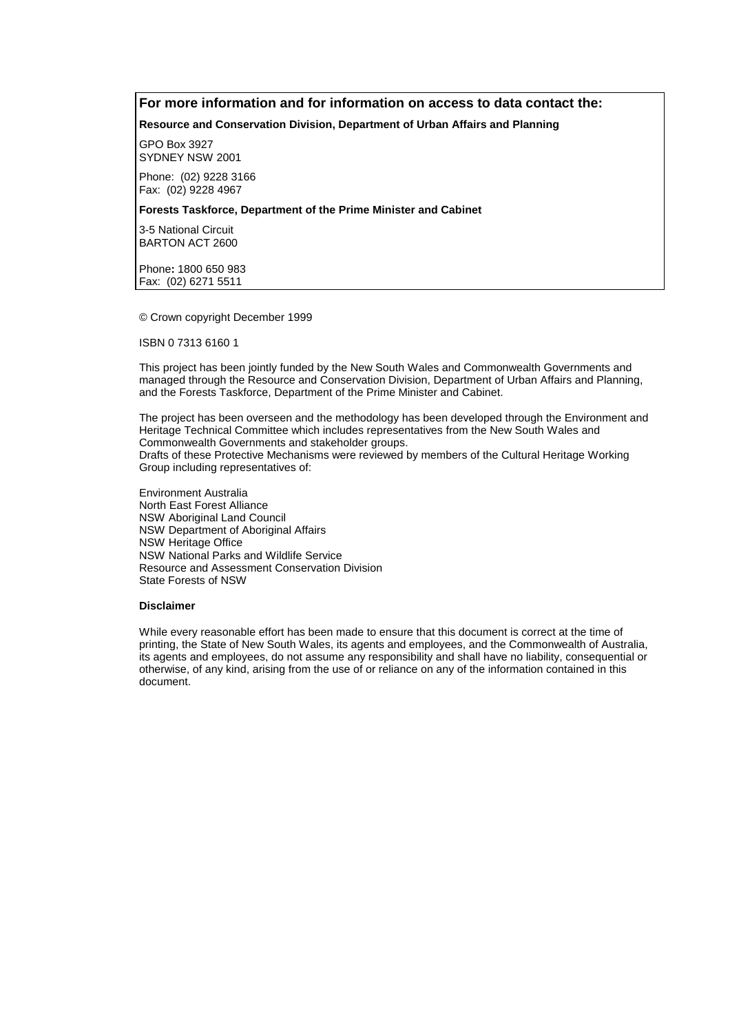**For more information and for information on access to data contact the:**

**Resource and Conservation Division, Department of Urban Affairs and Planning**

GPO Box 3927
SYDNEY NSW 2001

Phone: (02) 9228 3166
Fax: (02) 9228 4967

**Forests Taskforce, Department of the Prime Minister and Cabinet**

3-5 National Circuit
BARTON ACT 2600

Phone**:** 1800 650 983
Fax: (02) 6271 5511

© Crown copyright December 1999

ISBN 0 7313 6160 1

This project has been jointly funded by the New South Wales and Commonwealth Governments and managed through the Resource and Conservation Division, Department of Urban Affairs and Planning, and the Forests Taskforce, Department of the Prime Minister and Cabinet.

The project has been overseen and the methodology has been developed through the Environment and Heritage Technical Committee which includes representatives from the New South Wales and Commonwealth Governments and stakeholder groups.
Drafts of these Protective Mechanisms were reviewed by members of the Cultural Heritage Working Group including representatives of:

Environment Australia
North East Forest Alliance
NSW Aboriginal Land Council
NSW Department of Aboriginal Affairs
NSW Heritage Office
NSW National Parks and Wildlife Service
Resource and Assessment Conservation Division
State Forests of NSW

**Disclaimer**

While every reasonable effort has been made to ensure that this document is correct at the time of printing, the State of New South Wales, its agents and employees, and the Commonwealth of Australia, its agents and employees, do not assume any responsibility and shall have no liability, consequential or otherwise, of any kind, arising from the use of or reliance on any of the information contained in this document.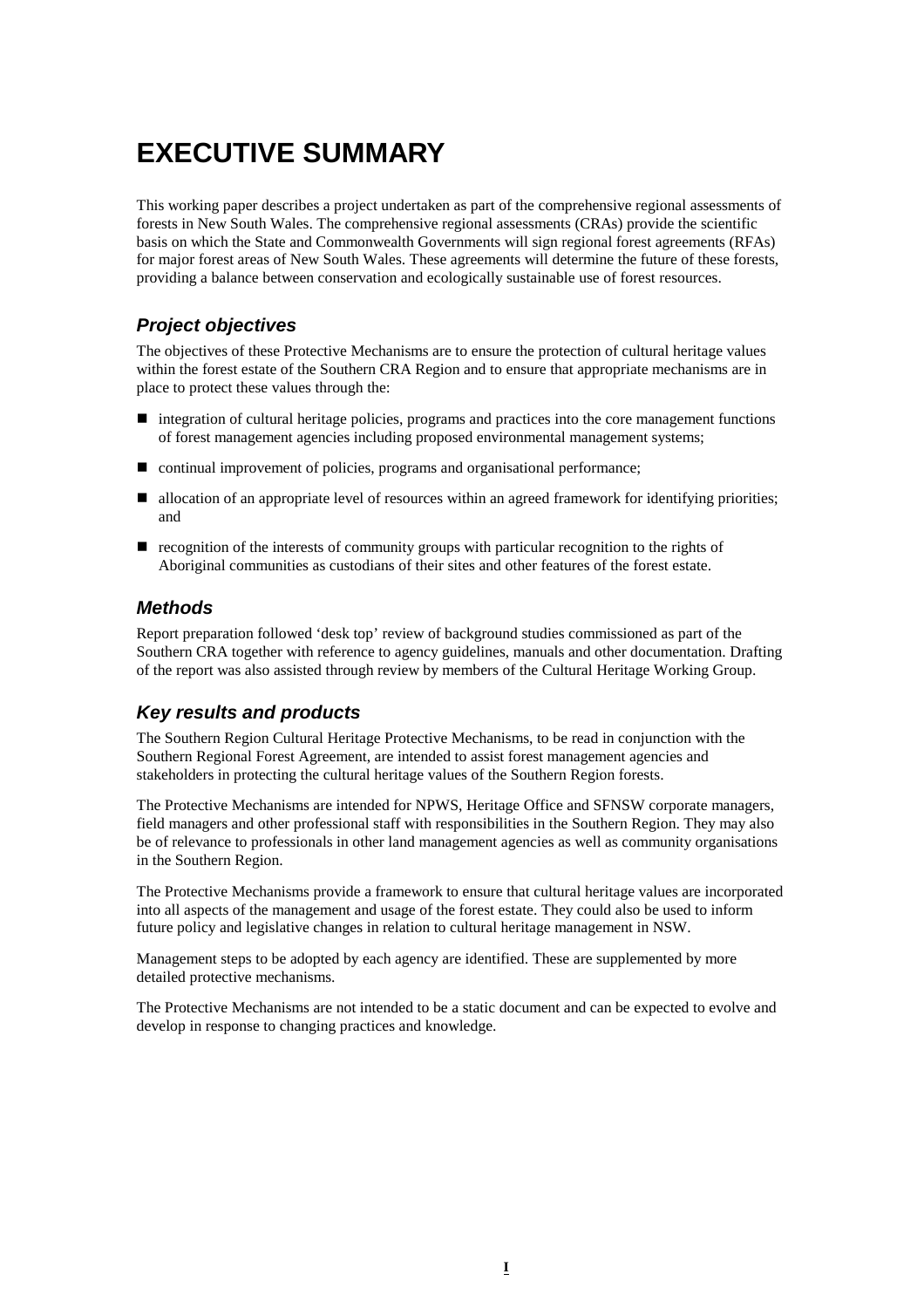# EXECUTIVE SUMMARY

This working paper describes a project undertaken as part of the comprehensive regional assessments of forests in New South Wales. The comprehensive regional assessments (CRAs) provide the scientific basis on which the State and Commonwealth Governments will sign regional forest agreements (RFAs) for major forest areas of New South Wales. These agreements will determine the future of these forests, providing a balance between conservation and ecologically sustainable use of forest resources.

## *Project objectives*

The objectives of these Protective Mechanisms are to ensure the protection of cultural heritage values within the forest estate of the Southern CRA Region and to ensure that appropriate mechanisms are in place to protect these values through the:

- integration of cultural heritage policies, programs and practices into the core management functions of forest management agencies including proposed environmental management systems;
- continual improvement of policies, programs and organisational performance;
- allocation of an appropriate level of resources within an agreed framework for identifying priorities; and
- recognition of the interests of community groups with particular recognition to the rights of Aboriginal communities as custodians of their sites and other features of the forest estate.

## *Methods*

Report preparation followed 'desk top' review of background studies commissioned as part of the Southern CRA together with reference to agency guidelines, manuals and other documentation. Drafting of the report was also assisted through review by members of the Cultural Heritage Working Group.

## *Key results and products*

The Southern Region Cultural Heritage Protective Mechanisms, to be read in conjunction with the Southern Regional Forest Agreement, are intended to assist forest management agencies and stakeholders in protecting the cultural heritage values of the Southern Region forests.

The Protective Mechanisms are intended for NPWS, Heritage Office and SFNSW corporate managers, field managers and other professional staff with responsibilities in the Southern Region. They may also be of relevance to professionals in other land management agencies as well as community organisations in the Southern Region.

The Protective Mechanisms provide a framework to ensure that cultural heritage values are incorporated into all aspects of the management and usage of the forest estate. They could also be used to inform future policy and legislative changes in relation to cultural heritage management in NSW.

Management steps to be adopted by each agency are identified. These are supplemented by more detailed protective mechanisms.

The Protective Mechanisms are not intended to be a static document and can be expected to evolve and develop in response to changing practices and knowledge.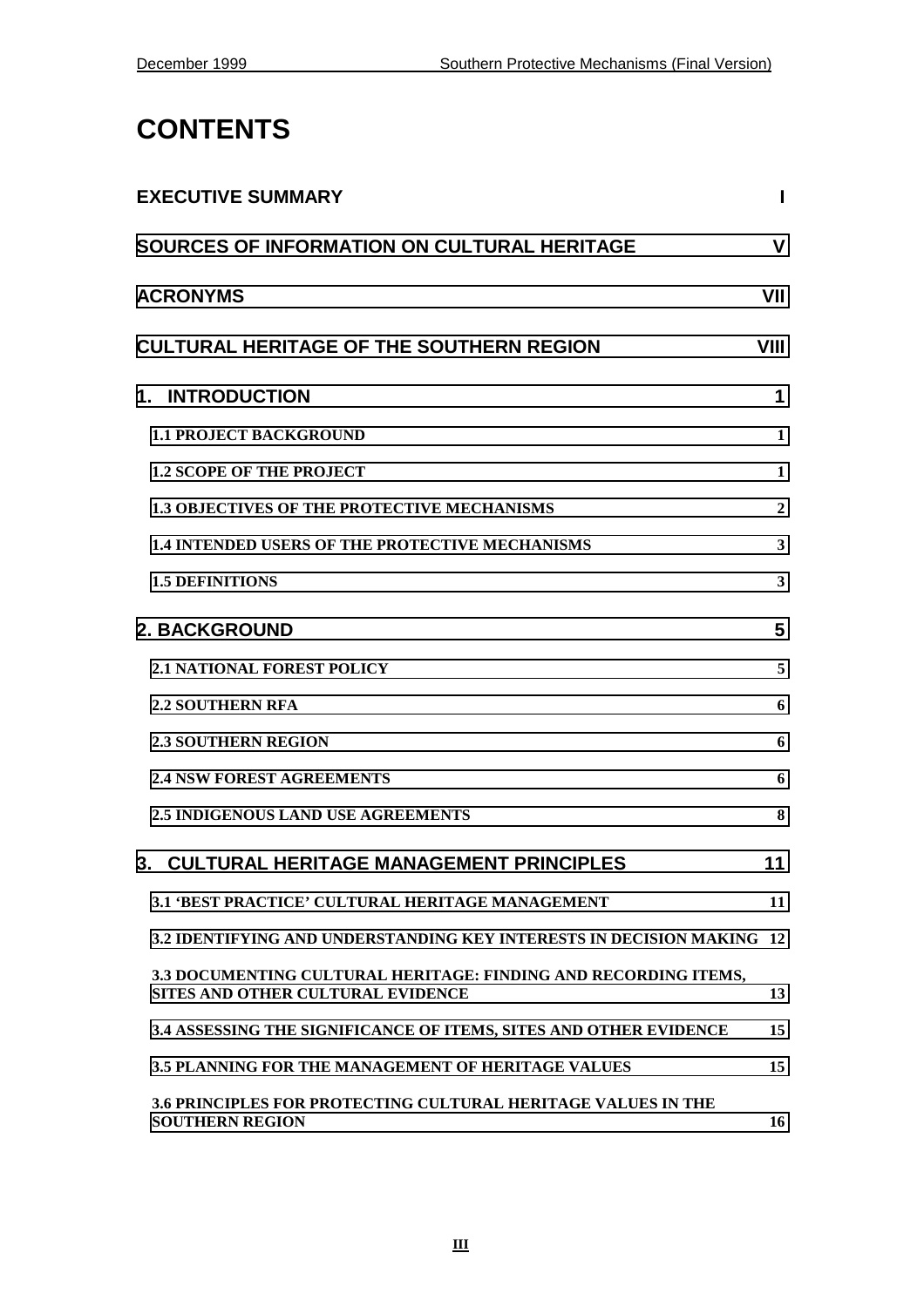# CONTENTS

EXECUTIVE SUMMARY I

SOURCES OF INFORMATION ON CULTURAL HERITAGE V

ACRONYMS VII

CULTURAL HERITAGE OF THE SOUTHERN REGION VIII

1. INTRODUCTION 1

- 1.1 PROJECT BACKGROUND 1
- 1.2 SCOPE OF THE PROJECT 1
- 1.3 OBJECTIVES OF THE PROTECTIVE MECHANISMS 2
- 1.4 INTENDED USERS OF THE PROTECTIVE MECHANISMS 3
- 1.5 DEFINITIONS 3

2. BACKGROUND 5

- 2.1 NATIONAL FOREST POLICY 5
- 2.2 SOUTHERN RFA 6
- 2.3 SOUTHERN REGION 6
- 2.4 NSW FOREST AGREEMENTS 6
- 2.5 INDIGENOUS LAND USE AGREEMENTS 8

3. CULTURAL HERITAGE MANAGEMENT PRINCIPLES 11

- 3.1 'BEST PRACTICE' CULTURAL HERITAGE MANAGEMENT 11
- 3.2 IDENTIFYING AND UNDERSTANDING KEY INTERESTS IN DECISION MAKING 12
- 3.3 DOCUMENTING CULTURAL HERITAGE: FINDING AND RECORDING ITEMS, SITES AND OTHER CULTURAL EVIDENCE 13
- 3.4 ASSESSING THE SIGNIFICANCE OF ITEMS, SITES AND OTHER EVIDENCE 15
- 3.5 PLANNING FOR THE MANAGEMENT OF HERITAGE VALUES 15
- 3.6 PRINCIPLES FOR PROTECTING CULTURAL HERITAGE VALUES IN THE SOUTHERN REGION 16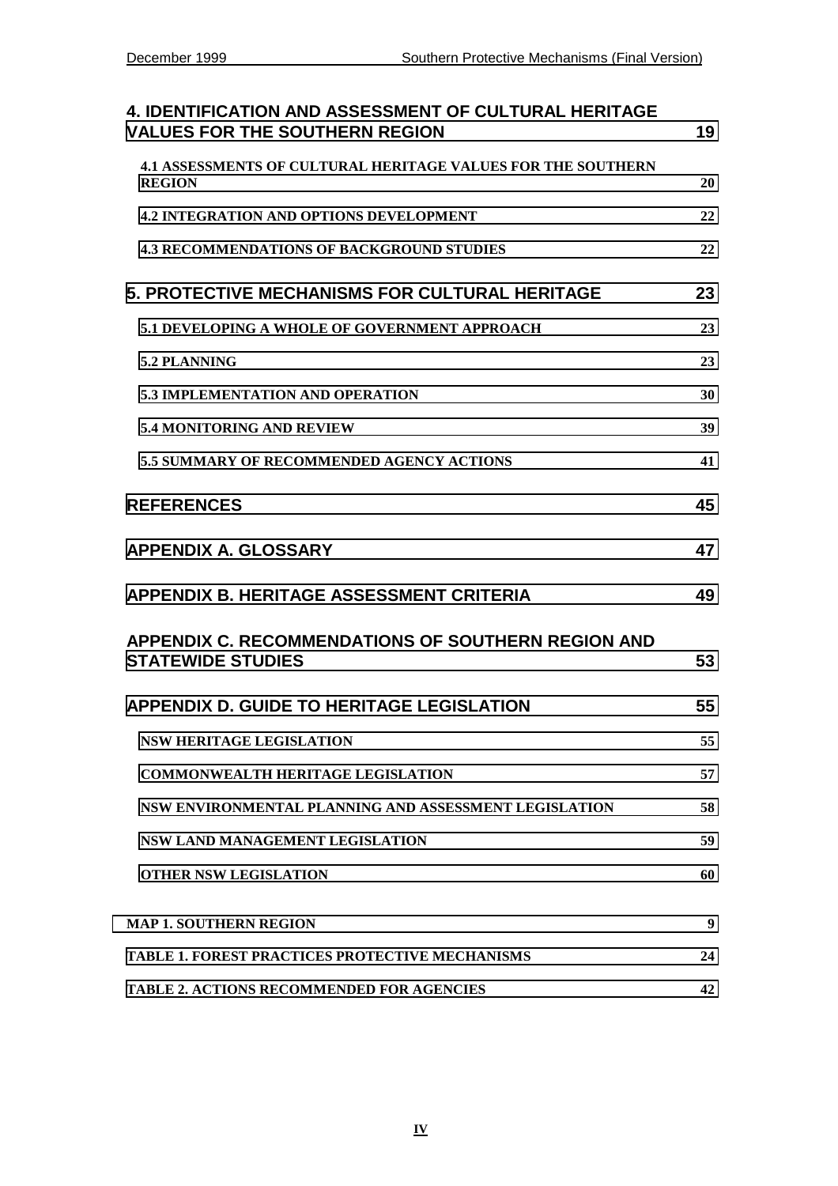4. IDENTIFICATION AND ASSESSMENT OF CULTURAL HERITAGE VALUES FOR THE SOUTHERN REGION 19

4.1 ASSESSMENTS OF CULTURAL HERITAGE VALUES FOR THE SOUTHERN REGION 20

4.2 INTEGRATION AND OPTIONS DEVELOPMENT 22

4.3 RECOMMENDATIONS OF BACKGROUND STUDIES 22

5. PROTECTIVE MECHANISMS FOR CULTURAL HERITAGE 23

5.1 DEVELOPING A WHOLE OF GOVERNMENT APPROACH 23

5.2 PLANNING 23

5.3 IMPLEMENTATION AND OPERATION 30

5.4 MONITORING AND REVIEW 39

5.5 SUMMARY OF RECOMMENDED AGENCY ACTIONS 41

REFERENCES 45

APPENDIX A. GLOSSARY 47

APPENDIX B. HERITAGE ASSESSMENT CRITERIA 49

APPENDIX C. RECOMMENDATIONS OF SOUTHERN REGION AND STATEWIDE STUDIES 53

APPENDIX D. GUIDE TO HERITAGE LEGISLATION 55

NSW HERITAGE LEGISLATION 55

COMMONWEALTH HERITAGE LEGISLATION 57

NSW ENVIRONMENTAL PLANNING AND ASSESSMENT LEGISLATION 58

NSW LAND MANAGEMENT LEGISLATION 59

OTHER NSW LEGISLATION 60

MAP 1. SOUTHERN REGION 9

TABLE 1. FOREST PRACTICES PROTECTIVE MECHANISMS 24

TABLE 2. ACTIONS RECOMMENDED FOR AGENCIES 42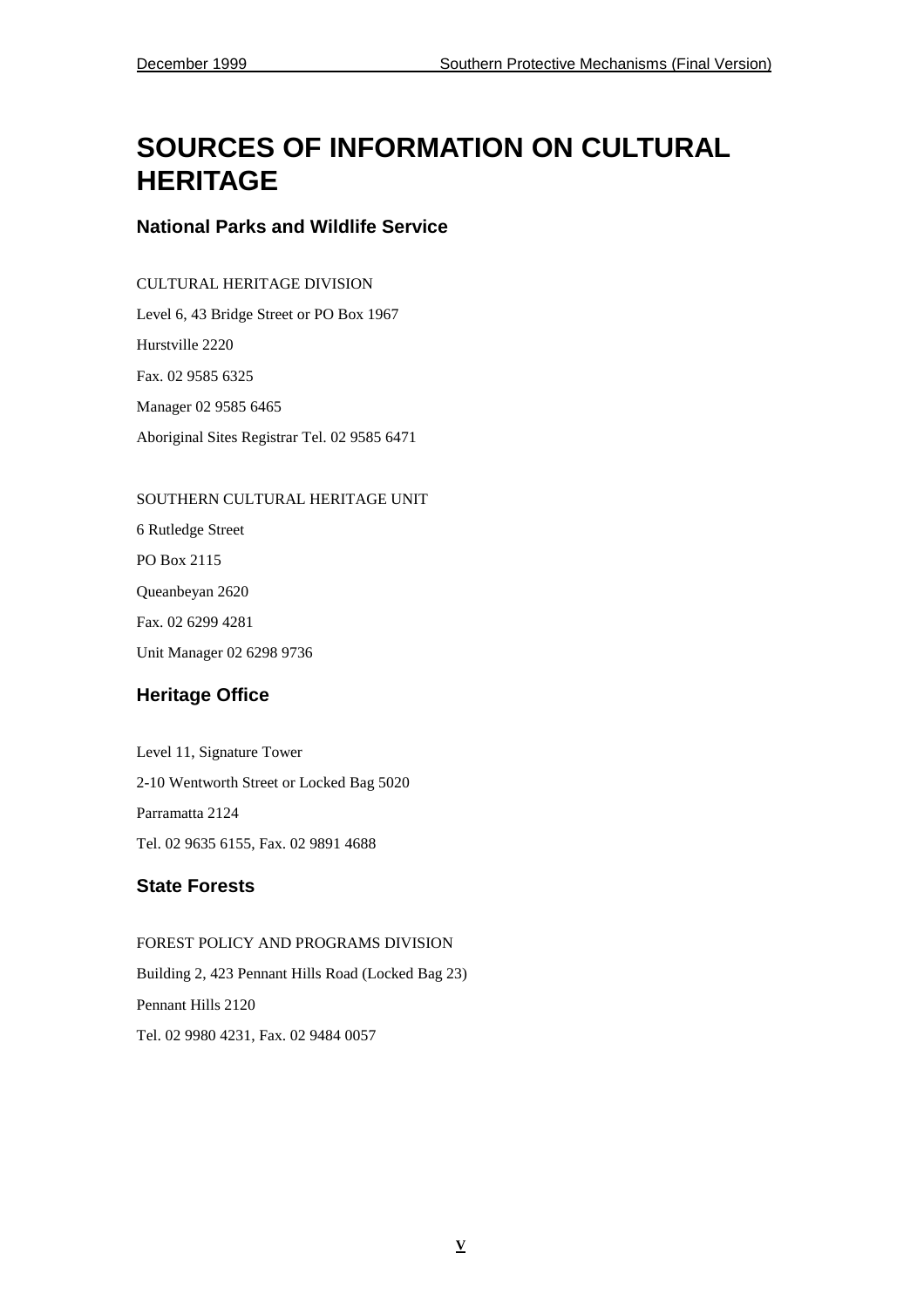# SOURCES OF INFORMATION ON CULTURAL HERITAGE

## National Parks and Wildlife Service

CULTURAL HERITAGE DIVISION

Level 6, 43 Bridge Street or PO Box 1967

Hurstville 2220

Fax. 02 9585 6325

Manager 02 9585 6465

Aboriginal Sites Registrar Tel. 02 9585 6471

SOUTHERN CULTURAL HERITAGE UNIT

6 Rutledge Street

PO Box 2115

Queanbeyan 2620

Fax. 02 6299 4281

Unit Manager 02 6298 9736

## Heritage Office

Level 11, Signature Tower

2-10 Wentworth Street or Locked Bag 5020

Parramatta 2124

Tel. 02 9635 6155, Fax. 02 9891 4688

## State Forests

FOREST POLICY AND PROGRAMS DIVISION

Building 2, 423 Pennant Hills Road (Locked Bag 23)

Pennant Hills 2120

Tel. 02 9980 4231, Fax. 02 9484 0057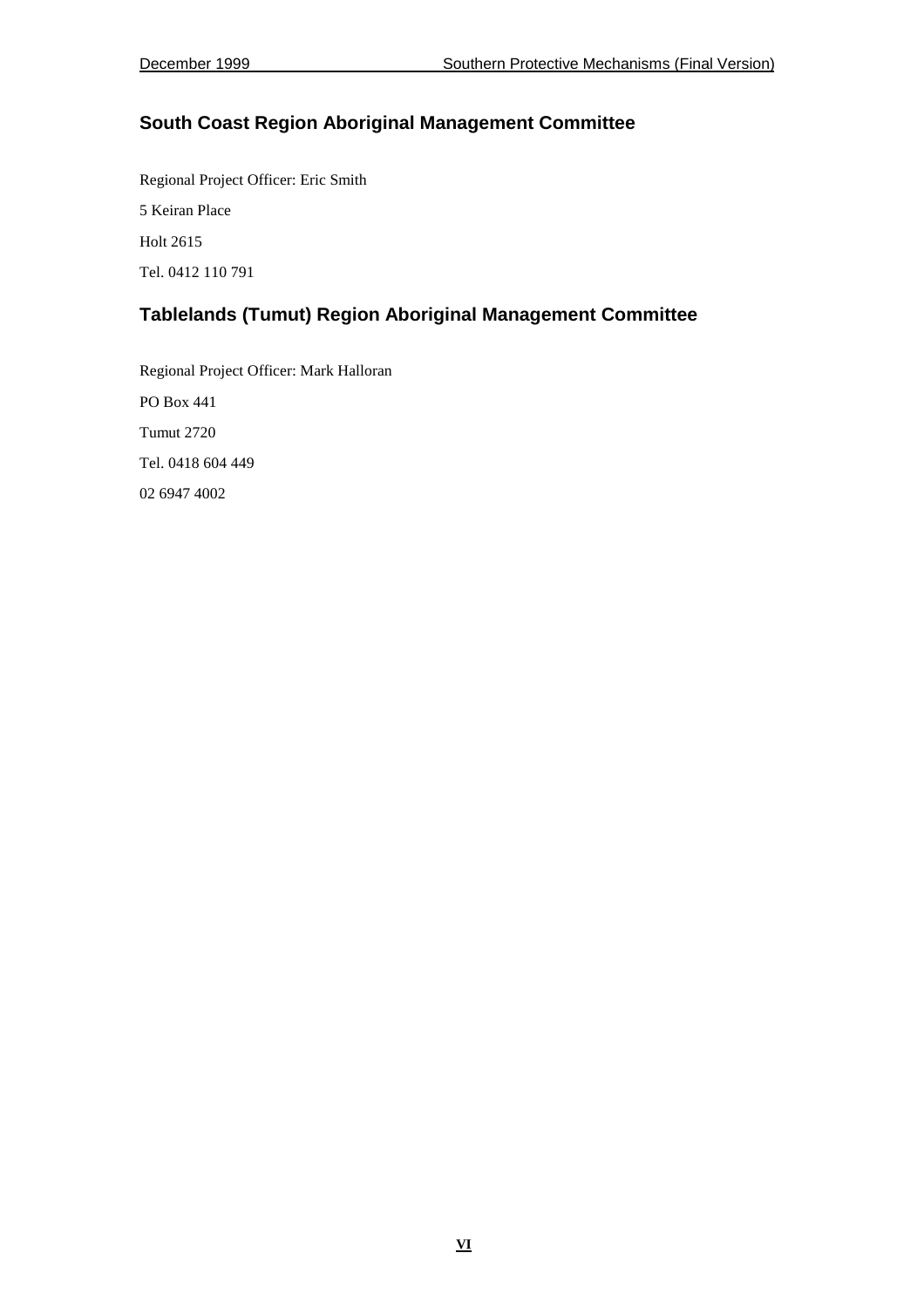## South Coast Region Aboriginal Management Committee

Regional Project Officer: Eric Smith

5 Keiran Place

Holt 2615

Tel. 0412 110 791

## Tablelands (Tumut) Region Aboriginal Management Committee

Regional Project Officer: Mark Halloran

PO Box 441

Tumut 2720

Tel. 0418 604 449

02 6947 4002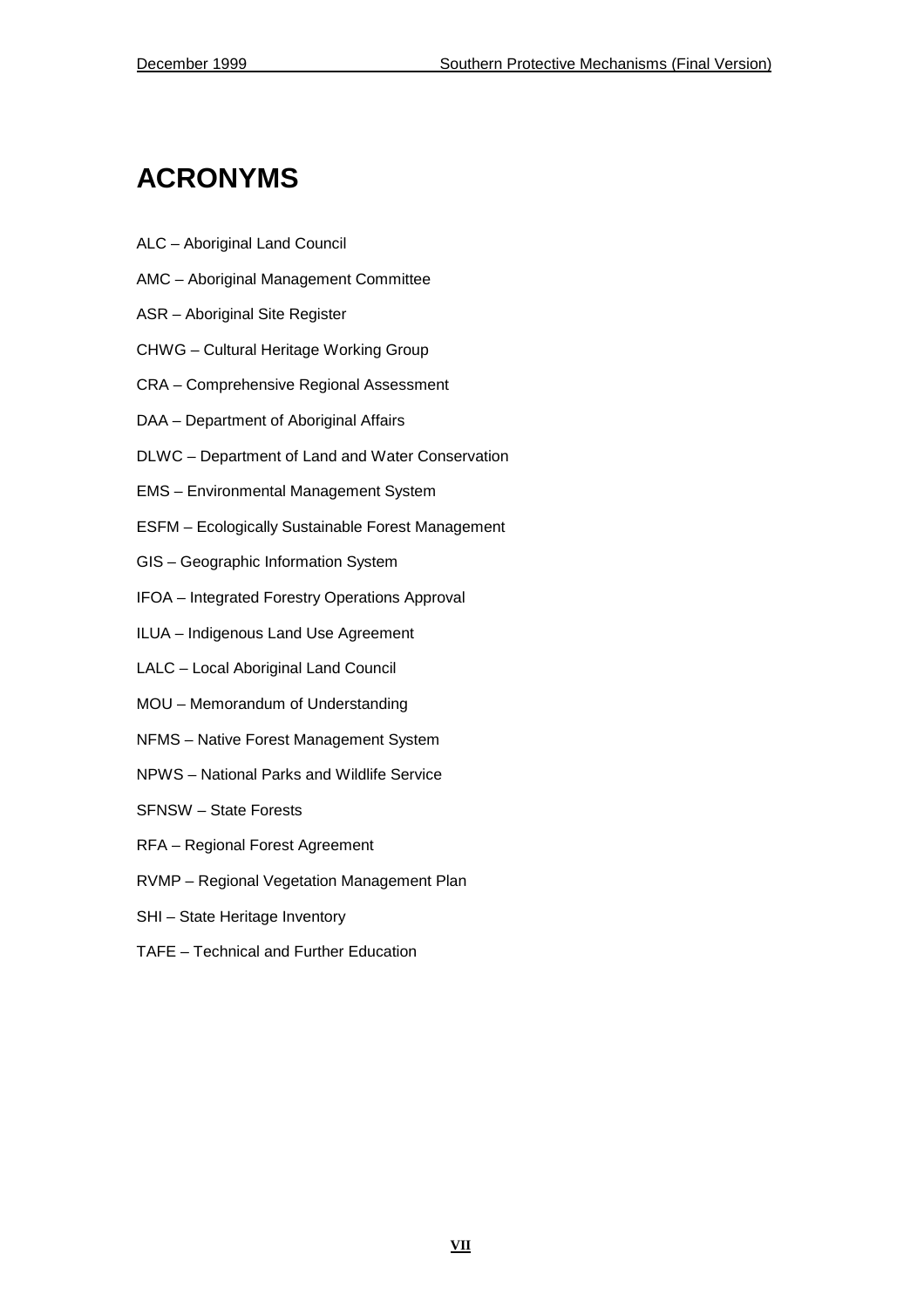# ACRONYMS

ALC – Aboriginal Land Council

AMC – Aboriginal Management Committee

ASR – Aboriginal Site Register

CHWG – Cultural Heritage Working Group

CRA – Comprehensive Regional Assessment

DAA – Department of Aboriginal Affairs

DLWC – Department of Land and Water Conservation

EMS – Environmental Management System

ESFM – Ecologically Sustainable Forest Management

GIS – Geographic Information System

IFOA – Integrated Forestry Operations Approval

ILUA – Indigenous Land Use Agreement

LALC – Local Aboriginal Land Council

MOU – Memorandum of Understanding

NFMS – Native Forest Management System

NPWS – National Parks and Wildlife Service

SFNSW – State Forests

RFA – Regional Forest Agreement

RVMP – Regional Vegetation Management Plan

SHI – State Heritage Inventory

TAFE – Technical and Further Education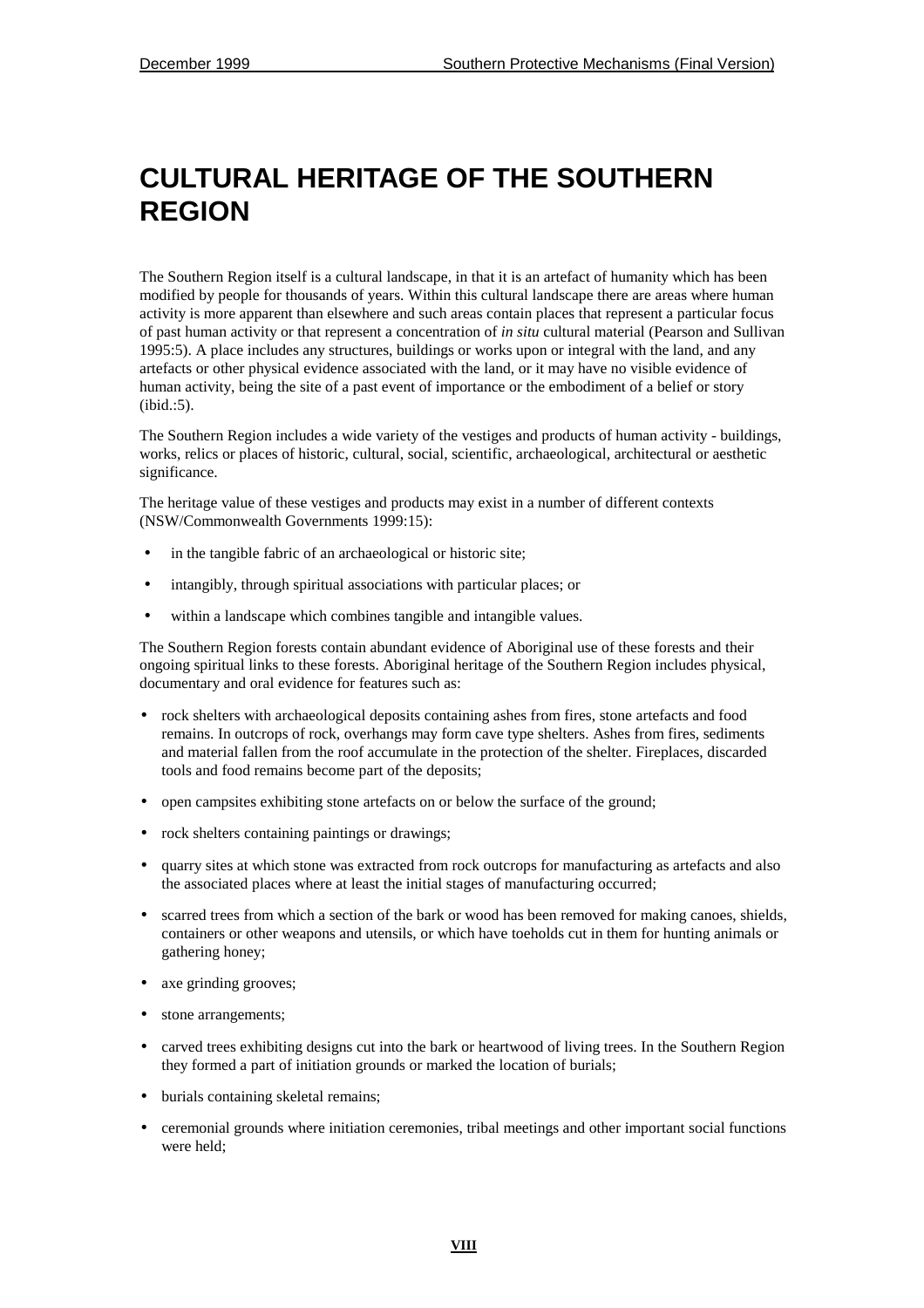# CULTURAL HERITAGE OF THE SOUTHERN REGION

The Southern Region itself is a cultural landscape, in that it is an artefact of humanity which has been modified by people for thousands of years. Within this cultural landscape there are areas where human activity is more apparent than elsewhere and such areas contain places that represent a particular focus of past human activity or that represent a concentration of *in situ* cultural material (Pearson and Sullivan 1995:5). A place includes any structures, buildings or works upon or integral with the land, and any artefacts or other physical evidence associated with the land, or it may have no visible evidence of human activity, being the site of a past event of importance or the embodiment of a belief or story (ibid.:5).

The Southern Region includes a wide variety of the vestiges and products of human activity - buildings, works, relics or places of historic, cultural, social, scientific, archaeological, architectural or aesthetic significance.

The heritage value of these vestiges and products may exist in a number of different contexts (NSW/Commonwealth Governments 1999:15):

- in the tangible fabric of an archaeological or historic site;
- intangibly, through spiritual associations with particular places; or
- within a landscape which combines tangible and intangible values.

The Southern Region forests contain abundant evidence of Aboriginal use of these forests and their ongoing spiritual links to these forests. Aboriginal heritage of the Southern Region includes physical, documentary and oral evidence for features such as:

- rock shelters with archaeological deposits containing ashes from fires, stone artefacts and food remains. In outcrops of rock, overhangs may form cave type shelters. Ashes from fires, sediments and material fallen from the roof accumulate in the protection of the shelter. Fireplaces, discarded tools and food remains become part of the deposits;
- open campsites exhibiting stone artefacts on or below the surface of the ground;
- rock shelters containing paintings or drawings;
- quarry sites at which stone was extracted from rock outcrops for manufacturing as artefacts and also the associated places where at least the initial stages of manufacturing occurred;
- scarred trees from which a section of the bark or wood has been removed for making canoes, shields, containers or other weapons and utensils, or which have toeholds cut in them for hunting animals or gathering honey;
- axe grinding grooves;
- stone arrangements;
- carved trees exhibiting designs cut into the bark or heartwood of living trees. In the Southern Region they formed a part of initiation grounds or marked the location of burials;
- burials containing skeletal remains;
- ceremonial grounds where initiation ceremonies, tribal meetings and other important social functions were held;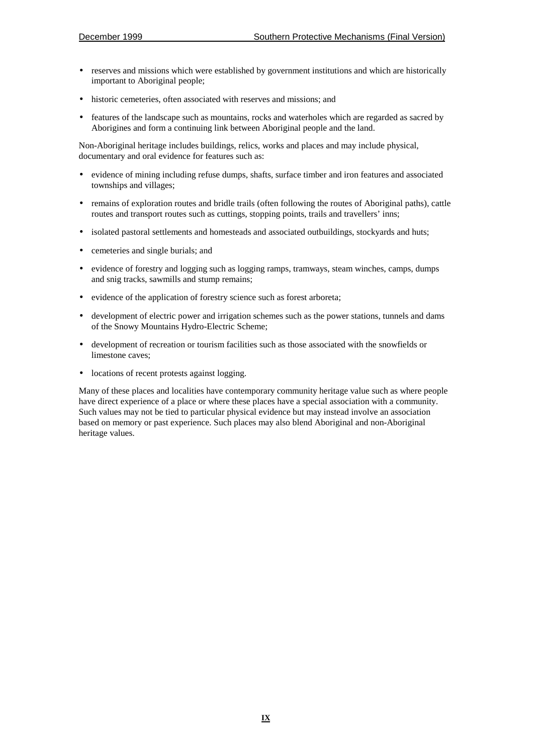- reserves and missions which were established by government institutions and which are historically important to Aboriginal people;
- historic cemeteries, often associated with reserves and missions; and
- features of the landscape such as mountains, rocks and waterholes which are regarded as sacred by Aborigines and form a continuing link between Aboriginal people and the land.

Non-Aboriginal heritage includes buildings, relics, works and places and may include physical, documentary and oral evidence for features such as:

- evidence of mining including refuse dumps, shafts, surface timber and iron features and associated townships and villages;
- remains of exploration routes and bridle trails (often following the routes of Aboriginal paths), cattle routes and transport routes such as cuttings, stopping points, trails and travellers' inns;
- isolated pastoral settlements and homesteads and associated outbuildings, stockyards and huts;
- cemeteries and single burials; and
- evidence of forestry and logging such as logging ramps, tramways, steam winches, camps, dumps and snig tracks, sawmills and stump remains;
- evidence of the application of forestry science such as forest arboreta;
- development of electric power and irrigation schemes such as the power stations, tunnels and dams of the Snowy Mountains Hydro-Electric Scheme;
- development of recreation or tourism facilities such as those associated with the snowfields or limestone caves;
- locations of recent protests against logging.

Many of these places and localities have contemporary community heritage value such as where people have direct experience of a place or where these places have a special association with a community. Such values may not be tied to particular physical evidence but may instead involve an association based on memory or past experience. Such places may also blend Aboriginal and non-Aboriginal heritage values.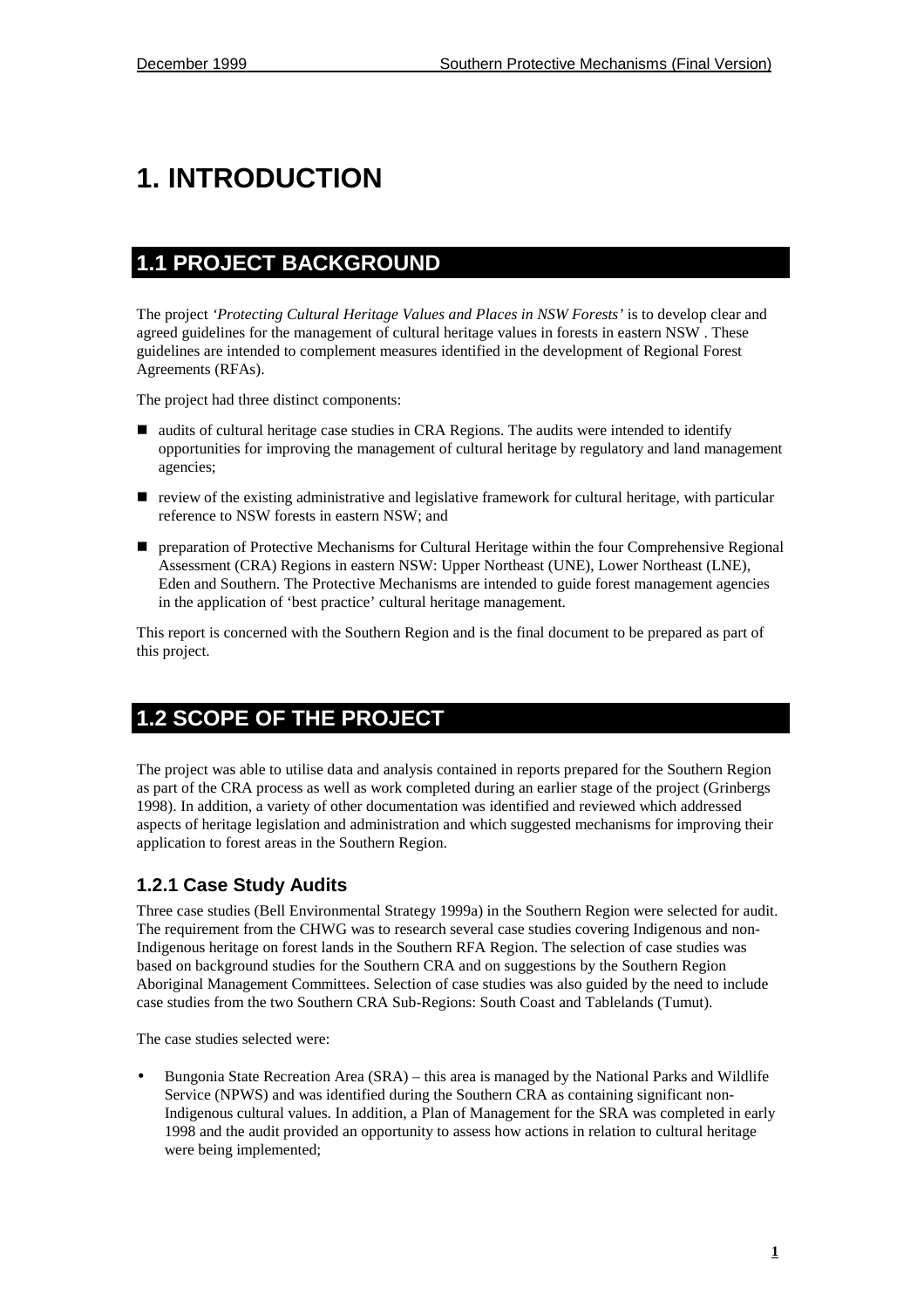# 1. INTRODUCTION

## 1.1 PROJECT BACKGROUND

The project *'Protecting Cultural Heritage Values and Places in NSW Forests'* is to develop clear and agreed guidelines for the management of cultural heritage values in forests in eastern NSW . These guidelines are intended to complement measures identified in the development of Regional Forest Agreements (RFAs).

The project had three distinct components:

- audits of cultural heritage case studies in CRA Regions. The audits were intended to identify opportunities for improving the management of cultural heritage by regulatory and land management agencies;
- review of the existing administrative and legislative framework for cultural heritage, with particular reference to NSW forests in eastern NSW; and
- preparation of Protective Mechanisms for Cultural Heritage within the four Comprehensive Regional Assessment (CRA) Regions in eastern NSW: Upper Northeast (UNE), Lower Northeast (LNE), Eden and Southern. The Protective Mechanisms are intended to guide forest management agencies in the application of 'best practice' cultural heritage management.

This report is concerned with the Southern Region and is the final document to be prepared as part of this project.

## 1.2 SCOPE OF THE PROJECT

The project was able to utilise data and analysis contained in reports prepared for the Southern Region as part of the CRA process as well as work completed during an earlier stage of the project (Grinbergs 1998). In addition, a variety of other documentation was identified and reviewed which addressed aspects of heritage legislation and administration and which suggested mechanisms for improving their application to forest areas in the Southern Region.

### 1.2.1 Case Study Audits

Three case studies (Bell Environmental Strategy 1999a) in the Southern Region were selected for audit. The requirement from the CHWG was to research several case studies covering Indigenous and non-Indigenous heritage on forest lands in the Southern RFA Region. The selection of case studies was based on background studies for the Southern CRA and on suggestions by the Southern Region Aboriginal Management Committees. Selection of case studies was also guided by the need to include case studies from the two Southern CRA Sub-Regions: South Coast and Tablelands (Tumut).

The case studies selected were:

- Bungonia State Recreation Area (SRA) – this area is managed by the National Parks and Wildlife Service (NPWS) and was identified during the Southern CRA as containing significant non-Indigenous cultural values. In addition, a Plan of Management for the SRA was completed in early 1998 and the audit provided an opportunity to assess how actions in relation to cultural heritage were being implemented;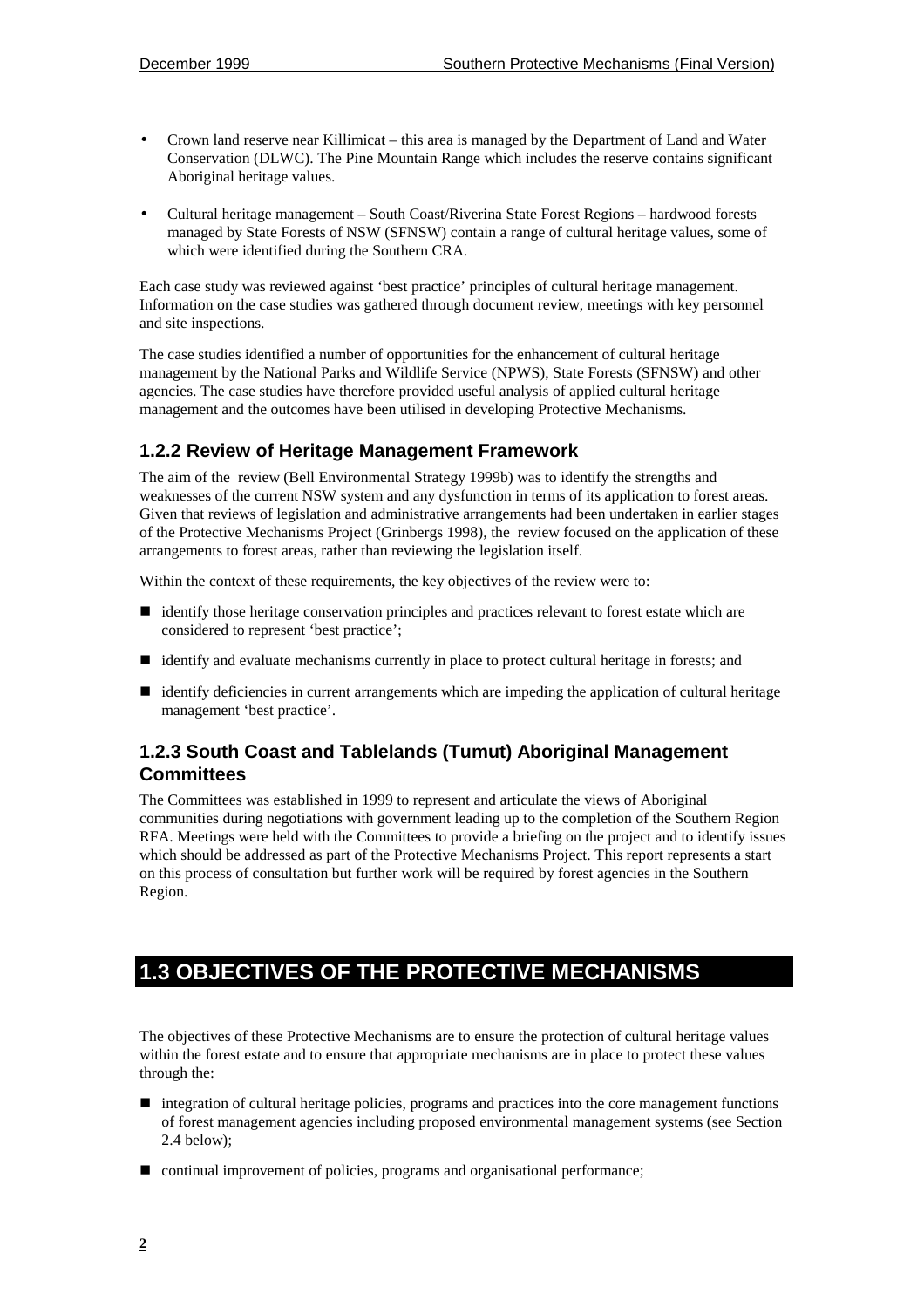- Crown land reserve near Killimicat – this area is managed by the Department of Land and Water Conservation (DLWC). The Pine Mountain Range which includes the reserve contains significant Aboriginal heritage values.
- Cultural heritage management – South Coast/Riverina State Forest Regions – hardwood forests managed by State Forests of NSW (SFNSW) contain a range of cultural heritage values, some of which were identified during the Southern CRA.

Each case study was reviewed against 'best practice' principles of cultural heritage management. Information on the case studies was gathered through document review, meetings with key personnel and site inspections.

The case studies identified a number of opportunities for the enhancement of cultural heritage management by the National Parks and Wildlife Service (NPWS), State Forests (SFNSW) and other agencies. The case studies have therefore provided useful analysis of applied cultural heritage management and the outcomes have been utilised in developing Protective Mechanisms.

### 1.2.2 Review of Heritage Management Framework

The aim of the review (Bell Environmental Strategy 1999b) was to identify the strengths and weaknesses of the current NSW system and any dysfunction in terms of its application to forest areas. Given that reviews of legislation and administrative arrangements had been undertaken in earlier stages of the Protective Mechanisms Project (Grinbergs 1998), the review focused on the application of these arrangements to forest areas, rather than reviewing the legislation itself.

Within the context of these requirements, the key objectives of the review were to:

- identify those heritage conservation principles and practices relevant to forest estate which are considered to represent 'best practice';
- identify and evaluate mechanisms currently in place to protect cultural heritage in forests; and
- identify deficiencies in current arrangements which are impeding the application of cultural heritage management 'best practice'.

### 1.2.3 South Coast and Tablelands (Tumut) Aboriginal Management Committees

The Committees was established in 1999 to represent and articulate the views of Aboriginal communities during negotiations with government leading up to the completion of the Southern Region RFA. Meetings were held with the Committees to provide a briefing on the project and to identify issues which should be addressed as part of the Protective Mechanisms Project. This report represents a start on this process of consultation but further work will be required by forest agencies in the Southern Region.

## 1.3 OBJECTIVES OF THE PROTECTIVE MECHANISMS

The objectives of these Protective Mechanisms are to ensure the protection of cultural heritage values within the forest estate and to ensure that appropriate mechanisms are in place to protect these values through the:

- integration of cultural heritage policies, programs and practices into the core management functions of forest management agencies including proposed environmental management systems (see Section 2.4 below);
- continual improvement of policies, programs and organisational performance;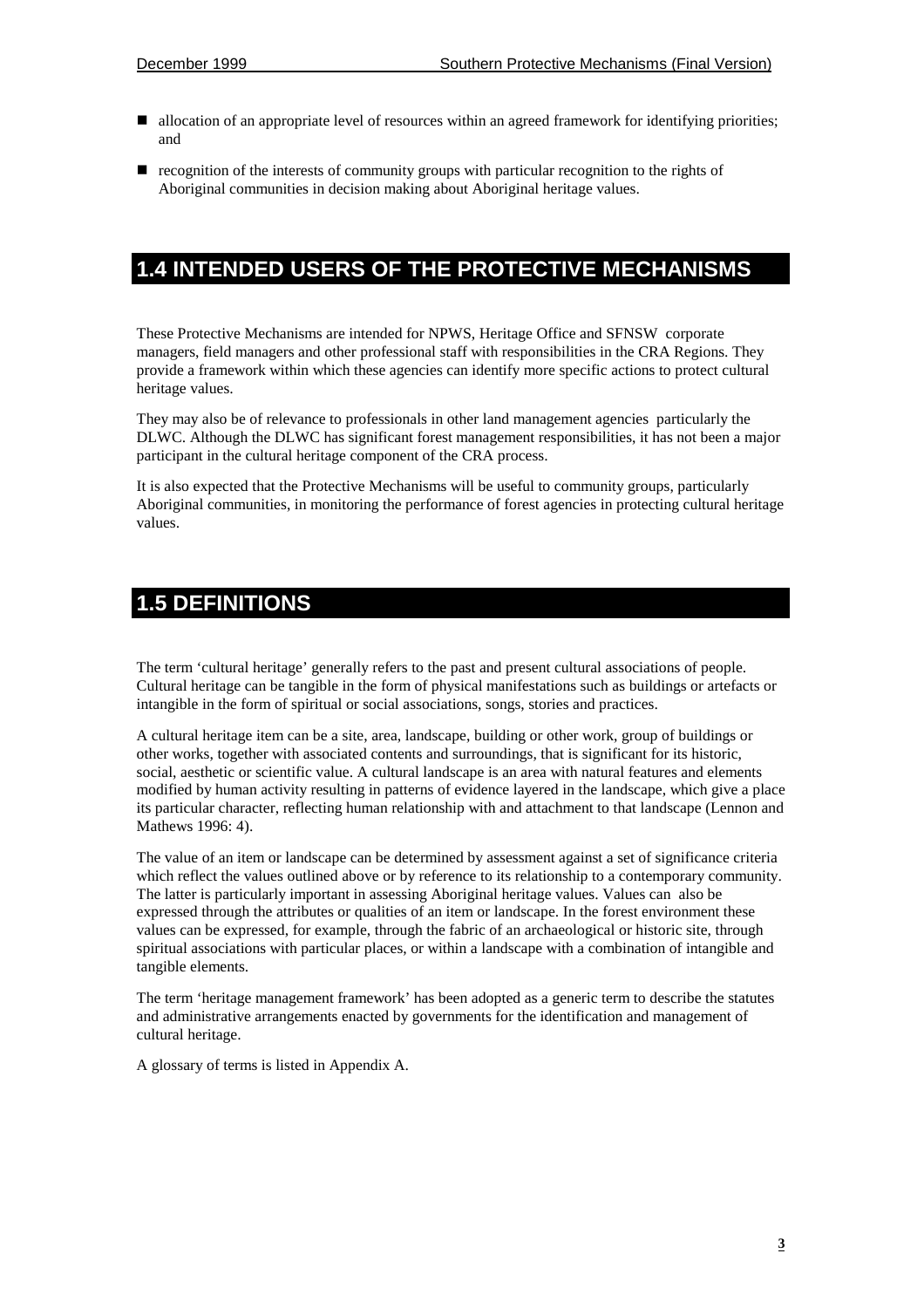- allocation of an appropriate level of resources within an agreed framework for identifying priorities; and
- recognition of the interests of community groups with particular recognition to the rights of Aboriginal communities in decision making about Aboriginal heritage values.

## 1.4 INTENDED USERS OF THE PROTECTIVE MECHANISMS

These Protective Mechanisms are intended for NPWS, Heritage Office and SFNSW corporate managers, field managers and other professional staff with responsibilities in the CRA Regions. They provide a framework within which these agencies can identify more specific actions to protect cultural heritage values.

They may also be of relevance to professionals in other land management agencies particularly the DLWC. Although the DLWC has significant forest management responsibilities, it has not been a major participant in the cultural heritage component of the CRA process.

It is also expected that the Protective Mechanisms will be useful to community groups, particularly Aboriginal communities, in monitoring the performance of forest agencies in protecting cultural heritage values.

## 1.5 DEFINITIONS

The term 'cultural heritage' generally refers to the past and present cultural associations of people. Cultural heritage can be tangible in the form of physical manifestations such as buildings or artefacts or intangible in the form of spiritual or social associations, songs, stories and practices.

A cultural heritage item can be a site, area, landscape, building or other work, group of buildings or other works, together with associated contents and surroundings, that is significant for its historic, social, aesthetic or scientific value. A cultural landscape is an area with natural features and elements modified by human activity resulting in patterns of evidence layered in the landscape, which give a place its particular character, reflecting human relationship with and attachment to that landscape (Lennon and Mathews 1996: 4).

The value of an item or landscape can be determined by assessment against a set of significance criteria which reflect the values outlined above or by reference to its relationship to a contemporary community. The latter is particularly important in assessing Aboriginal heritage values. Values can also be expressed through the attributes or qualities of an item or landscape. In the forest environment these values can be expressed, for example, through the fabric of an archaeological or historic site, through spiritual associations with particular places, or within a landscape with a combination of intangible and tangible elements.

The term 'heritage management framework' has been adopted as a generic term to describe the statutes and administrative arrangements enacted by governments for the identification and management of cultural heritage.

A glossary of terms is listed in Appendix A.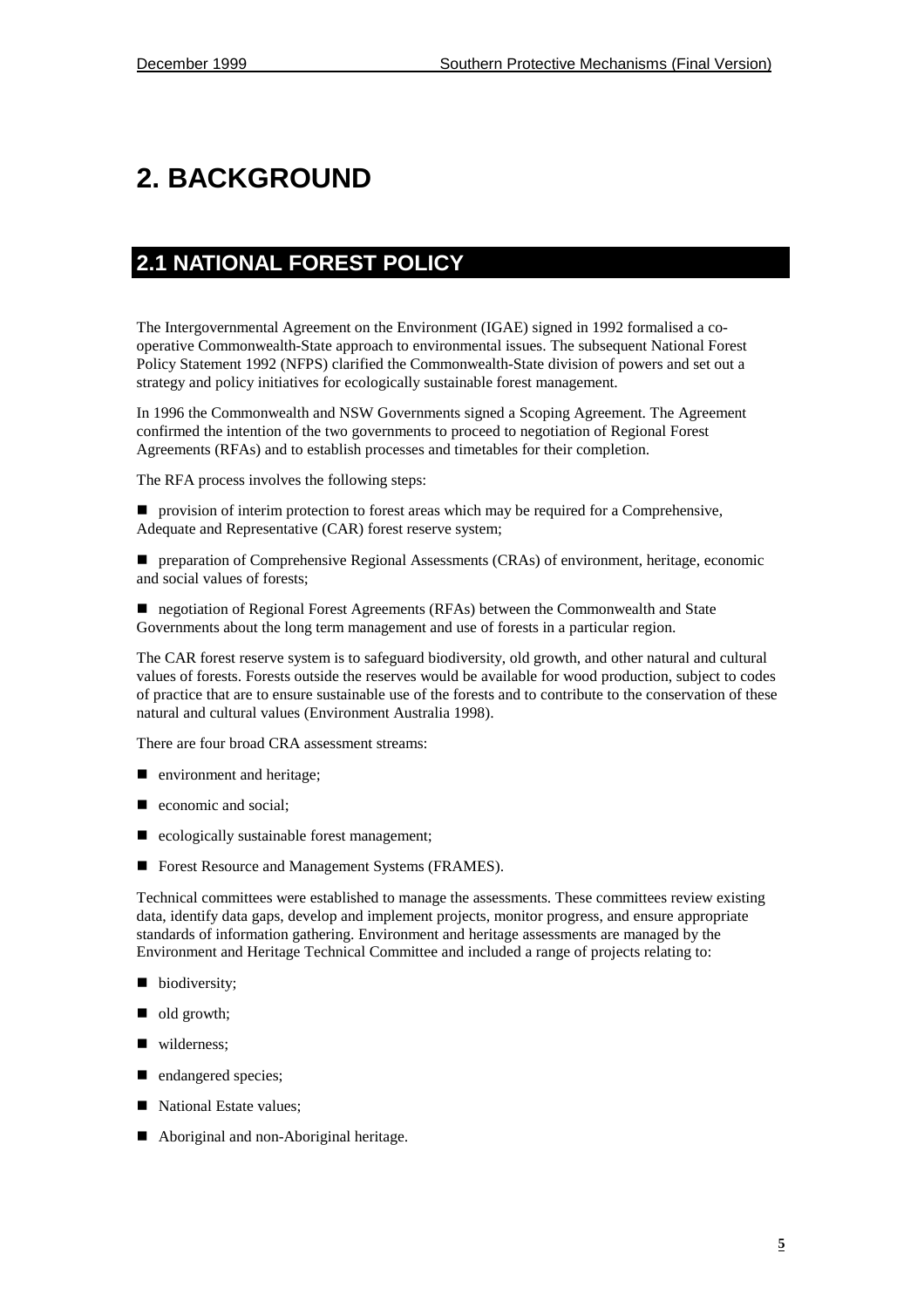# 2. BACKGROUND

## 2.1 NATIONAL FOREST POLICY

The Intergovernmental Agreement on the Environment (IGAE) signed in 1992 formalised a co-operative Commonwealth-State approach to environmental issues. The subsequent National Forest Policy Statement 1992 (NFPS) clarified the Commonwealth-State division of powers and set out a strategy and policy initiatives for ecologically sustainable forest management.

In 1996 the Commonwealth and NSW Governments signed a Scoping Agreement. The Agreement confirmed the intention of the two governments to proceed to negotiation of Regional Forest Agreements (RFAs) and to establish processes and timetables for their completion.

The RFA process involves the following steps:

- provision of interim protection to forest areas which may be required for a Comprehensive, Adequate and Representative (CAR) forest reserve system;
- preparation of Comprehensive Regional Assessments (CRAs) of environment, heritage, economic and social values of forests;
- negotiation of Regional Forest Agreements (RFAs) between the Commonwealth and State Governments about the long term management and use of forests in a particular region.

The CAR forest reserve system is to safeguard biodiversity, old growth, and other natural and cultural values of forests. Forests outside the reserves would be available for wood production, subject to codes of practice that are to ensure sustainable use of the forests and to contribute to the conservation of these natural and cultural values (Environment Australia 1998).

There are four broad CRA assessment streams:

- environment and heritage;
- economic and social;
- ecologically sustainable forest management;
- Forest Resource and Management Systems (FRAMES).

Technical committees were established to manage the assessments. These committees review existing data, identify data gaps, develop and implement projects, monitor progress, and ensure appropriate standards of information gathering. Environment and heritage assessments are managed by the Environment and Heritage Technical Committee and included a range of projects relating to:

- biodiversity;
- old growth;
- wilderness;
- endangered species;
- National Estate values;
- Aboriginal and non-Aboriginal heritage.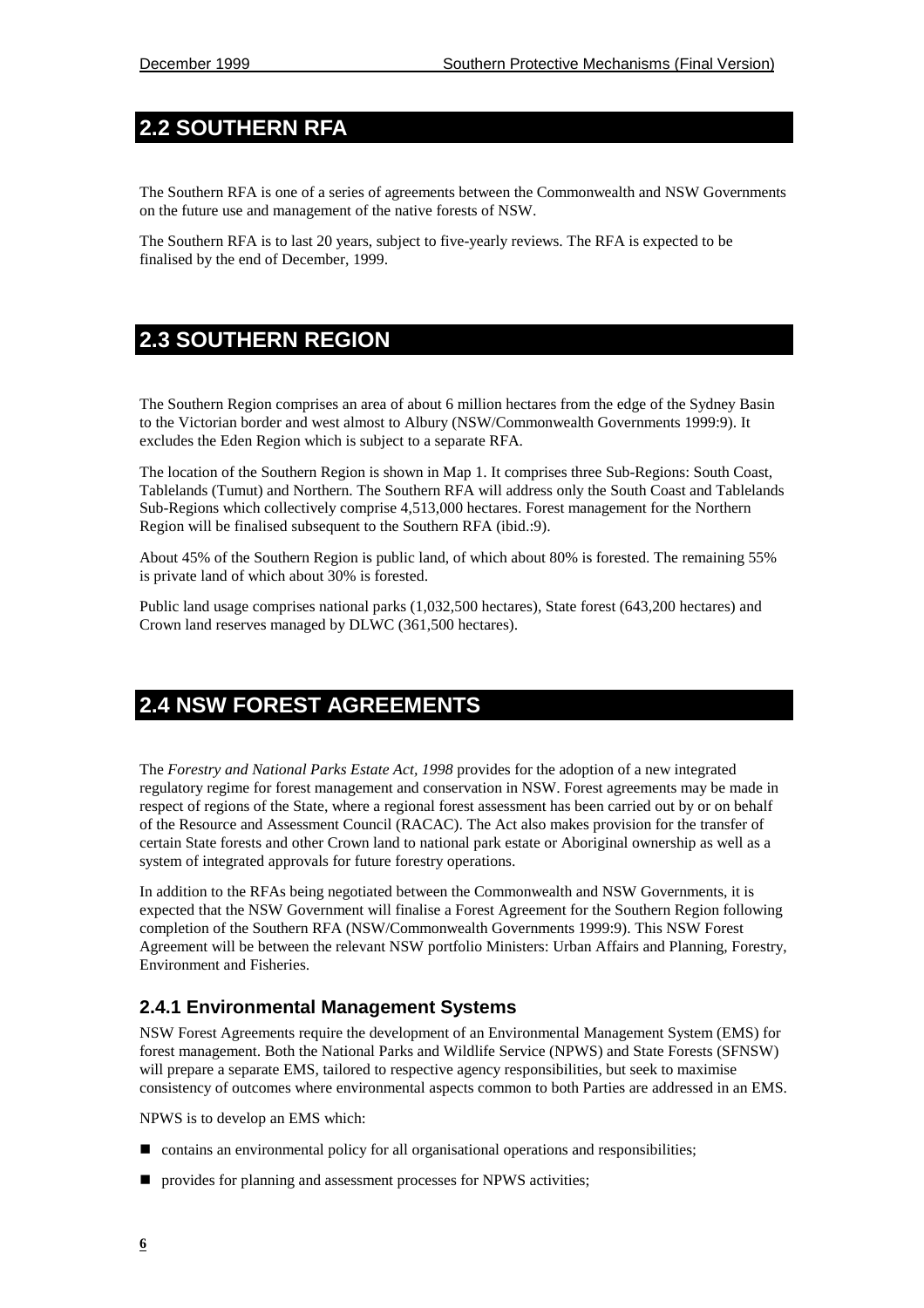## 2.2 SOUTHERN RFA

The Southern RFA is one of a series of agreements between the Commonwealth and NSW Governments on the future use and management of the native forests of NSW.

The Southern RFA is to last 20 years, subject to five-yearly reviews. The RFA is expected to be finalised by the end of December, 1999.

## 2.3 SOUTHERN REGION

The Southern Region comprises an area of about 6 million hectares from the edge of the Sydney Basin to the Victorian border and west almost to Albury (NSW/Commonwealth Governments 1999:9). It excludes the Eden Region which is subject to a separate RFA.

The location of the Southern Region is shown in Map 1. It comprises three Sub-Regions: South Coast, Tablelands (Tumut) and Northern. The Southern RFA will address only the South Coast and Tablelands Sub-Regions which collectively comprise 4,513,000 hectares. Forest management for the Northern Region will be finalised subsequent to the Southern RFA (ibid.:9).

About 45% of the Southern Region is public land, of which about 80% is forested. The remaining 55% is private land of which about 30% is forested.

Public land usage comprises national parks (1,032,500 hectares), State forest (643,200 hectares) and Crown land reserves managed by DLWC (361,500 hectares).

## 2.4 NSW FOREST AGREEMENTS

The *Forestry and National Parks Estate Act, 1998* provides for the adoption of a new integrated regulatory regime for forest management and conservation in NSW. Forest agreements may be made in respect of regions of the State, where a regional forest assessment has been carried out by or on behalf of the Resource and Assessment Council (RACAC). The Act also makes provision for the transfer of certain State forests and other Crown land to national park estate or Aboriginal ownership as well as a system of integrated approvals for future forestry operations.

In addition to the RFAs being negotiated between the Commonwealth and NSW Governments, it is expected that the NSW Government will finalise a Forest Agreement for the Southern Region following completion of the Southern RFA (NSW/Commonwealth Governments 1999:9). This NSW Forest Agreement will be between the relevant NSW portfolio Ministers: Urban Affairs and Planning, Forestry, Environment and Fisheries.

### 2.4.1 Environmental Management Systems

NSW Forest Agreements require the development of an Environmental Management System (EMS) for forest management. Both the National Parks and Wildlife Service (NPWS) and State Forests (SFNSW) will prepare a separate EMS, tailored to respective agency responsibilities, but seek to maximise consistency of outcomes where environmental aspects common to both Parties are addressed in an EMS.

NPWS is to develop an EMS which:

- contains an environmental policy for all organisational operations and responsibilities;
- provides for planning and assessment processes for NPWS activities;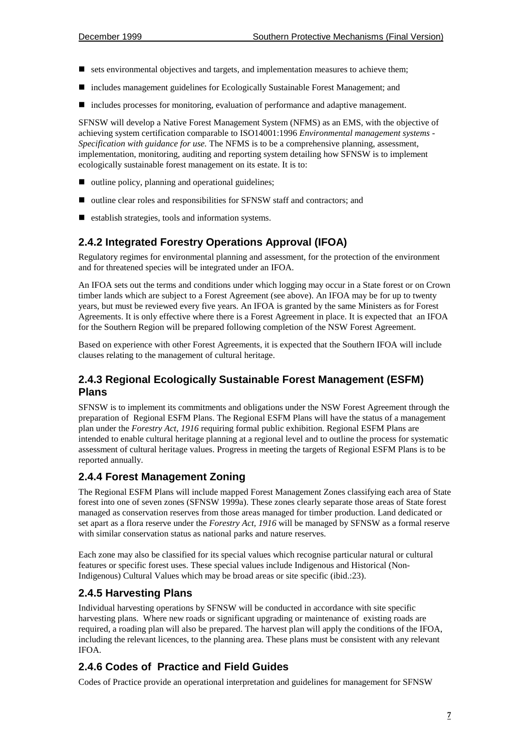- sets environmental objectives and targets, and implementation measures to achieve them;
- includes management guidelines for Ecologically Sustainable Forest Management; and
- includes processes for monitoring, evaluation of performance and adaptive management.

SFNSW will develop a Native Forest Management System (NFMS) as an EMS, with the objective of achieving system certification comparable to ISO14001:1996 *Environmental management systems - Specification with guidance for use.* The NFMS is to be a comprehensive planning, assessment, implementation, monitoring, auditing and reporting system detailing how SFNSW is to implement ecologically sustainable forest management on its estate. It is to:

- outline policy, planning and operational guidelines;
- outline clear roles and responsibilities for SFNSW staff and contractors; and
- establish strategies, tools and information systems.

### 2.4.2 Integrated Forestry Operations Approval (IFOA)

Regulatory regimes for environmental planning and assessment, for the protection of the environment and for threatened species will be integrated under an IFOA.

An IFOA sets out the terms and conditions under which logging may occur in a State forest or on Crown timber lands which are subject to a Forest Agreement (see above). An IFOA may be for up to twenty years, but must be reviewed every five years. An IFOA is granted by the same Ministers as for Forest Agreements. It is only effective where there is a Forest Agreement in place. It is expected that an IFOA for the Southern Region will be prepared following completion of the NSW Forest Agreement.

Based on experience with other Forest Agreements, it is expected that the Southern IFOA will include clauses relating to the management of cultural heritage.

### 2.4.3 Regional Ecologically Sustainable Forest Management (ESFM) Plans

SFNSW is to implement its commitments and obligations under the NSW Forest Agreement through the preparation of Regional ESFM Plans. The Regional ESFM Plans will have the status of a management plan under the *Forestry Act, 1916* requiring formal public exhibition. Regional ESFM Plans are intended to enable cultural heritage planning at a regional level and to outline the process for systematic assessment of cultural heritage values. Progress in meeting the targets of Regional ESFM Plans is to be reported annually.

### 2.4.4 Forest Management Zoning

The Regional ESFM Plans will include mapped Forest Management Zones classifying each area of State forest into one of seven zones (SFNSW 1999a). These zones clearly separate those areas of State forest managed as conservation reserves from those areas managed for timber production. Land dedicated or set apart as a flora reserve under the *Forestry Act, 1916* will be managed by SFNSW as a formal reserve with similar conservation status as national parks and nature reserves.

Each zone may also be classified for its special values which recognise particular natural or cultural features or specific forest uses. These special values include Indigenous and Historical (Non-Indigenous) Cultural Values which may be broad areas or site specific (ibid.:23).

### 2.4.5 Harvesting Plans

Individual harvesting operations by SFNSW will be conducted in accordance with site specific harvesting plans. Where new roads or significant upgrading or maintenance of existing roads are required, a roading plan will also be prepared. The harvest plan will apply the conditions of the IFOA, including the relevant licences, to the planning area. These plans must be consistent with any relevant IFOA.

### 2.4.6 Codes of Practice and Field Guides

Codes of Practice provide an operational interpretation and guidelines for management for SFNSW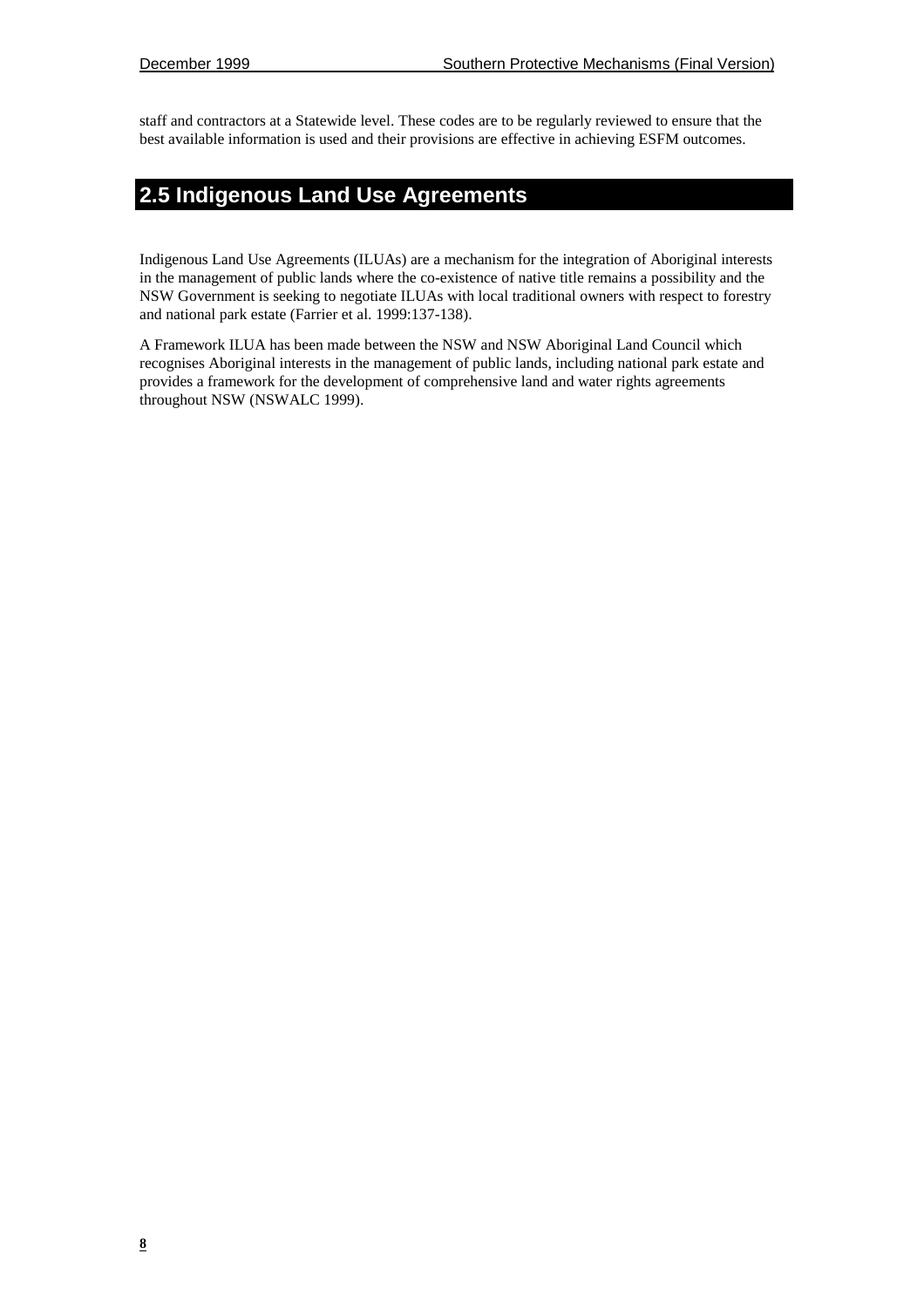staff and contractors at a Statewide level. These codes are to be regularly reviewed to ensure that the best available information is used and their provisions are effective in achieving ESFM outcomes.

## 2.5 Indigenous Land Use Agreements

Indigenous Land Use Agreements (ILUAs) are a mechanism for the integration of Aboriginal interests in the management of public lands where the co-existence of native title remains a possibility and the NSW Government is seeking to negotiate ILUAs with local traditional owners with respect to forestry and national park estate (Farrier et al. 1999:137-138).

A Framework ILUA has been made between the NSW and NSW Aboriginal Land Council which recognises Aboriginal interests in the management of public lands, including national park estate and provides a framework for the development of comprehensive land and water rights agreements throughout NSW (NSWALC 1999).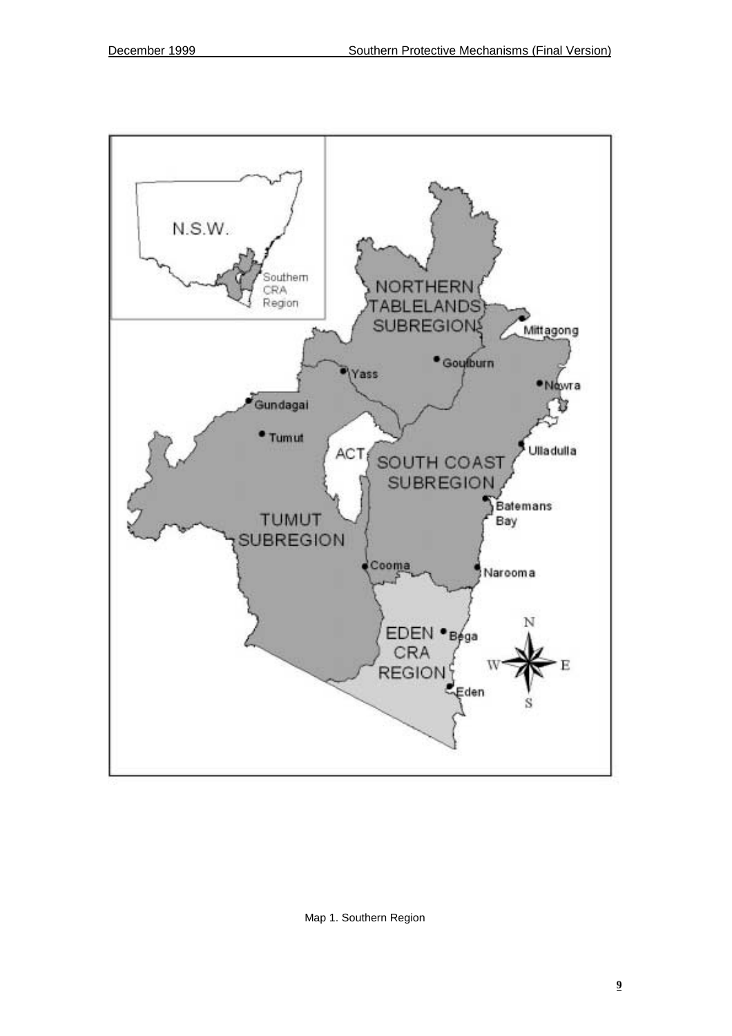Map 1. Southern Region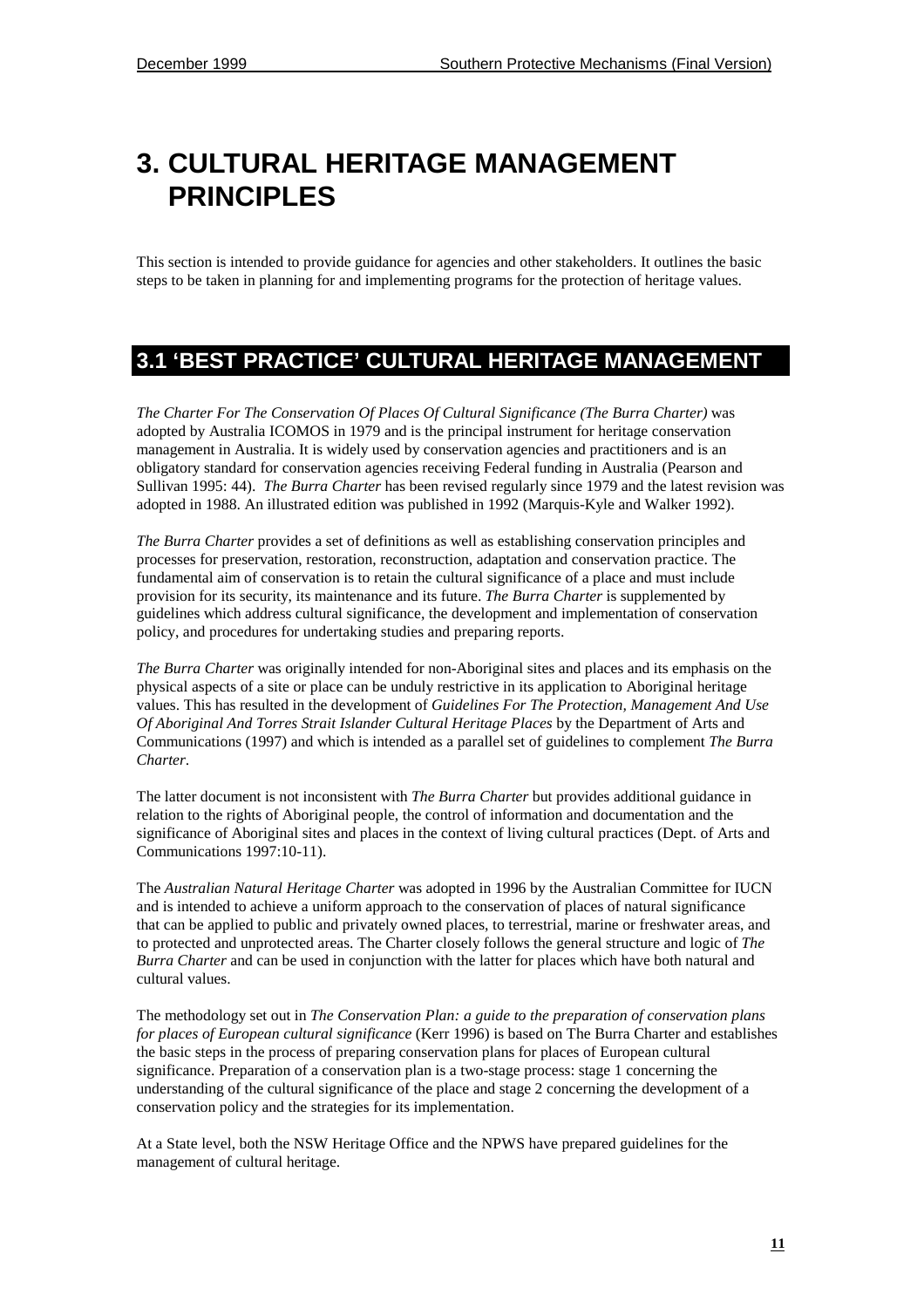# 3. CULTURAL HERITAGE MANAGEMENT PRINCIPLES

This section is intended to provide guidance for agencies and other stakeholders. It outlines the basic steps to be taken in planning for and implementing programs for the protection of heritage values.

## 3.1 'BEST PRACTICE' CULTURAL HERITAGE MANAGEMENT

*The Charter For The Conservation Of Places Of Cultural Significance (The Burra Charter)* was adopted by Australia ICOMOS in 1979 and is the principal instrument for heritage conservation management in Australia. It is widely used by conservation agencies and practitioners and is an obligatory standard for conservation agencies receiving Federal funding in Australia (Pearson and Sullivan 1995: 44). *The Burra Charter* has been revised regularly since 1979 and the latest revision was adopted in 1988. An illustrated edition was published in 1992 (Marquis-Kyle and Walker 1992).

*The Burra Charter* provides a set of definitions as well as establishing conservation principles and processes for preservation, restoration, reconstruction, adaptation and conservation practice. The fundamental aim of conservation is to retain the cultural significance of a place and must include provision for its security, its maintenance and its future. *The Burra Charter* is supplemented by guidelines which address cultural significance, the development and implementation of conservation policy, and procedures for undertaking studies and preparing reports.

*The Burra Charter* was originally intended for non-Aboriginal sites and places and its emphasis on the physical aspects of a site or place can be unduly restrictive in its application to Aboriginal heritage values. This has resulted in the development of *Guidelines For The Protection, Management And Use Of Aboriginal And Torres Strait Islander Cultural Heritage Places* by the Department of Arts and Communications (1997) and which is intended as a parallel set of guidelines to complement *The Burra Charter*.

The latter document is not inconsistent with *The Burra Charter* but provides additional guidance in relation to the rights of Aboriginal people, the control of information and documentation and the significance of Aboriginal sites and places in the context of living cultural practices (Dept. of Arts and Communications 1997:10-11).

The *Australian Natural Heritage Charter* was adopted in 1996 by the Australian Committee for IUCN and is intended to achieve a uniform approach to the conservation of places of natural significance that can be applied to public and privately owned places, to terrestrial, marine or freshwater areas, and to protected and unprotected areas. The Charter closely follows the general structure and logic of *The Burra Charter* and can be used in conjunction with the latter for places which have both natural and cultural values.

The methodology set out in *The Conservation Plan: a guide to the preparation of conservation plans for places of European cultural significance* (Kerr 1996) is based on The Burra Charter and establishes the basic steps in the process of preparing conservation plans for places of European cultural significance. Preparation of a conservation plan is a two-stage process: stage 1 concerning the understanding of the cultural significance of the place and stage 2 concerning the development of a conservation policy and the strategies for its implementation.

At a State level, both the NSW Heritage Office and the NPWS have prepared guidelines for the management of cultural heritage.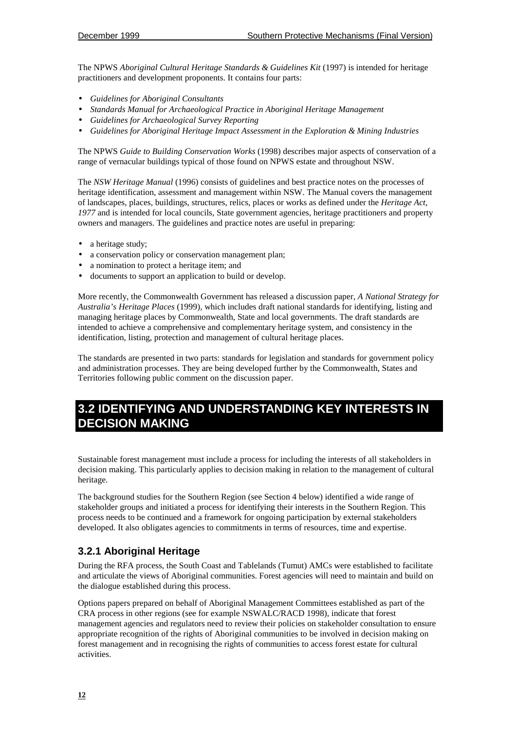The NPWS *Aboriginal Cultural Heritage Standards & Guidelines Kit* (1997) is intended for heritage practitioners and development proponents. It contains four parts:

- *Guidelines for Aboriginal Consultants*
- *Standards Manual for Archaeological Practice in Aboriginal Heritage Management*
- *Guidelines for Archaeological Survey Reporting*
- *Guidelines for Aboriginal Heritage Impact Assessment in the Exploration & Mining Industries*

The NPWS *Guide to Building Conservation Works* (1998) describes major aspects of conservation of a range of vernacular buildings typical of those found on NPWS estate and throughout NSW.

The *NSW Heritage Manual* (1996) consists of guidelines and best practice notes on the processes of heritage identification, assessment and management within NSW. The Manual covers the management of landscapes, places, buildings, structures, relics, places or works as defined under the *Heritage Act, 1977* and is intended for local councils, State government agencies, heritage practitioners and property owners and managers. The guidelines and practice notes are useful in preparing:

- a heritage study;
- a conservation policy or conservation management plan;
- a nomination to protect a heritage item; and
- documents to support an application to build or develop.

More recently, the Commonwealth Government has released a discussion paper, *A National Strategy for Australia's Heritage Places* (1999), which includes draft national standards for identifying, listing and managing heritage places by Commonwealth, State and local governments. The draft standards are intended to achieve a comprehensive and complementary heritage system, and consistency in the identification, listing, protection and management of cultural heritage places.

The standards are presented in two parts: standards for legislation and standards for government policy and administration processes. They are being developed further by the Commonwealth, States and Territories following public comment on the discussion paper.

## 3.2 IDENTIFYING AND UNDERSTANDING KEY INTERESTS IN DECISION MAKING

Sustainable forest management must include a process for including the interests of all stakeholders in decision making. This particularly applies to decision making in relation to the management of cultural heritage.

The background studies for the Southern Region (see Section 4 below) identified a wide range of stakeholder groups and initiated a process for identifying their interests in the Southern Region. This process needs to be continued and a framework for ongoing participation by external stakeholders developed. It also obligates agencies to commitments in terms of resources, time and expertise.

### 3.2.1 Aboriginal Heritage

During the RFA process, the South Coast and Tablelands (Tumut) AMCs were established to facilitate and articulate the views of Aboriginal communities. Forest agencies will need to maintain and build on the dialogue established during this process.

Options papers prepared on behalf of Aboriginal Management Committees established as part of the CRA process in other regions (see for example NSWALC/RACD 1998), indicate that forest management agencies and regulators need to review their policies on stakeholder consultation to ensure appropriate recognition of the rights of Aboriginal communities to be involved in decision making on forest management and in recognising the rights of communities to access forest estate for cultural activities.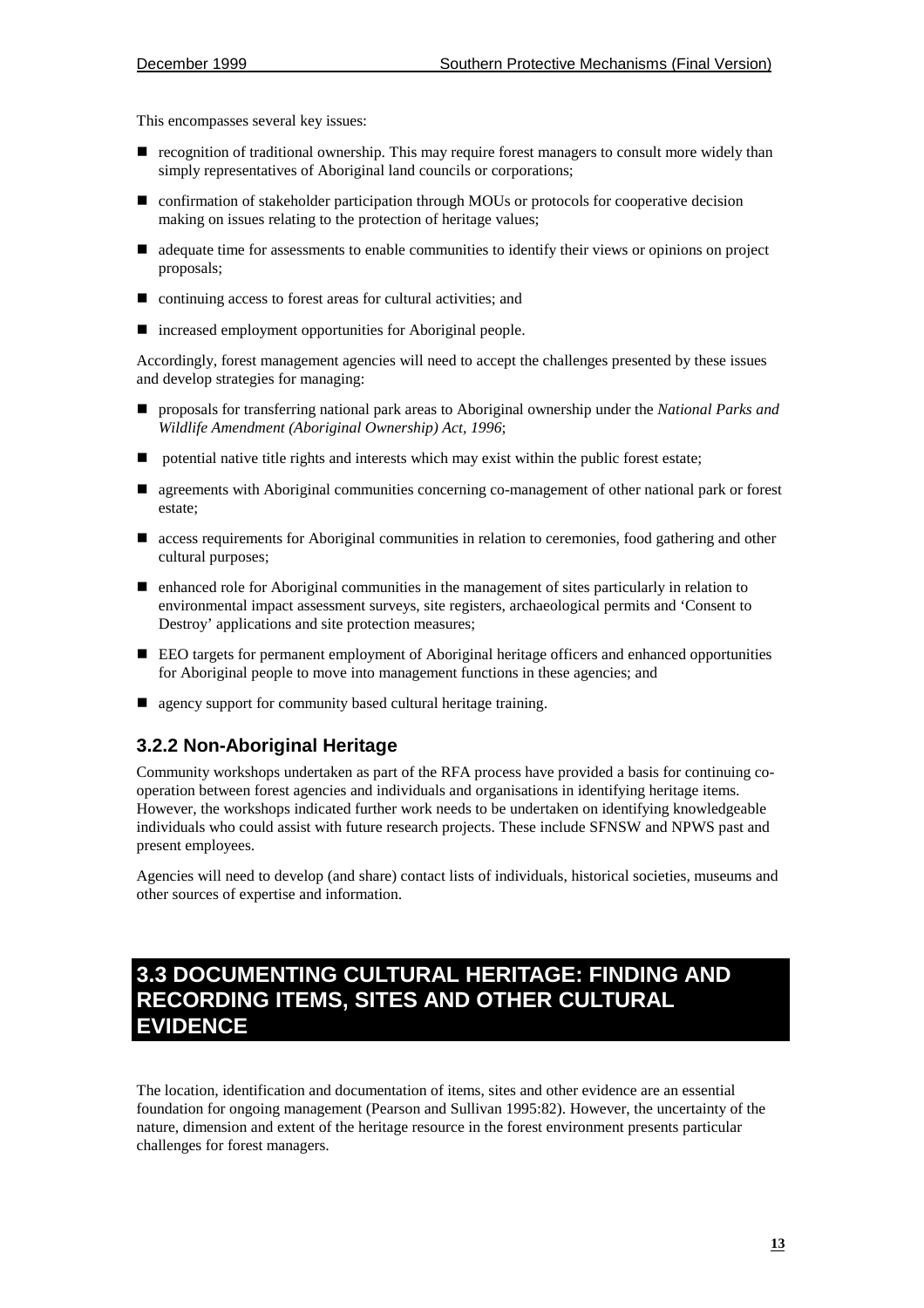This encompasses several key issues:

- recognition of traditional ownership. This may require forest managers to consult more widely than simply representatives of Aboriginal land councils or corporations;
- confirmation of stakeholder participation through MOUs or protocols for cooperative decision making on issues relating to the protection of heritage values;
- adequate time for assessments to enable communities to identify their views or opinions on project proposals;
- continuing access to forest areas for cultural activities; and
- increased employment opportunities for Aboriginal people.

Accordingly, forest management agencies will need to accept the challenges presented by these issues and develop strategies for managing:

- proposals for transferring national park areas to Aboriginal ownership under the *National Parks and Wildlife Amendment (Aboriginal Ownership) Act, 1996*;
- potential native title rights and interests which may exist within the public forest estate;
- agreements with Aboriginal communities concerning co-management of other national park or forest estate;
- access requirements for Aboriginal communities in relation to ceremonies, food gathering and other cultural purposes;
- enhanced role for Aboriginal communities in the management of sites particularly in relation to environmental impact assessment surveys, site registers, archaeological permits and 'Consent to Destroy' applications and site protection measures;
- EEO targets for permanent employment of Aboriginal heritage officers and enhanced opportunities for Aboriginal people to move into management functions in these agencies; and
- agency support for community based cultural heritage training.

### 3.2.2 Non-Aboriginal Heritage

Community workshops undertaken as part of the RFA process have provided a basis for continuing co-operation between forest agencies and individuals and organisations in identifying heritage items. However, the workshops indicated further work needs to be undertaken on identifying knowledgeable individuals who could assist with future research projects. These include SFNSW and NPWS past and present employees.

Agencies will need to develop (and share) contact lists of individuals, historical societies, museums and other sources of expertise and information.

## 3.3 DOCUMENTING CULTURAL HERITAGE: FINDING AND RECORDING ITEMS, SITES AND OTHER CULTURAL EVIDENCE

The location, identification and documentation of items, sites and other evidence are an essential foundation for ongoing management (Pearson and Sullivan 1995:82). However, the uncertainty of the nature, dimension and extent of the heritage resource in the forest environment presents particular challenges for forest managers.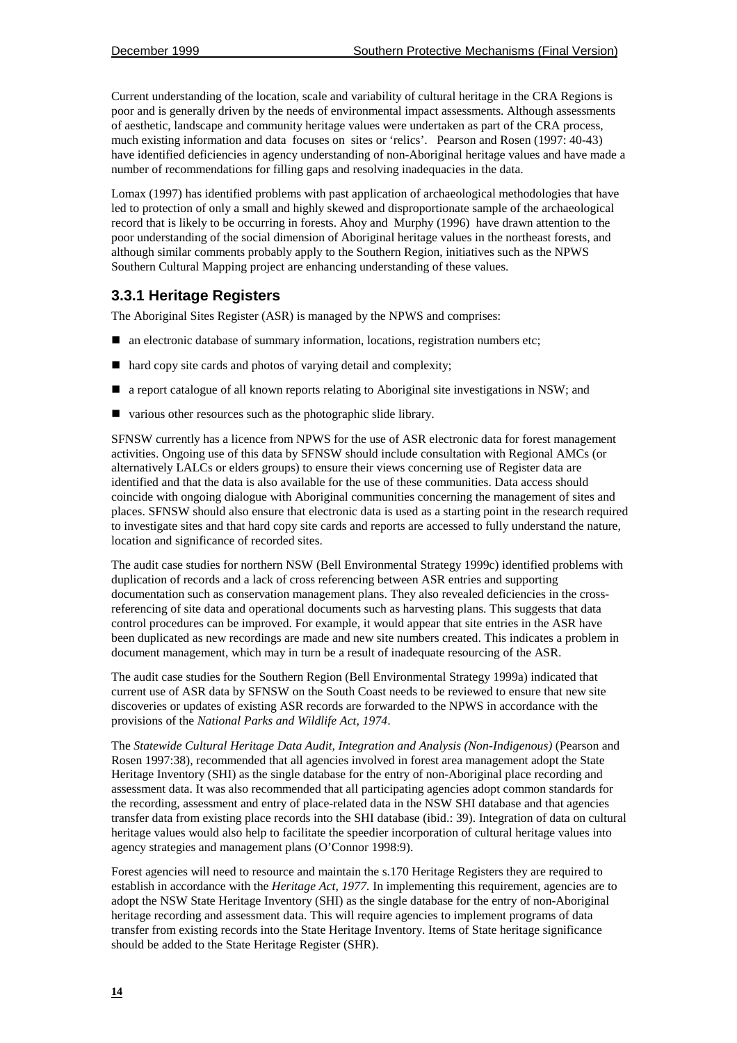Current understanding of the location, scale and variability of cultural heritage in the CRA Regions is poor and is generally driven by the needs of environmental impact assessments. Although assessments of aesthetic, landscape and community heritage values were undertaken as part of the CRA process, much existing information and data focuses on sites or 'relics'. Pearson and Rosen (1997: 40-43) have identified deficiencies in agency understanding of non-Aboriginal heritage values and have made a number of recommendations for filling gaps and resolving inadequacies in the data.

Lomax (1997) has identified problems with past application of archaeological methodologies that have led to protection of only a small and highly skewed and disproportionate sample of the archaeological record that is likely to be occurring in forests. Ahoy and Murphy (1996) have drawn attention to the poor understanding of the social dimension of Aboriginal heritage values in the northeast forests, and although similar comments probably apply to the Southern Region, initiatives such as the NPWS Southern Cultural Mapping project are enhancing understanding of these values.

### 3.3.1 Heritage Registers

The Aboriginal Sites Register (ASR) is managed by the NPWS and comprises:

- an electronic database of summary information, locations, registration numbers etc;
- hard copy site cards and photos of varying detail and complexity;
- a report catalogue of all known reports relating to Aboriginal site investigations in NSW; and
- various other resources such as the photographic slide library.

SFNSW currently has a licence from NPWS for the use of ASR electronic data for forest management activities. Ongoing use of this data by SFNSW should include consultation with Regional AMCs (or alternatively LALCs or elders groups) to ensure their views concerning use of Register data are identified and that the data is also available for the use of these communities. Data access should coincide with ongoing dialogue with Aboriginal communities concerning the management of sites and places. SFNSW should also ensure that electronic data is used as a starting point in the research required to investigate sites and that hard copy site cards and reports are accessed to fully understand the nature, location and significance of recorded sites.

The audit case studies for northern NSW (Bell Environmental Strategy 1999c) identified problems with duplication of records and a lack of cross referencing between ASR entries and supporting documentation such as conservation management plans. They also revealed deficiencies in the cross-referencing of site data and operational documents such as harvesting plans. This suggests that data control procedures can be improved. For example, it would appear that site entries in the ASR have been duplicated as new recordings are made and new site numbers created. This indicates a problem in document management, which may in turn be a result of inadequate resourcing of the ASR.

The audit case studies for the Southern Region (Bell Environmental Strategy 1999a) indicated that current use of ASR data by SFNSW on the South Coast needs to be reviewed to ensure that new site discoveries or updates of existing ASR records are forwarded to the NPWS in accordance with the provisions of the *National Parks and Wildlife Act, 1974*.

The *Statewide Cultural Heritage Data Audit, Integration and Analysis (Non-Indigenous)* (Pearson and Rosen 1997:38), recommended that all agencies involved in forest area management adopt the State Heritage Inventory (SHI) as the single database for the entry of non-Aboriginal place recording and assessment data. It was also recommended that all participating agencies adopt common standards for the recording, assessment and entry of place-related data in the NSW SHI database and that agencies transfer data from existing place records into the SHI database (ibid.: 39). Integration of data on cultural heritage values would also help to facilitate the speedier incorporation of cultural heritage values into agency strategies and management plans (O'Connor 1998:9).

Forest agencies will need to resource and maintain the s.170 Heritage Registers they are required to establish in accordance with the *Heritage Act, 1977*. In implementing this requirement, agencies are to adopt the NSW State Heritage Inventory (SHI) as the single database for the entry of non-Aboriginal heritage recording and assessment data. This will require agencies to implement programs of data transfer from existing records into the State Heritage Inventory. Items of State heritage significance should be added to the State Heritage Register (SHR).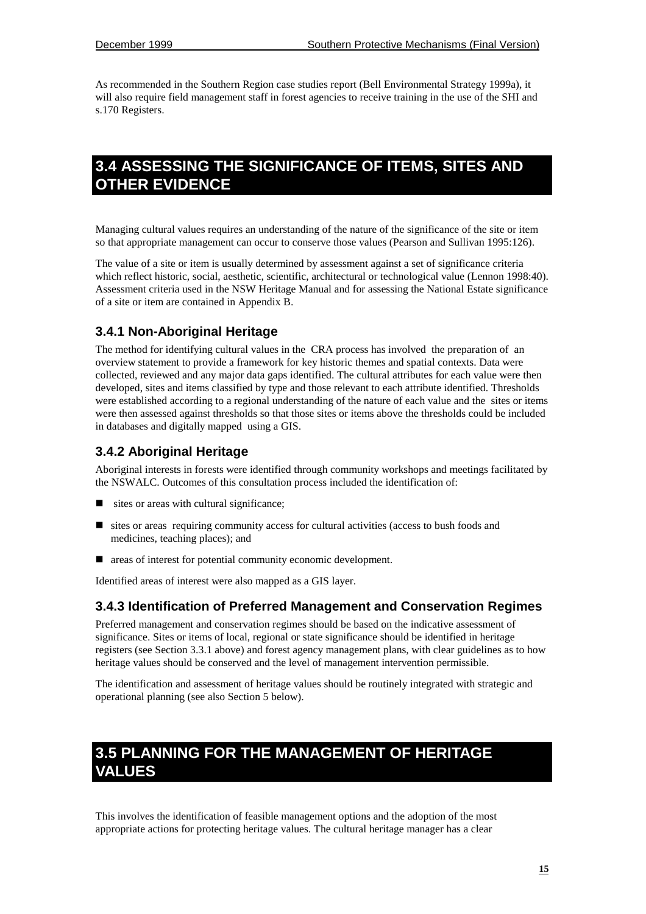As recommended in the Southern Region case studies report (Bell Environmental Strategy 1999a), it will also require field management staff in forest agencies to receive training in the use of the SHI and s.170 Registers.

## 3.4 ASSESSING THE SIGNIFICANCE OF ITEMS, SITES AND OTHER EVIDENCE

Managing cultural values requires an understanding of the nature of the significance of the site or item so that appropriate management can occur to conserve those values (Pearson and Sullivan 1995:126).

The value of a site or item is usually determined by assessment against a set of significance criteria which reflect historic, social, aesthetic, scientific, architectural or technological value (Lennon 1998:40). Assessment criteria used in the NSW Heritage Manual and for assessing the National Estate significance of a site or item are contained in Appendix B.

### 3.4.1 Non-Aboriginal Heritage

The method for identifying cultural values in the CRA process has involved the preparation of an overview statement to provide a framework for key historic themes and spatial contexts. Data were collected, reviewed and any major data gaps identified. The cultural attributes for each value were then developed, sites and items classified by type and those relevant to each attribute identified. Thresholds were established according to a regional understanding of the nature of each value and the sites or items were then assessed against thresholds so that those sites or items above the thresholds could be included in databases and digitally mapped using a GIS.

### 3.4.2 Aboriginal Heritage

Aboriginal interests in forests were identified through community workshops and meetings facilitated by the NSWALC. Outcomes of this consultation process included the identification of:

- sites or areas with cultural significance;
- sites or areas requiring community access for cultural activities (access to bush foods and medicines, teaching places); and
- areas of interest for potential community economic development.

Identified areas of interest were also mapped as a GIS layer.

### 3.4.3 Identification of Preferred Management and Conservation Regimes

Preferred management and conservation regimes should be based on the indicative assessment of significance. Sites or items of local, regional or state significance should be identified in heritage registers (see Section 3.3.1 above) and forest agency management plans, with clear guidelines as to how heritage values should be conserved and the level of management intervention permissible.

The identification and assessment of heritage values should be routinely integrated with strategic and operational planning (see also Section 5 below).

## 3.5 PLANNING FOR THE MANAGEMENT OF HERITAGE VALUES

This involves the identification of feasible management options and the adoption of the most appropriate actions for protecting heritage values. The cultural heritage manager has a clear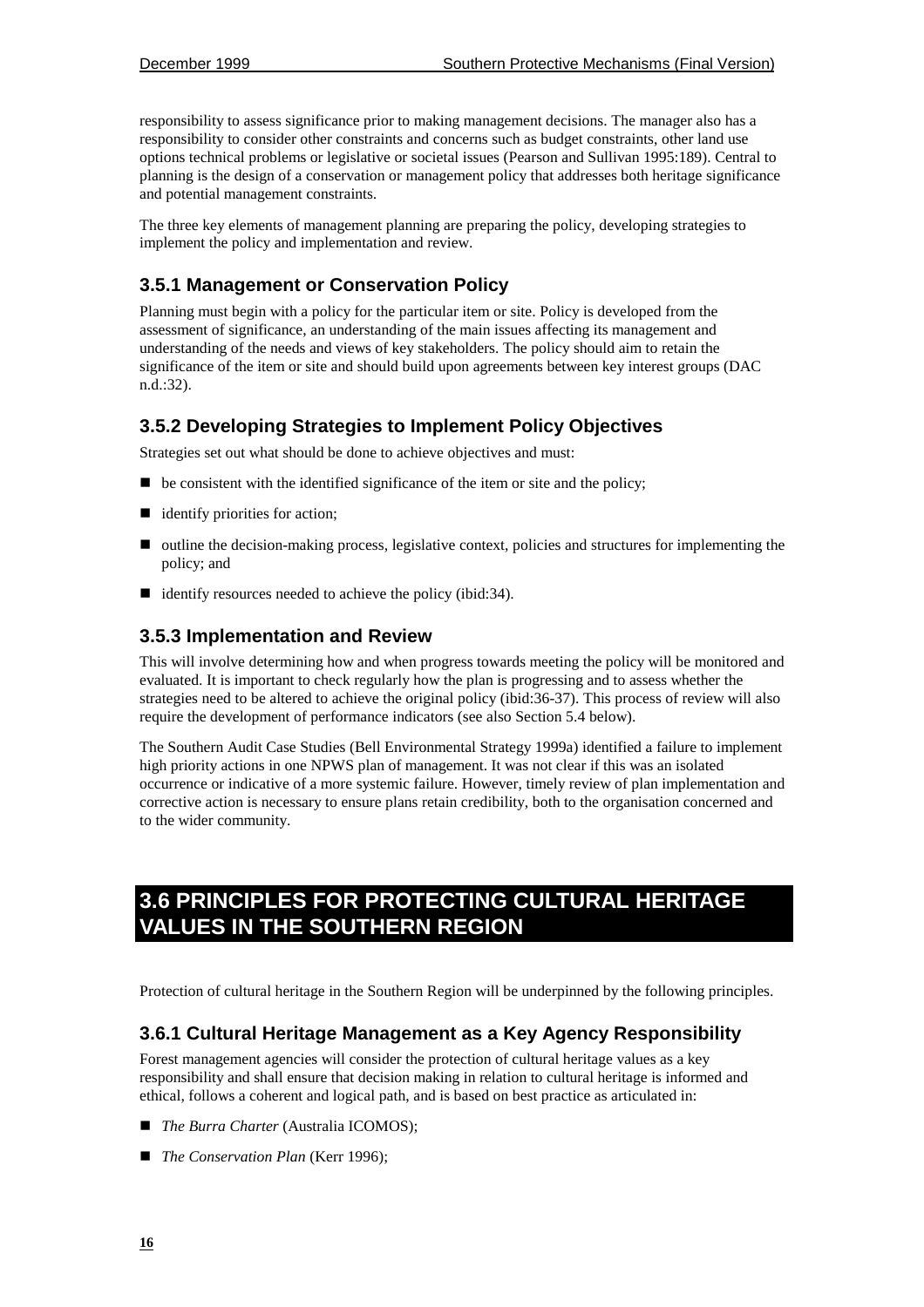responsibility to assess significance prior to making management decisions. The manager also has a responsibility to consider other constraints and concerns such as budget constraints, other land use options technical problems or legislative or societal issues (Pearson and Sullivan 1995:189). Central to planning is the design of a conservation or management policy that addresses both heritage significance and potential management constraints.

The three key elements of management planning are preparing the policy, developing strategies to implement the policy and implementation and review.

### 3.5.1 Management or Conservation Policy

Planning must begin with a policy for the particular item or site. Policy is developed from the assessment of significance, an understanding of the main issues affecting its management and understanding of the needs and views of key stakeholders. The policy should aim to retain the significance of the item or site and should build upon agreements between key interest groups (DAC n.d.:32).

### 3.5.2 Developing Strategies to Implement Policy Objectives

Strategies set out what should be done to achieve objectives and must:

- be consistent with the identified significance of the item or site and the policy;
- identify priorities for action;
- outline the decision-making process, legislative context, policies and structures for implementing the policy; and
- identify resources needed to achieve the policy (ibid:34).

### 3.5.3 Implementation and Review

This will involve determining how and when progress towards meeting the policy will be monitored and evaluated. It is important to check regularly how the plan is progressing and to assess whether the strategies need to be altered to achieve the original policy (ibid:36-37). This process of review will also require the development of performance indicators (see also Section 5.4 below).

The Southern Audit Case Studies (Bell Environmental Strategy 1999a) identified a failure to implement high priority actions in one NPWS plan of management. It was not clear if this was an isolated occurrence or indicative of a more systemic failure. However, timely review of plan implementation and corrective action is necessary to ensure plans retain credibility, both to the organisation concerned and to the wider community.

## 3.6 PRINCIPLES FOR PROTECTING CULTURAL HERITAGE VALUES IN THE SOUTHERN REGION

Protection of cultural heritage in the Southern Region will be underpinned by the following principles.

### 3.6.1 Cultural Heritage Management as a Key Agency Responsibility

Forest management agencies will consider the protection of cultural heritage values as a key responsibility and shall ensure that decision making in relation to cultural heritage is informed and ethical, follows a coherent and logical path, and is based on best practice as articulated in:

- *The Burra Charter* (Australia ICOMOS);
- *The Conservation Plan* (Kerr 1996);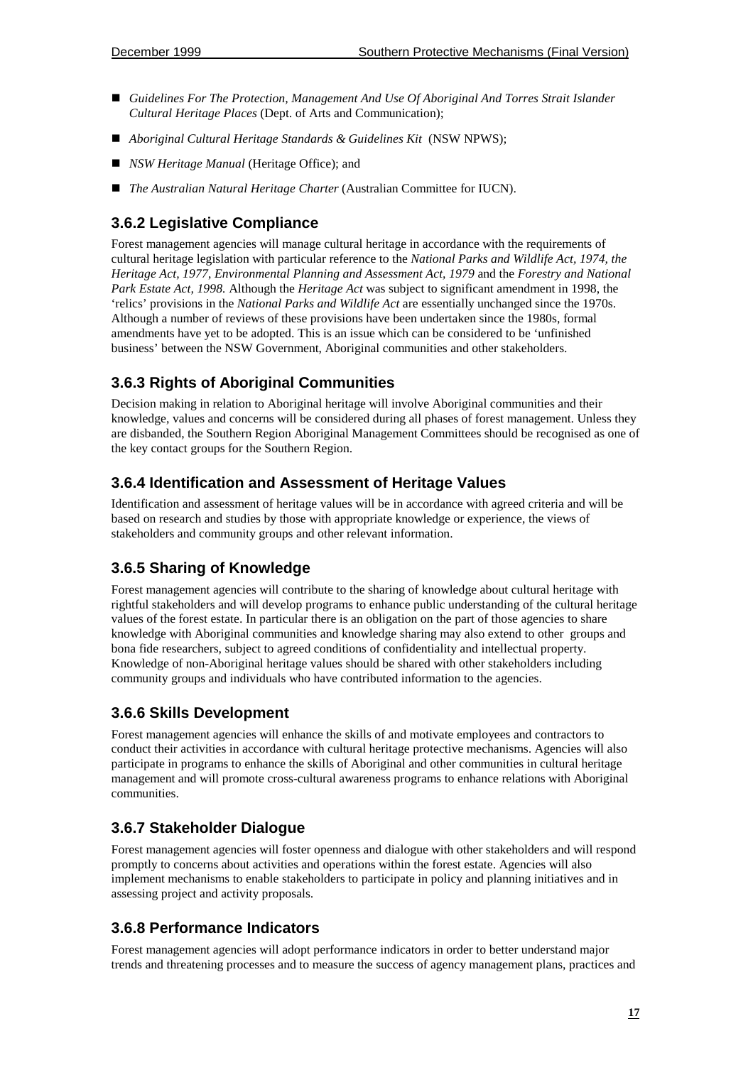- *Guidelines For The Protection, Management And Use Of Aboriginal And Torres Strait Islander Cultural Heritage Places* (Dept. of Arts and Communication);
- *Aboriginal Cultural Heritage Standards & Guidelines Kit* (NSW NPWS);
- *NSW Heritage Manual* (Heritage Office); and
- *The Australian Natural Heritage Charter* (Australian Committee for IUCN).

### 3.6.2 Legislative Compliance

Forest management agencies will manage cultural heritage in accordance with the requirements of cultural heritage legislation with particular reference to the *National Parks and Wildlife Act, 1974, the Heritage Act, 1977, Environmental Planning and Assessment Act, 1979* and the *Forestry and National Park Estate Act, 1998.* Although the *Heritage Act* was subject to significant amendment in 1998, the 'relics' provisions in the *National Parks and Wildlife Act* are essentially unchanged since the 1970s. Although a number of reviews of these provisions have been undertaken since the 1980s, formal amendments have yet to be adopted. This is an issue which can be considered to be 'unfinished business' between the NSW Government, Aboriginal communities and other stakeholders.

### 3.6.3 Rights of Aboriginal Communities

Decision making in relation to Aboriginal heritage will involve Aboriginal communities and their knowledge, values and concerns will be considered during all phases of forest management. Unless they are disbanded, the Southern Region Aboriginal Management Committees should be recognised as one of the key contact groups for the Southern Region.

### 3.6.4 Identification and Assessment of Heritage Values

Identification and assessment of heritage values will be in accordance with agreed criteria and will be based on research and studies by those with appropriate knowledge or experience, the views of stakeholders and community groups and other relevant information.

### 3.6.5 Sharing of Knowledge

Forest management agencies will contribute to the sharing of knowledge about cultural heritage with rightful stakeholders and will develop programs to enhance public understanding of the cultural heritage values of the forest estate. In particular there is an obligation on the part of those agencies to share knowledge with Aboriginal communities and knowledge sharing may also extend to other groups and bona fide researchers, subject to agreed conditions of confidentiality and intellectual property. Knowledge of non-Aboriginal heritage values should be shared with other stakeholders including community groups and individuals who have contributed information to the agencies.

### 3.6.6 Skills Development

Forest management agencies will enhance the skills of and motivate employees and contractors to conduct their activities in accordance with cultural heritage protective mechanisms. Agencies will also participate in programs to enhance the skills of Aboriginal and other communities in cultural heritage management and will promote cross-cultural awareness programs to enhance relations with Aboriginal communities.

### 3.6.7 Stakeholder Dialogue

Forest management agencies will foster openness and dialogue with other stakeholders and will respond promptly to concerns about activities and operations within the forest estate. Agencies will also implement mechanisms to enable stakeholders to participate in policy and planning initiatives and in assessing project and activity proposals.

### 3.6.8 Performance Indicators

Forest management agencies will adopt performance indicators in order to better understand major trends and threatening processes and to measure the success of agency management plans, practices and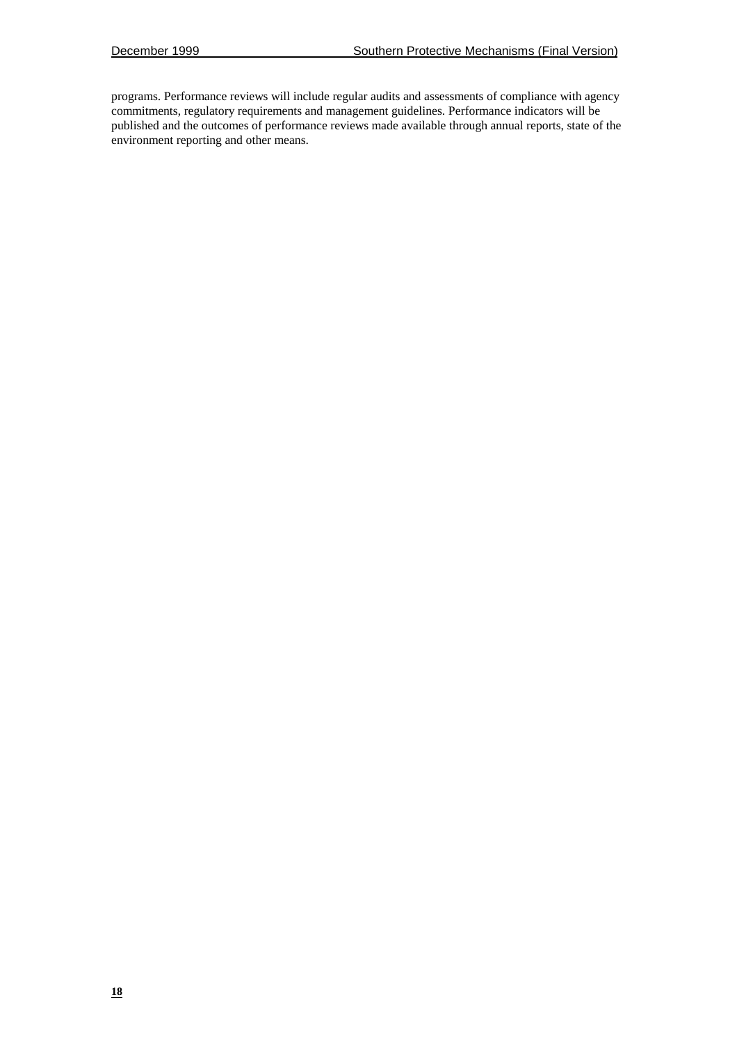programs. Performance reviews will include regular audits and assessments of compliance with agency commitments, regulatory requirements and management guidelines. Performance indicators will be published and the outcomes of performance reviews made available through annual reports, state of the environment reporting and other means.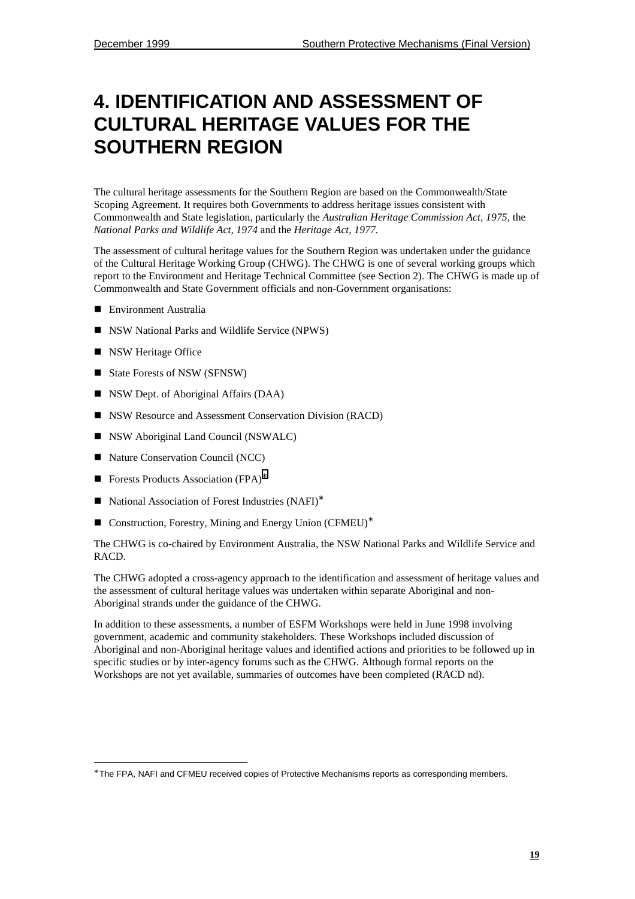# 4. IDENTIFICATION AND ASSESSMENT OF CULTURAL HERITAGE VALUES FOR THE SOUTHERN REGION

The cultural heritage assessments for the Southern Region are based on the Commonwealth/State Scoping Agreement. It requires both Governments to address heritage issues consistent with Commonwealth and State legislation, particularly the *Australian Heritage Commission Act, 1975*, the *National Parks and Wildlife Act, 1974* and the *Heritage Act, 1977*.

The assessment of cultural heritage values for the Southern Region was undertaken under the guidance of the Cultural Heritage Working Group (CHWG). The CHWG is one of several working groups which report to the Environment and Heritage Technical Committee (see Section 2). The CHWG is made up of Commonwealth and State Government officials and non-Government organisations:

- Environment Australia
- NSW National Parks and Wildlife Service (NPWS)
- NSW Heritage Office
- State Forests of NSW (SFNSW)
- NSW Dept. of Aboriginal Affairs (DAA)
- NSW Resource and Assessment Conservation Division (RACD)
- NSW Aboriginal Land Council (NSWALC)
- Nature Conservation Council (NCC)
- Forests Products Association (FPA)*
- National Association of Forest Industries (NAFI)*
- Construction, Forestry, Mining and Energy Union (CFMEU)*

The CHWG is co-chaired by Environment Australia, the NSW National Parks and Wildlife Service and RACD.

The CHWG adopted a cross-agency approach to the identification and assessment of heritage values and the assessment of cultural heritage values was undertaken within separate Aboriginal and non-Aboriginal strands under the guidance of the CHWG.

In addition to these assessments, a number of ESFM Workshops were held in June 1998 involving government, academic and community stakeholders. These Workshops included discussion of Aboriginal and non-Aboriginal heritage values and identified actions and priorities to be followed up in specific studies or by inter-agency forums such as the CHWG. Although formal reports on the Workshops are not yet available, summaries of outcomes have been completed (RACD nd).

---

* The FPA, NAFI and CFMEU received copies of Protective Mechanisms reports as corresponding members.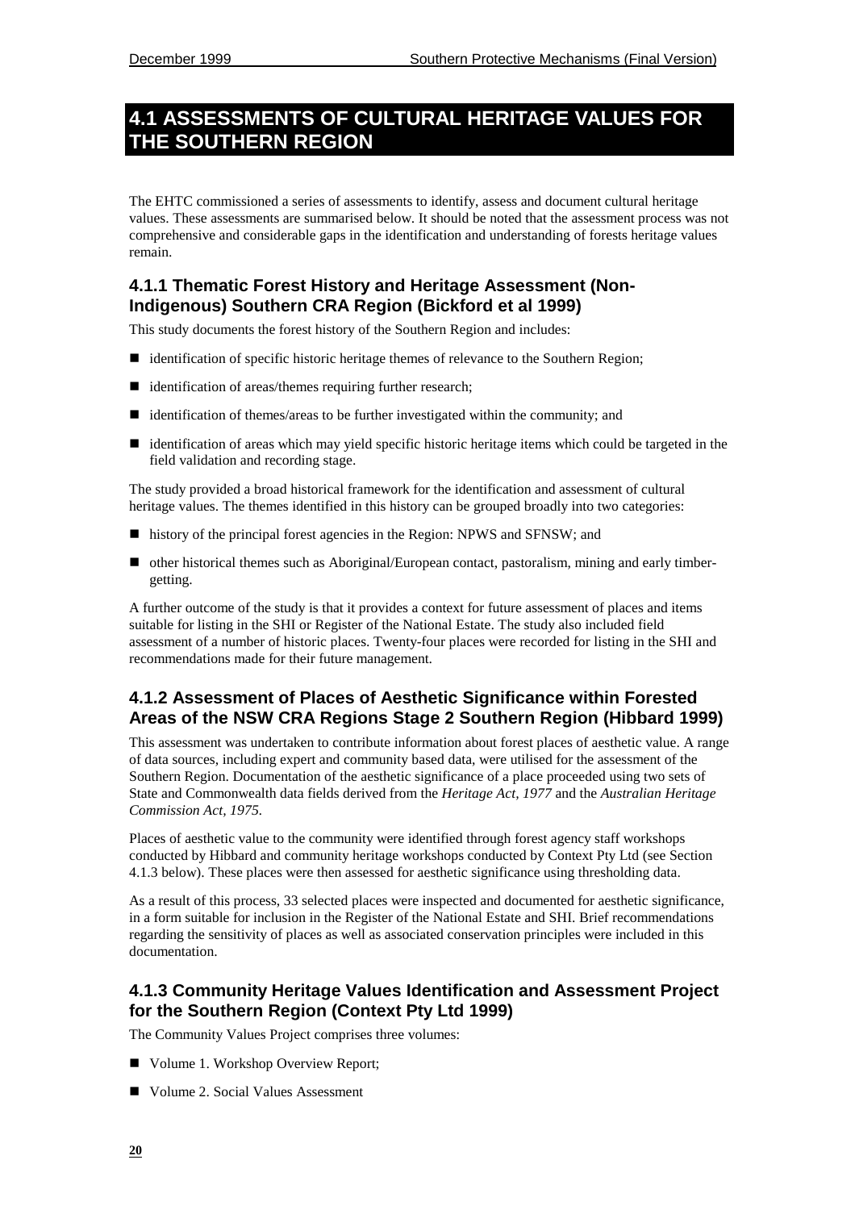# 4.1 ASSESSMENTS OF CULTURAL HERITAGE VALUES FOR THE SOUTHERN REGION

The EHTC commissioned a series of assessments to identify, assess and document cultural heritage values. These assessments are summarised below. It should be noted that the assessment process was not comprehensive and considerable gaps in the identification and understanding of forests heritage values remain.

## 4.1.1 Thematic Forest History and Heritage Assessment (Non-Indigenous) Southern CRA Region (Bickford et al 1999)

This study documents the forest history of the Southern Region and includes:

- identification of specific historic heritage themes of relevance to the Southern Region;
- identification of areas/themes requiring further research;
- identification of themes/areas to be further investigated within the community; and
- identification of areas which may yield specific historic heritage items which could be targeted in the field validation and recording stage.

The study provided a broad historical framework for the identification and assessment of cultural heritage values. The themes identified in this history can be grouped broadly into two categories:

- history of the principal forest agencies in the Region: NPWS and SFNSW; and
- other historical themes such as Aboriginal/European contact, pastoralism, mining and early timber-getting.

A further outcome of the study is that it provides a context for future assessment of places and items suitable for listing in the SHI or Register of the National Estate. The study also included field assessment of a number of historic places. Twenty-four places were recorded for listing in the SHI and recommendations made for their future management.

## 4.1.2 Assessment of Places of Aesthetic Significance within Forested Areas of the NSW CRA Regions Stage 2 Southern Region (Hibbard 1999)

This assessment was undertaken to contribute information about forest places of aesthetic value. A range of data sources, including expert and community based data, were utilised for the assessment of the Southern Region. Documentation of the aesthetic significance of a place proceeded using two sets of State and Commonwealth data fields derived from the *Heritage Act, 1977* and the *Australian Heritage Commission Act, 1975*.

Places of aesthetic value to the community were identified through forest agency staff workshops conducted by Hibbard and community heritage workshops conducted by Context Pty Ltd (see Section 4.1.3 below). These places were then assessed for aesthetic significance using thresholding data.

As a result of this process, 33 selected places were inspected and documented for aesthetic significance, in a form suitable for inclusion in the Register of the National Estate and SHI. Brief recommendations regarding the sensitivity of places as well as associated conservation principles were included in this documentation.

## 4.1.3 Community Heritage Values Identification and Assessment Project for the Southern Region (Context Pty Ltd 1999)

The Community Values Project comprises three volumes:

- Volume 1. Workshop Overview Report;
- Volume 2. Social Values Assessment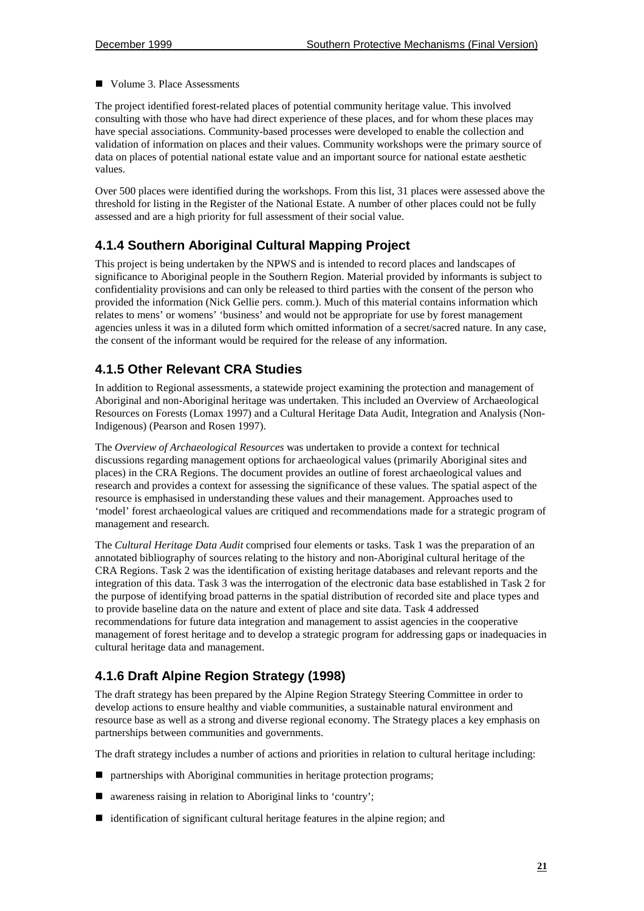- Volume 3. Place Assessments

The project identified forest-related places of potential community heritage value. This involved consulting with those who have had direct experience of these places, and for whom these places may have special associations. Community-based processes were developed to enable the collection and validation of information on places and their values. Community workshops were the primary source of data on places of potential national estate value and an important source for national estate aesthetic values.

Over 500 places were identified during the workshops. From this list, 31 places were assessed above the threshold for listing in the Register of the National Estate. A number of other places could not be fully assessed and are a high priority for full assessment of their social value.

### 4.1.4 Southern Aboriginal Cultural Mapping Project

This project is being undertaken by the NPWS and is intended to record places and landscapes of significance to Aboriginal people in the Southern Region. Material provided by informants is subject to confidentiality provisions and can only be released to third parties with the consent of the person who provided the information (Nick Gellie pers. comm.). Much of this material contains information which relates to mens' or womens' 'business' and would not be appropriate for use by forest management agencies unless it was in a diluted form which omitted information of a secret/sacred nature. In any case, the consent of the informant would be required for the release of any information.

### 4.1.5 Other Relevant CRA Studies

In addition to Regional assessments, a statewide project examining the protection and management of Aboriginal and non-Aboriginal heritage was undertaken. This included an Overview of Archaeological Resources on Forests (Lomax 1997) and a Cultural Heritage Data Audit, Integration and Analysis (Non-Indigenous) (Pearson and Rosen 1997).

The *Overview of Archaeological Resources* was undertaken to provide a context for technical discussions regarding management options for archaeological values (primarily Aboriginal sites and places) in the CRA Regions. The document provides an outline of forest archaeological values and research and provides a context for assessing the significance of these values. The spatial aspect of the resource is emphasised in understanding these values and their management. Approaches used to 'model' forest archaeological values are critiqued and recommendations made for a strategic program of management and research.

The *Cultural Heritage Data Audit* comprised four elements or tasks. Task 1 was the preparation of an annotated bibliography of sources relating to the history and non-Aboriginal cultural heritage of the CRA Regions. Task 2 was the identification of existing heritage databases and relevant reports and the integration of this data. Task 3 was the interrogation of the electronic data base established in Task 2 for the purpose of identifying broad patterns in the spatial distribution of recorded site and place types and to provide baseline data on the nature and extent of place and site data. Task 4 addressed recommendations for future data integration and management to assist agencies in the cooperative management of forest heritage and to develop a strategic program for addressing gaps or inadequacies in cultural heritage data and management.

### 4.1.6 Draft Alpine Region Strategy (1998)

The draft strategy has been prepared by the Alpine Region Strategy Steering Committee in order to develop actions to ensure healthy and viable communities, a sustainable natural environment and resource base as well as a strong and diverse regional economy. The Strategy places a key emphasis on partnerships between communities and governments.

The draft strategy includes a number of actions and priorities in relation to cultural heritage including:

- partnerships with Aboriginal communities in heritage protection programs;
- awareness raising in relation to Aboriginal links to 'country';
- identification of significant cultural heritage features in the alpine region; and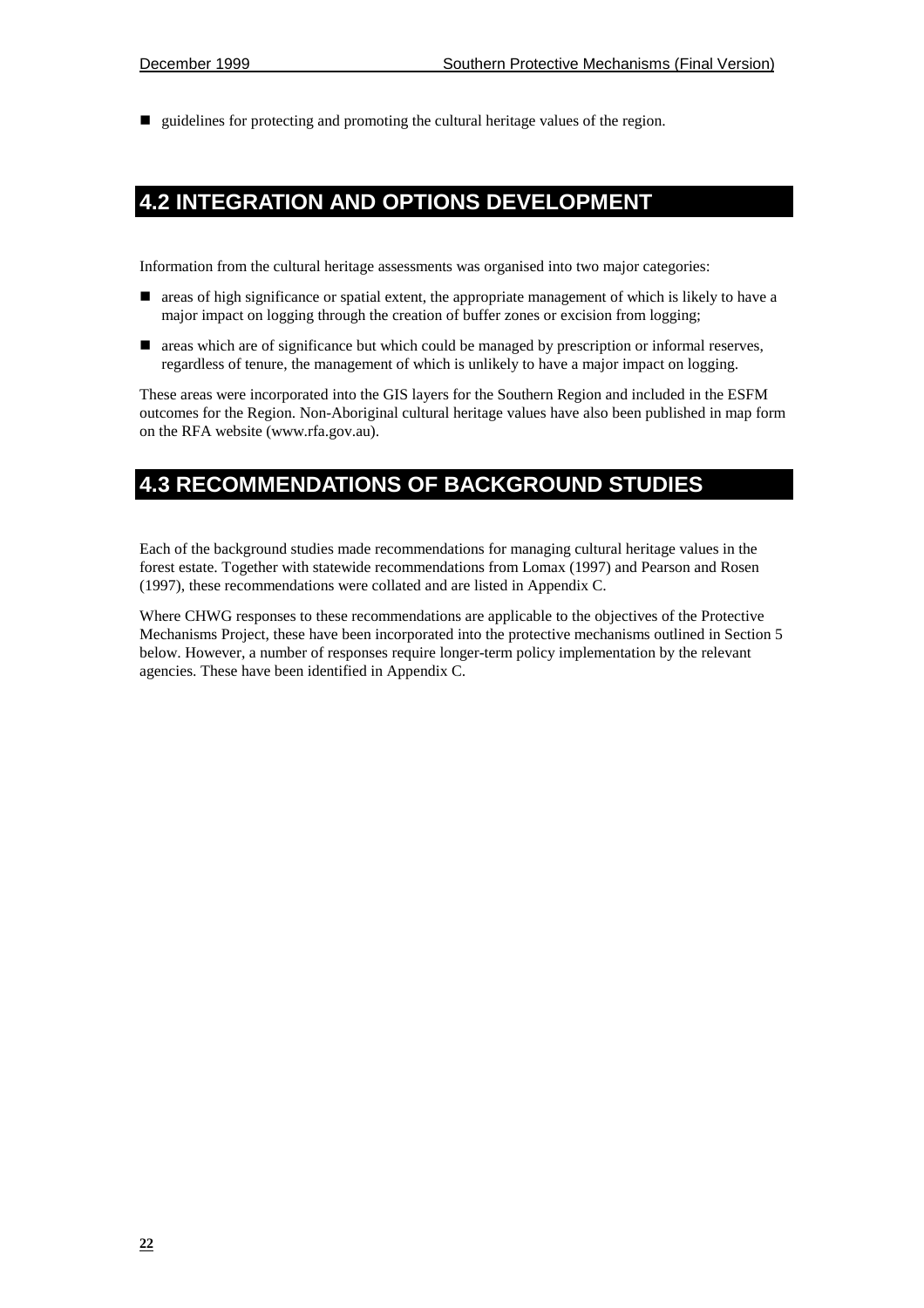- guidelines for protecting and promoting the cultural heritage values of the region.

## 4.2 INTEGRATION AND OPTIONS DEVELOPMENT

Information from the cultural heritage assessments was organised into two major categories:

- areas of high significance or spatial extent, the appropriate management of which is likely to have a major impact on logging through the creation of buffer zones or excision from logging;
- areas which are of significance but which could be managed by prescription or informal reserves, regardless of tenure, the management of which is unlikely to have a major impact on logging.

These areas were incorporated into the GIS layers for the Southern Region and included in the ESFM outcomes for the Region. Non-Aboriginal cultural heritage values have also been published in map form on the RFA website (www.rfa.gov.au).

## 4.3 RECOMMENDATIONS OF BACKGROUND STUDIES

Each of the background studies made recommendations for managing cultural heritage values in the forest estate. Together with statewide recommendations from Lomax (1997) and Pearson and Rosen (1997), these recommendations were collated and are listed in Appendix C.

Where CHWG responses to these recommendations are applicable to the objectives of the Protective Mechanisms Project, these have been incorporated into the protective mechanisms outlined in Section 5 below. However, a number of responses require longer-term policy implementation by the relevant agencies. These have been identified in Appendix C.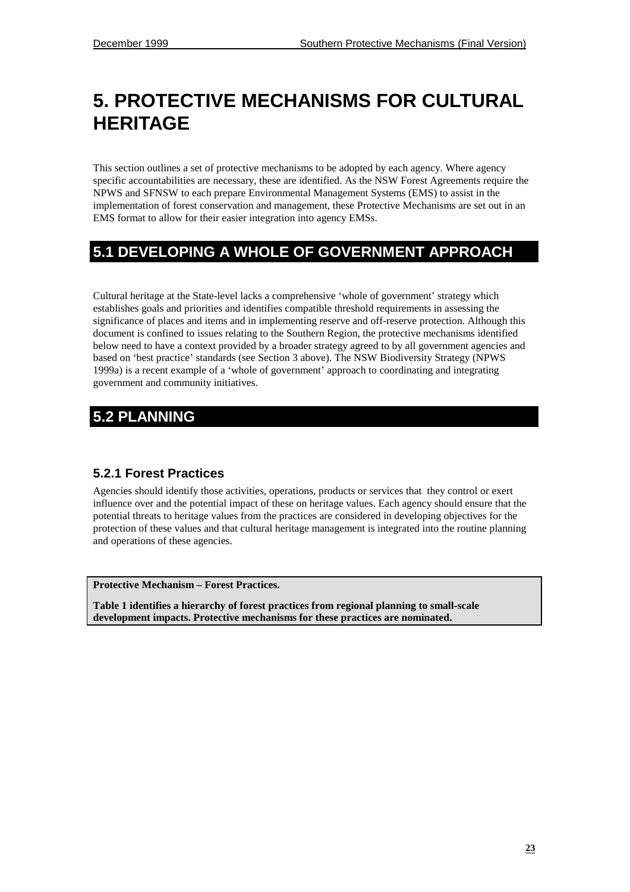# 5. PROTECTIVE MECHANISMS FOR CULTURAL HERITAGE

This section outlines a set of protective mechanisms to be adopted by each agency. Where agency specific accountabilities are necessary, these are identified. As the NSW Forest Agreements require the NPWS and SFNSW to each prepare Environmental Management Systems (EMS) to assist in the implementation of forest conservation and management, these Protective Mechanisms are set out in an EMS format to allow for their easier integration into agency EMSs.

## 5.1 DEVELOPING A WHOLE OF GOVERNMENT APPROACH

Cultural heritage at the State-level lacks a comprehensive 'whole of government' strategy which establishes goals and priorities and identifies compatible threshold requirements in assessing the significance of places and items and in implementing reserve and off-reserve protection. Although this document is confined to issues relating to the Southern Region, the protective mechanisms identified below need to have a context provided by a broader strategy agreed to by all government agencies and based on 'best practice' standards (see Section 3 above). The NSW Biodiversity Strategy (NPWS 1999a) is a recent example of a 'whole of government' approach to coordinating and integrating government and community initiatives.

## 5.2 PLANNING

### 5.2.1 Forest Practices

Agencies should identify those activities, operations, products or services that they control or exert influence over and the potential impact of these on heritage values. Each agency should ensure that the potential threats to heritage values from the practices are considered in developing objectives for the protection of these values and that cultural heritage management is integrated into the routine planning and operations of these agencies.

**Protective Mechanism – Forest Practices.**

**Table 1 identifies a hierarchy of forest practices from regional planning to small-scale development impacts. Protective mechanisms for these practices are nominated.**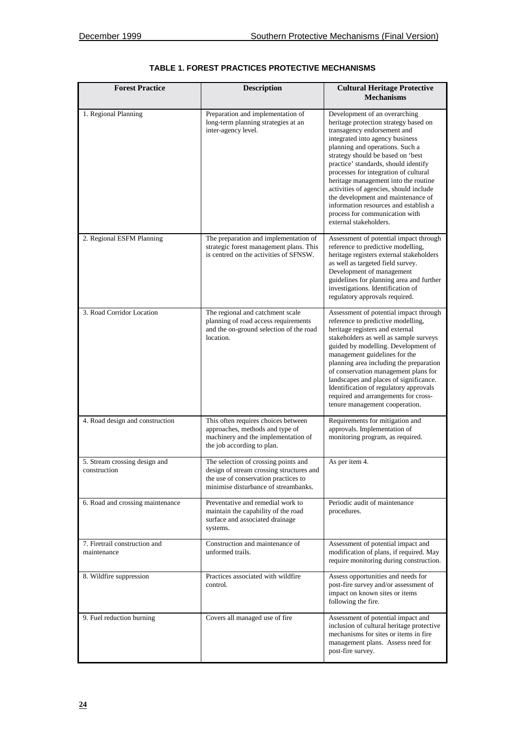**TABLE 1. FOREST PRACTICES PROTECTIVE MECHANISMS**

| Forest Practice | Description | Cultural Heritage Protective Mechanisms |
|---|---|---|
| 1. Regional Planning | Preparation and implementation of long-term planning strategies at an inter-agency level. | Development of an overarching heritage protection strategy based on transagency endorsement and integrated into agency business planning and operations. Such a strategy should be based on 'best practice' standards, should identify processes for integration of cultural heritage management into the routine activities of agencies, should include the development and maintenance of information resources and establish a process for communication with external stakeholders. |
| 2. Regional ESFM Planning | The preparation and implementation of strategic forest management plans. This is centred on the activities of SFNSW. | Assessment of potential impact through reference to predictive modelling, heritage registers external stakeholders as well as targeted field survey. Development of management guidelines for planning area and further investigations. Identification of regulatory approvals required. |
| 3. Road Corridor Location | The regional and catchment scale planning of road access requirements and the on-ground selection of the road location. | Assessment of potential impact through reference to predictive modelling, heritage registers and external stakeholders as well as sample surveys guided by modelling. Development of management guidelines for the planning area including the preparation of conservation management plans for landscapes and places of significance. Identification of regulatory approvals required and arrangements for cross-tenure management cooperation. |
| 4. Road design and construction | This often requires choices between approaches, methods and type of machinery and the implementation of the job according to plan. | Requirements for mitigation and approvals. Implementation of monitoring program, as required. |
| 5. Stream crossing design and construction | The selection of crossing points and design of stream crossing structures and the use of conservation practices to minimise disturbance of streambanks. | As per item 4. |
| 6. Road and crossing maintenance | Preventative and remedial work to maintain the capability of the road surface and associated drainage systems. | Periodic audit of maintenance procedures. |
| 7. Firetrail construction and maintenance | Construction and maintenance of unformed trails. | Assessment of potential impact and modification of plans, if required. May require monitoring during construction. |
| 8. Wildfire suppression | Practices associated with wildfire control. | Assess opportunities and needs for post-fire survey and/or assessment of impact on known sites or items following the fire. |
| 9. Fuel reduction burning | Covers all managed use of fire | Assessment of potential impact and inclusion of cultural heritage protective mechanisms for sites or items in fire management plans. Assess need for post-fire survey. |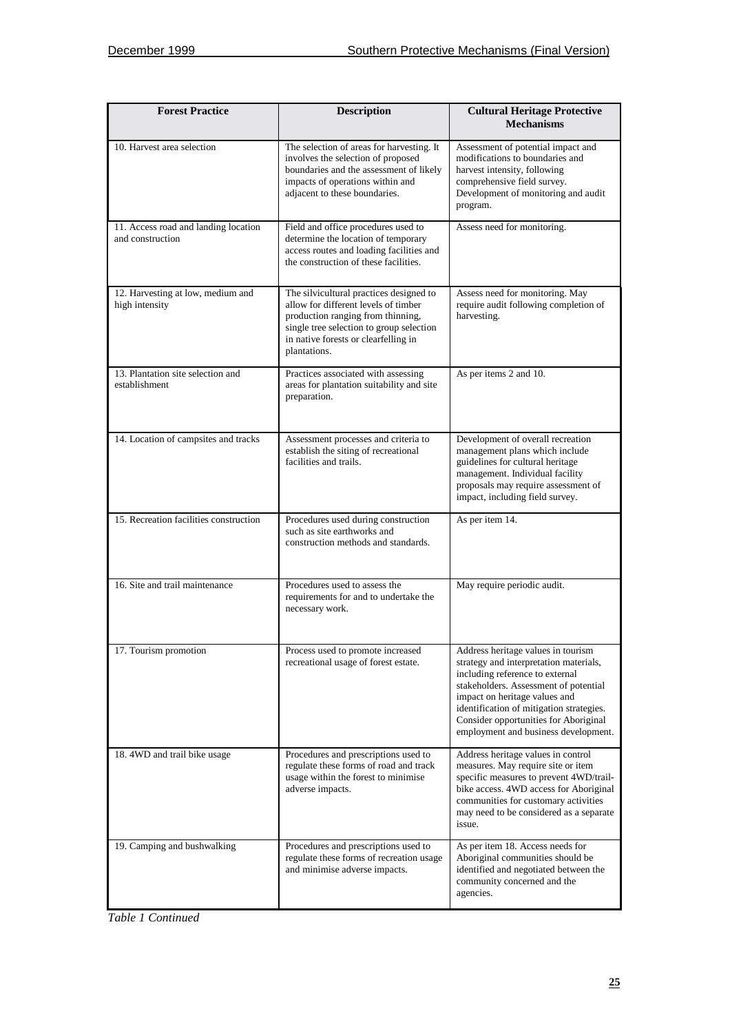| Forest Practice | Description | Cultural Heritage Protective Mechanisms |
|---|---|---|
| 10. Harvest area selection | The selection of areas for harvesting. It involves the selection of proposed boundaries and the assessment of likely impacts of operations within and adjacent to these boundaries. | Assessment of potential impact and modifications to boundaries and harvest intensity, following comprehensive field survey. Development of monitoring and audit program. |
| 11. Access road and landing location and construction | Field and office procedures used to determine the location of temporary access routes and loading facilities and the construction of these facilities. | Assess need for monitoring. |
| 12. Harvesting at low, medium and high intensity | The silvicultural practices designed to allow for different levels of timber production ranging from thinning, single tree selection to group selection in native forests or clearfelling in plantations. | Assess need for monitoring. May require audit following completion of harvesting. |
| 13. Plantation site selection and establishment | Practices associated with assessing areas for plantation suitability and site preparation. | As per items 2 and 10. |
| 14. Location of campsites and tracks | Assessment processes and criteria to establish the siting of recreational facilities and trails. | Development of overall recreation management plans which include guidelines for cultural heritage management. Individual facility proposals may require assessment of impact, including field survey. |
| 15. Recreation facilities construction | Procedures used during construction such as site earthworks and construction methods and standards. | As per item 14. |
| 16. Site and trail maintenance | Procedures used to assess the requirements for and to undertake the necessary work. | May require periodic audit. |
| 17. Tourism promotion | Process used to promote increased recreational usage of forest estate. | Address heritage values in tourism strategy and interpretation materials, including reference to external stakeholders. Assessment of potential impact on heritage values and identification of mitigation strategies. Consider opportunities for Aboriginal employment and business development. |
| 18. 4WD and trail bike usage | Procedures and prescriptions used to regulate these forms of road and track usage within the forest to minimise adverse impacts. | Address heritage values in control measures. May require site or item specific measures to prevent 4WD/trail-bike access. 4WD access for Aboriginal communities for customary activities may need to be considered as a separate issue. |
| 19. Camping and bushwalking | Procedures and prescriptions used to regulate these forms of recreation usage and minimise adverse impacts. | As per item 18. Access needs for Aboriginal communities should be identified and negotiated between the community concerned and the agencies. |

*Table 1 Continued*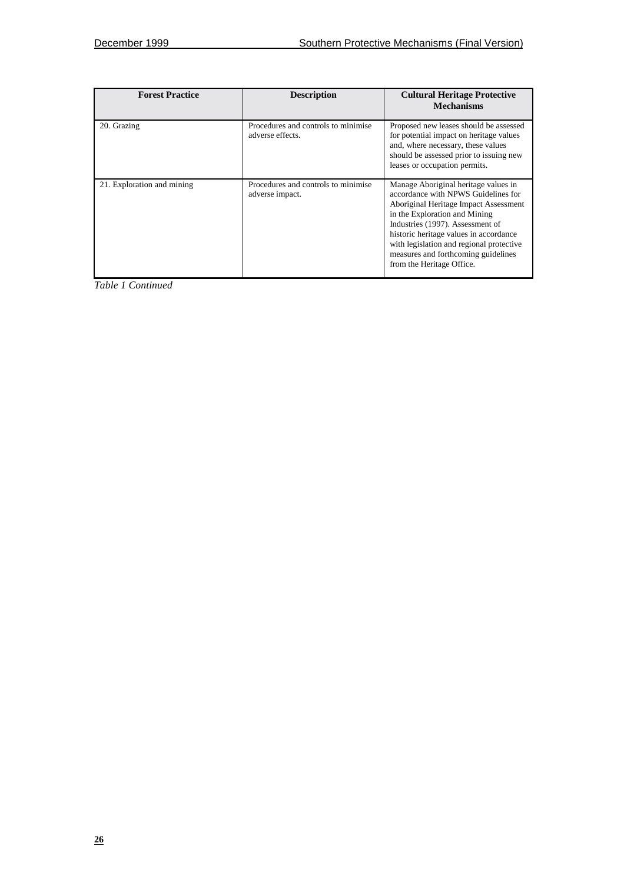| Forest Practice | Description | Cultural Heritage Protective Mechanisms |
|---|---|---|
| 20. Grazing | Procedures and controls to minimise adverse effects. | Proposed new leases should be assessed for potential impact on heritage values and, where necessary, these values should be assessed prior to issuing new leases or occupation permits. |
| 21. Exploration and mining | Procedures and controls to minimise adverse impact. | Manage Aboriginal heritage values in accordance with NPWS Guidelines for Aboriginal Heritage Impact Assessment in the Exploration and Mining Industries (1997). Assessment of historic heritage values in accordance with legislation and regional protective measures and forthcoming guidelines from the Heritage Office. |

*Table 1 Continued*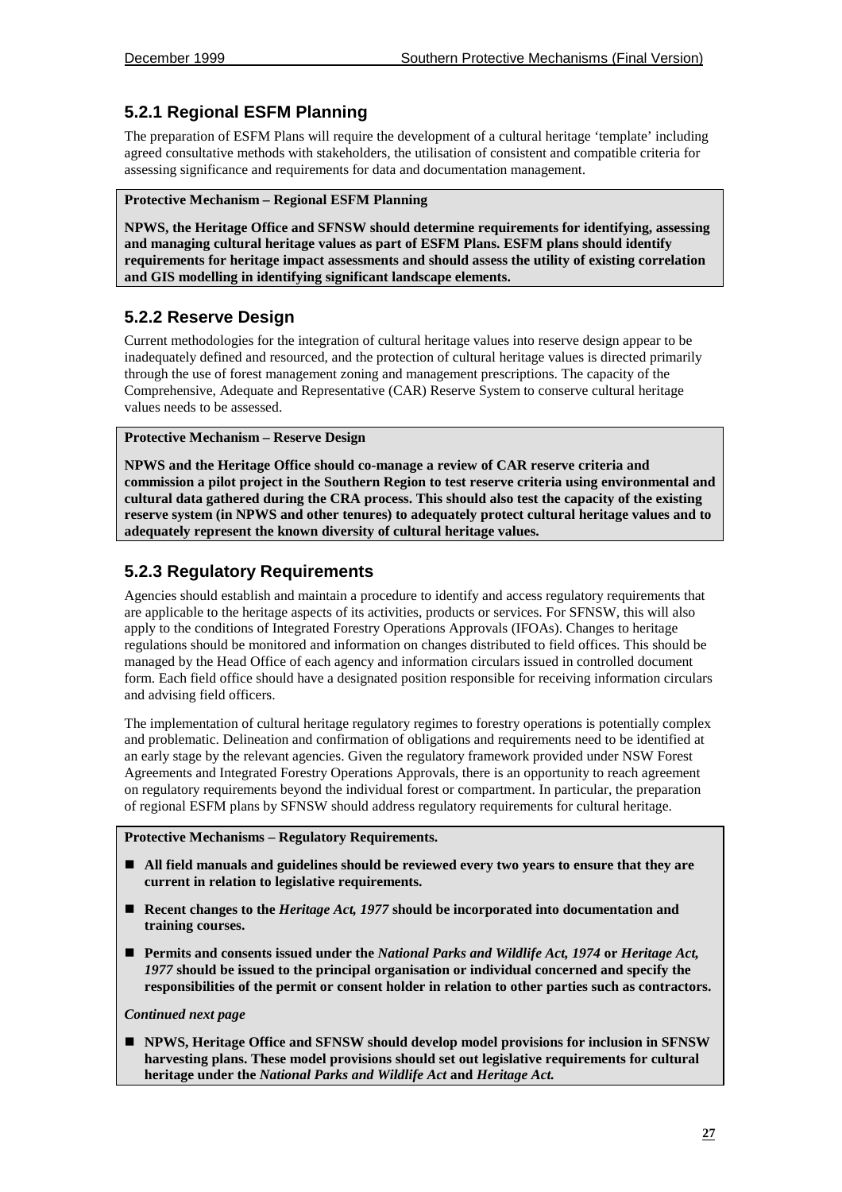## 5.2.1 Regional ESFM Planning

The preparation of ESFM Plans will require the development of a cultural heritage 'template' including agreed consultative methods with stakeholders, the utilisation of consistent and compatible criteria for assessing significance and requirements for data and documentation management.

**Protective Mechanism – Regional ESFM Planning**

**NPWS, the Heritage Office and SFNSW should determine requirements for identifying, assessing and managing cultural heritage values as part of ESFM Plans. ESFM plans should identify requirements for heritage impact assessments and should assess the utility of existing correlation and GIS modelling in identifying significant landscape elements.**

## 5.2.2 Reserve Design

Current methodologies for the integration of cultural heritage values into reserve design appear to be inadequately defined and resourced, and the protection of cultural heritage values is directed primarily through the use of forest management zoning and management prescriptions. The capacity of the Comprehensive, Adequate and Representative (CAR) Reserve System to conserve cultural heritage values needs to be assessed.

**Protective Mechanism – Reserve Design**

**NPWS and the Heritage Office should co-manage a review of CAR reserve criteria and commission a pilot project in the Southern Region to test reserve criteria using environmental and cultural data gathered during the CRA process. This should also test the capacity of the existing reserve system (in NPWS and other tenures) to adequately protect cultural heritage values and to adequately represent the known diversity of cultural heritage values.**

## 5.2.3 Regulatory Requirements

Agencies should establish and maintain a procedure to identify and access regulatory requirements that are applicable to the heritage aspects of its activities, products or services. For SFNSW, this will also apply to the conditions of Integrated Forestry Operations Approvals (IFOAs). Changes to heritage regulations should be monitored and information on changes distributed to field offices. This should be managed by the Head Office of each agency and information circulars issued in controlled document form. Each field office should have a designated position responsible for receiving information circulars and advising field officers.

The implementation of cultural heritage regulatory regimes to forestry operations is potentially complex and problematic. Delineation and confirmation of obligations and requirements need to be identified at an early stage by the relevant agencies. Given the regulatory framework provided under NSW Forest Agreements and Integrated Forestry Operations Approvals, there is an opportunity to reach agreement on regulatory requirements beyond the individual forest or compartment. In particular, the preparation of regional ESFM plans by SFNSW should address regulatory requirements for cultural heritage.

**Protective Mechanisms – Regulatory Requirements.**

- **All field manuals and guidelines should be reviewed every two years to ensure that they are current in relation to legislative requirements.**
- **Recent changes to the *Heritage Act, 1977* should be incorporated into documentation and training courses.**
- **Permits and consents issued under the *National Parks and Wildlife Act, 1974* or *Heritage Act, 1977* should be issued to the principal organisation or individual concerned and specify the responsibilities of the permit or consent holder in relation to other parties such as contractors.**

***Continued next page***

- **NPWS, Heritage Office and SFNSW should develop model provisions for inclusion in SFNSW harvesting plans. These model provisions should set out legislative requirements for cultural heritage under the *National Parks and Wildlife Act* and *Heritage Act.***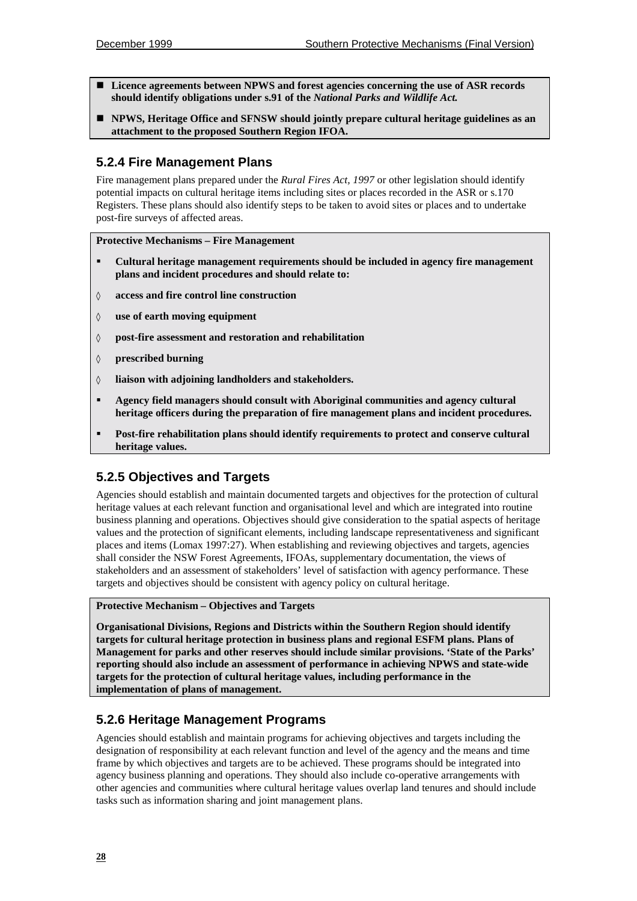- **Licence agreements between NPWS and forest agencies concerning the use of ASR records should identify obligations under s.91 of the *National Parks and Wildlife Act.***
- **NPWS, Heritage Office and SFNSW should jointly prepare cultural heritage guidelines as an attachment to the proposed Southern Region IFOA.**

### 5.2.4 Fire Management Plans

Fire management plans prepared under the *Rural Fires Act, 1997* or other legislation should identify potential impacts on cultural heritage items including sites or places recorded in the ASR or s.170 Registers. These plans should also identify steps to be taken to avoid sites or places and to undertake post-fire surveys of affected areas.

**Protective Mechanisms – Fire Management**

- **Cultural heritage management requirements should be included in agency fire management plans and incident procedures and should relate to:**
  - ◊ **access and fire control line construction**
  - ◊ **use of earth moving equipment**
  - ◊ **post-fire assessment and restoration and rehabilitation**
  - ◊ **prescribed burning**
  - ◊ **liaison with adjoining landholders and stakeholders.**
- **Agency field managers should consult with Aboriginal communities and agency cultural heritage officers during the preparation of fire management plans and incident procedures.**
- **Post-fire rehabilitation plans should identify requirements to protect and conserve cultural heritage values.**

### 5.2.5 Objectives and Targets

Agencies should establish and maintain documented targets and objectives for the protection of cultural heritage values at each relevant function and organisational level and which are integrated into routine business planning and operations. Objectives should give consideration to the spatial aspects of heritage values and the protection of significant elements, including landscape representativeness and significant places and items (Lomax 1997:27). When establishing and reviewing objectives and targets, agencies shall consider the NSW Forest Agreements, IFOAs, supplementary documentation, the views of stakeholders and an assessment of stakeholders' level of satisfaction with agency performance. These targets and objectives should be consistent with agency policy on cultural heritage.

**Protective Mechanism – Objectives and Targets**

**Organisational Divisions, Regions and Districts within the Southern Region should identify targets for cultural heritage protection in business plans and regional ESFM plans. Plans of Management for parks and other reserves should include similar provisions. 'State of the Parks' reporting should also include an assessment of performance in achieving NPWS and state-wide targets for the protection of cultural heritage values, including performance in the implementation of plans of management.**

### 5.2.6 Heritage Management Programs

Agencies should establish and maintain programs for achieving objectives and targets including the designation of responsibility at each relevant function and level of the agency and the means and time frame by which objectives and targets are to be achieved. These programs should be integrated into agency business planning and operations. They should also include co-operative arrangements with other agencies and communities where cultural heritage values overlap land tenures and should include tasks such as information sharing and joint management plans.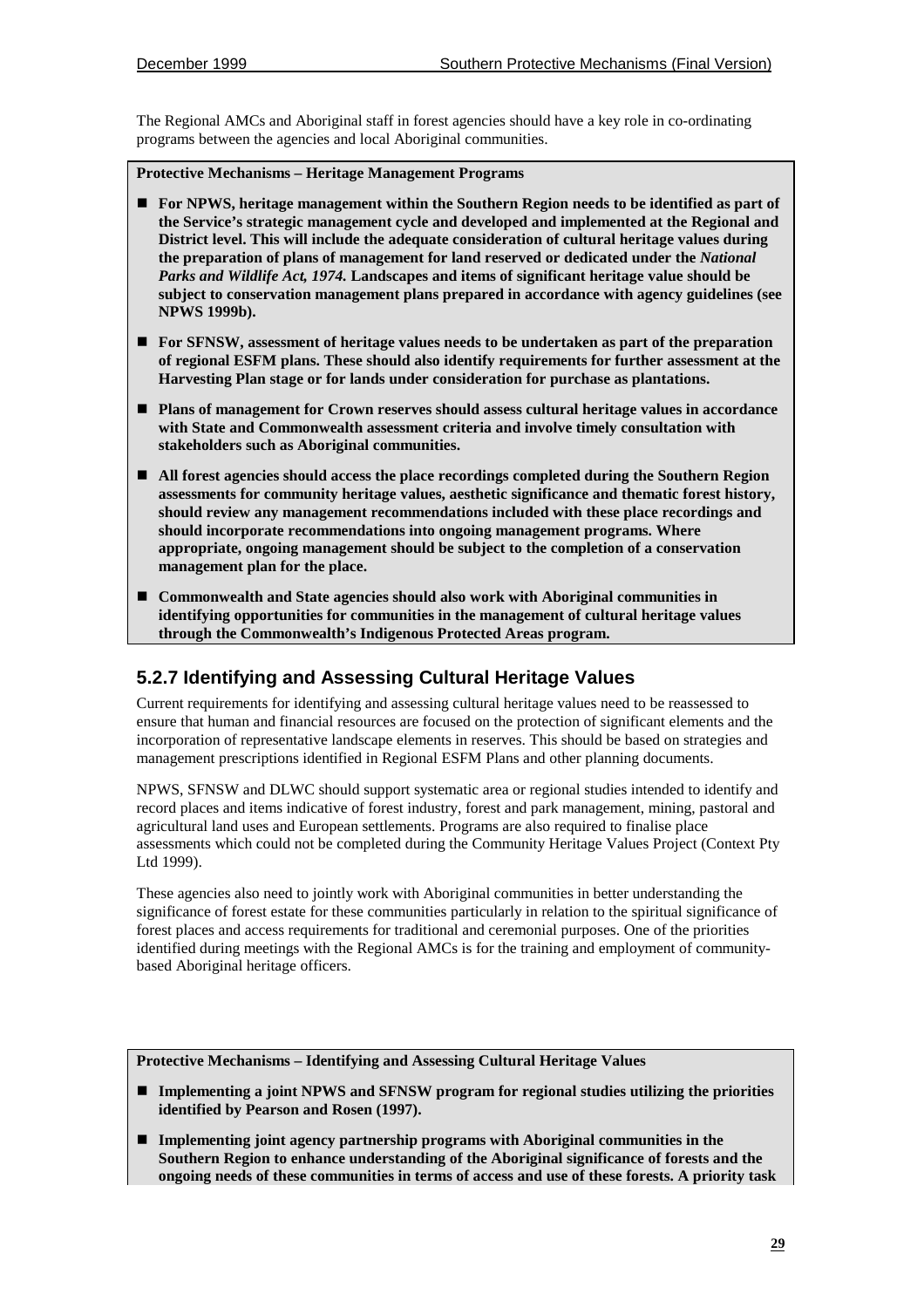The Regional AMCs and Aboriginal staff in forest agencies should have a key role in co-ordinating programs between the agencies and local Aboriginal communities.

**Protective Mechanisms – Heritage Management Programs**

- **For NPWS, heritage management within the Southern Region needs to be identified as part of the Service's strategic management cycle and developed and implemented at the Regional and District level. This will include the adequate consideration of cultural heritage values during the preparation of plans of management for land reserved or dedicated under the *National Parks and Wildlife Act, 1974.* Landscapes and items of significant heritage value should be subject to conservation management plans prepared in accordance with agency guidelines (see NPWS 1999b).**
- **For SFNSW, assessment of heritage values needs to be undertaken as part of the preparation of regional ESFM plans. These should also identify requirements for further assessment at the Harvesting Plan stage or for lands under consideration for purchase as plantations.**
- **Plans of management for Crown reserves should assess cultural heritage values in accordance with State and Commonwealth assessment criteria and involve timely consultation with stakeholders such as Aboriginal communities.**
- **All forest agencies should access the place recordings completed during the Southern Region assessments for community heritage values, aesthetic significance and thematic forest history, should review any management recommendations included with these place recordings and should incorporate recommendations into ongoing management programs. Where appropriate, ongoing management should be subject to the completion of a conservation management plan for the place.**
- **Commonwealth and State agencies should also work with Aboriginal communities in identifying opportunities for communities in the management of cultural heritage values through the Commonwealth's Indigenous Protected Areas program.**

### 5.2.7 Identifying and Assessing Cultural Heritage Values

Current requirements for identifying and assessing cultural heritage values need to be reassessed to ensure that human and financial resources are focused on the protection of significant elements and the incorporation of representative landscape elements in reserves. This should be based on strategies and management prescriptions identified in Regional ESFM Plans and other planning documents.

NPWS, SFNSW and DLWC should support systematic area or regional studies intended to identify and record places and items indicative of forest industry, forest and park management, mining, pastoral and agricultural land uses and European settlements. Programs are also required to finalise place assessments which could not be completed during the Community Heritage Values Project (Context Pty Ltd 1999).

These agencies also need to jointly work with Aboriginal communities in better understanding the significance of forest estate for these communities particularly in relation to the spiritual significance of forest places and access requirements for traditional and ceremonial purposes. One of the priorities identified during meetings with the Regional AMCs is for the training and employment of community-based Aboriginal heritage officers.

**Protective Mechanisms – Identifying and Assessing Cultural Heritage Values**

- **Implementing a joint NPWS and SFNSW program for regional studies utilizing the priorities identified by Pearson and Rosen (1997).**
- **Implementing joint agency partnership programs with Aboriginal communities in the Southern Region to enhance understanding of the Aboriginal significance of forests and the ongoing needs of these communities in terms of access and use of these forests. A priority task**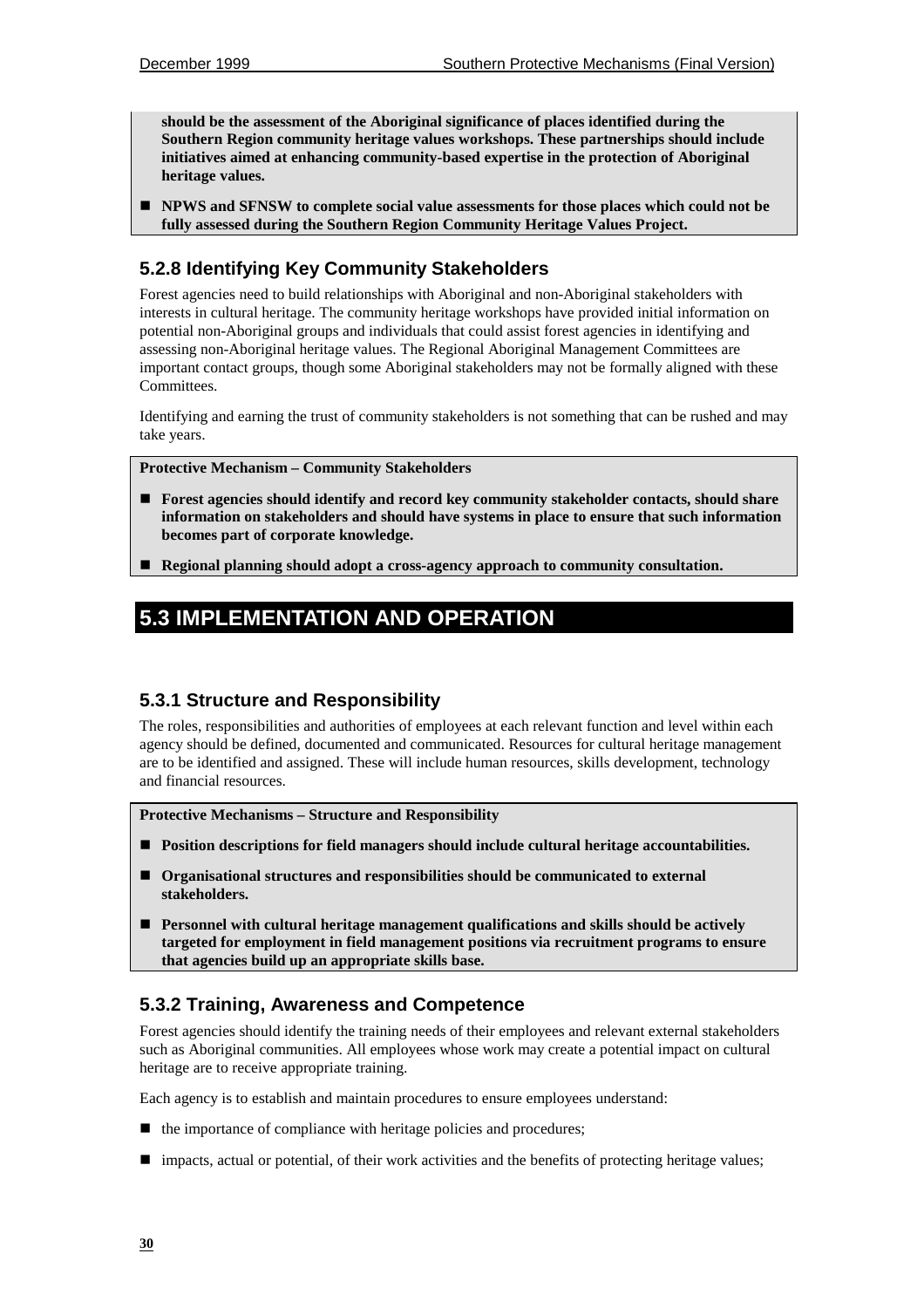**should be the assessment of the Aboriginal significance of places identified during the Southern Region community heritage values workshops. These partnerships should include initiatives aimed at enhancing community-based expertise in the protection of Aboriginal heritage values.**

- **NPWS and SFNSW to complete social value assessments for those places which could not be fully assessed during the Southern Region Community Heritage Values Project.**

### 5.2.8 Identifying Key Community Stakeholders

Forest agencies need to build relationships with Aboriginal and non-Aboriginal stakeholders with interests in cultural heritage. The community heritage workshops have provided initial information on potential non-Aboriginal groups and individuals that could assist forest agencies in identifying and assessing non-Aboriginal heritage values. The Regional Aboriginal Management Committees are important contact groups, though some Aboriginal stakeholders may not be formally aligned with these Committees.

Identifying and earning the trust of community stakeholders is not something that can be rushed and may take years.

**Protective Mechanism – Community Stakeholders**

- **Forest agencies should identify and record key community stakeholder contacts, should share information on stakeholders and should have systems in place to ensure that such information becomes part of corporate knowledge.**
- **Regional planning should adopt a cross-agency approach to community consultation.**

## 5.3 IMPLEMENTATION AND OPERATION

### 5.3.1 Structure and Responsibility

The roles, responsibilities and authorities of employees at each relevant function and level within each agency should be defined, documented and communicated. Resources for cultural heritage management are to be identified and assigned. These will include human resources, skills development, technology and financial resources.

**Protective Mechanisms – Structure and Responsibility**

- **Position descriptions for field managers should include cultural heritage accountabilities.**
- **Organisational structures and responsibilities should be communicated to external stakeholders.**
- **Personnel with cultural heritage management qualifications and skills should be actively targeted for employment in field management positions via recruitment programs to ensure that agencies build up an appropriate skills base.**

### 5.3.2 Training, Awareness and Competence

Forest agencies should identify the training needs of their employees and relevant external stakeholders such as Aboriginal communities. All employees whose work may create a potential impact on cultural heritage are to receive appropriate training.

Each agency is to establish and maintain procedures to ensure employees understand:

- the importance of compliance with heritage policies and procedures;
- impacts, actual or potential, of their work activities and the benefits of protecting heritage values;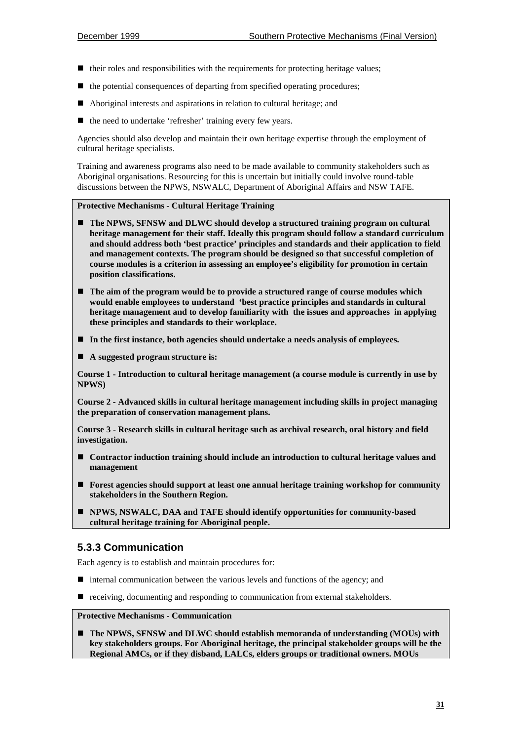- their roles and responsibilities with the requirements for protecting heritage values;
- the potential consequences of departing from specified operating procedures;
- Aboriginal interests and aspirations in relation to cultural heritage; and
- the need to undertake 'refresher' training every few years.

Agencies should also develop and maintain their own heritage expertise through the employment of cultural heritage specialists.

Training and awareness programs also need to be made available to community stakeholders such as Aboriginal organisations. Resourcing for this is uncertain but initially could involve round-table discussions between the NPWS, NSWALC, Department of Aboriginal Affairs and NSW TAFE.

**Protective Mechanisms - Cultural Heritage Training**

- **The NPWS, SFNSW and DLWC should develop a structured training program on cultural heritage management for their staff. Ideally this program should follow a standard curriculum and should address both 'best practice' principles and standards and their application to field and management contexts. The program should be designed so that successful completion of course modules is a criterion in assessing an employee's eligibility for promotion in certain position classifications.**
- **The aim of the program would be to provide a structured range of course modules which would enable employees to understand 'best practice principles and standards in cultural heritage management and to develop familiarity with the issues and approaches in applying these principles and standards to their workplace.**
- **In the first instance, both agencies should undertake a needs analysis of employees.**
- **A suggested program structure is:**

**Course 1 - Introduction to cultural heritage management (a course module is currently in use by NPWS)**

**Course 2 - Advanced skills in cultural heritage management including skills in project managing the preparation of conservation management plans.**

**Course 3 - Research skills in cultural heritage such as archival research, oral history and field investigation.**

- **Contractor induction training should include an introduction to cultural heritage values and management**
- **Forest agencies should support at least one annual heritage training workshop for community stakeholders in the Southern Region.**
- **NPWS, NSWALC, DAA and TAFE should identify opportunities for community-based cultural heritage training for Aboriginal people.**

### 5.3.3 Communication

Each agency is to establish and maintain procedures for:

- internal communication between the various levels and functions of the agency; and
- receiving, documenting and responding to communication from external stakeholders.

**Protective Mechanisms - Communication**

- **The NPWS, SFNSW and DLWC should establish memoranda of understanding (MOUs) with key stakeholders groups. For Aboriginal heritage, the principal stakeholder groups will be the Regional AMCs, or if they disband, LALCs, elders groups or traditional owners. MOUs**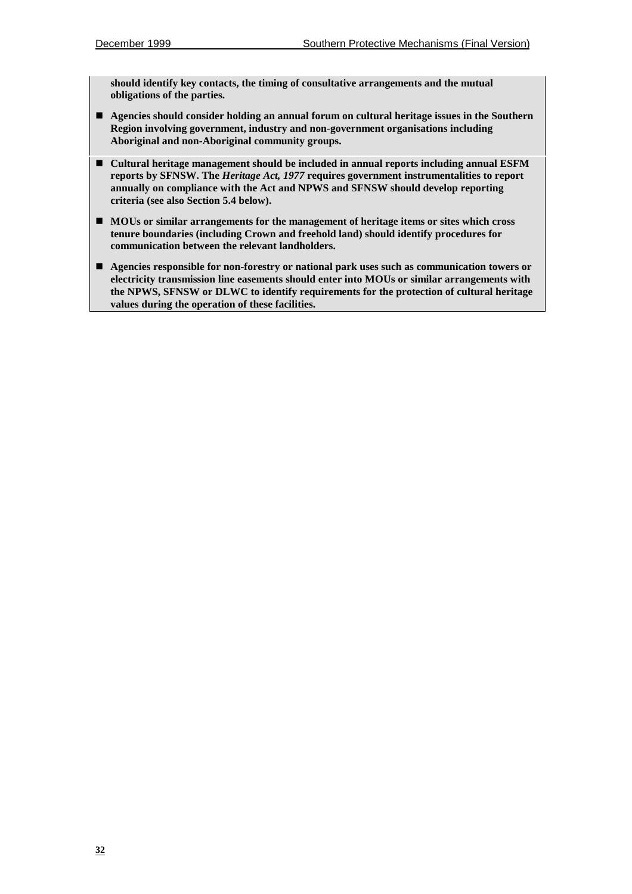**should identify key contacts, the timing of consultative arrangements and the mutual obligations of the parties.**

- **Agencies should consider holding an annual forum on cultural heritage issues in the Southern Region involving government, industry and non-government organisations including Aboriginal and non-Aboriginal community groups.**

- **Cultural heritage management should be included in annual reports including annual ESFM reports by SFNSW. The *Heritage Act, 1977* requires government instrumentalities to report annually on compliance with the Act and NPWS and SFNSW should develop reporting criteria (see also Section 5.4 below).**

- **MOUs or similar arrangements for the management of heritage items or sites which cross tenure boundaries (including Crown and freehold land) should identify procedures for communication between the relevant landholders.**

- **Agencies responsible for non-forestry or national park uses such as communication towers or electricity transmission line easements should enter into MOUs or similar arrangements with the NPWS, SFNSW or DLWC to identify requirements for the protection of cultural heritage values during the operation of these facilities.**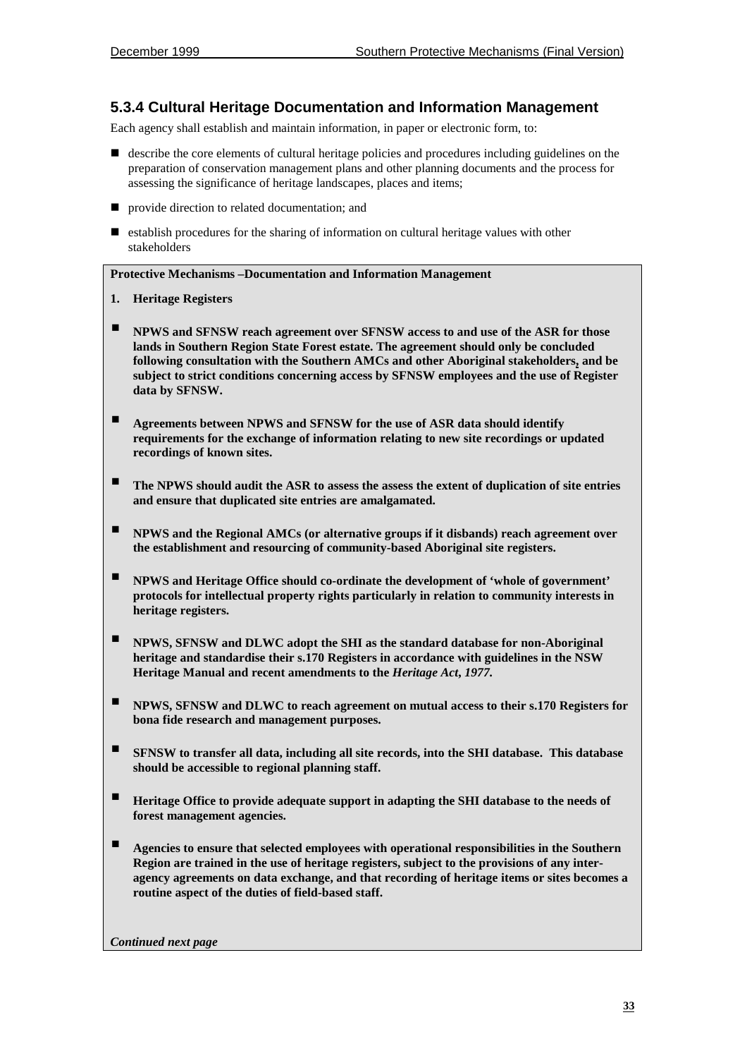### 5.3.4 Cultural Heritage Documentation and Information Management

Each agency shall establish and maintain information, in paper or electronic form, to:

- describe the core elements of cultural heritage policies and procedures including guidelines on the preparation of conservation management plans and other planning documents and the process for assessing the significance of heritage landscapes, places and items;
- provide direction to related documentation; and
- establish procedures for the sharing of information on cultural heritage values with other stakeholders

**Protective Mechanisms –Documentation and Information Management**

**1. Heritage Registers**

- **NPWS and SFNSW reach agreement over SFNSW access to and use of the ASR for those lands in Southern Region State Forest estate. The agreement should only be concluded following consultation with the Southern AMCs and other Aboriginal stakeholders, and be subject to strict conditions concerning access by SFNSW employees and the use of Register data by SFNSW.**
- **Agreements between NPWS and SFNSW for the use of ASR data should identify requirements for the exchange of information relating to new site recordings or updated recordings of known sites.**
- **The NPWS should audit the ASR to assess the assess the extent of duplication of site entries and ensure that duplicated site entries are amalgamated.**
- **NPWS and the Regional AMCs (or alternative groups if it disbands) reach agreement over the establishment and resourcing of community-based Aboriginal site registers.**
- **NPWS and Heritage Office should co-ordinate the development of 'whole of government' protocols for intellectual property rights particularly in relation to community interests in heritage registers.**
- **NPWS, SFNSW and DLWC adopt the SHI as the standard database for non-Aboriginal heritage and standardise their s.170 Registers in accordance with guidelines in the NSW Heritage Manual and recent amendments to the *Heritage Act, 1977.***
- **NPWS, SFNSW and DLWC to reach agreement on mutual access to their s.170 Registers for bona fide research and management purposes.**
- **SFNSW to transfer all data, including all site records, into the SHI database. This database should be accessible to regional planning staff.**
- **Heritage Office to provide adequate support in adapting the SHI database to the needs of forest management agencies.**
- **Agencies to ensure that selected employees with operational responsibilities in the Southern Region are trained in the use of heritage registers, subject to the provisions of any inter-agency agreements on data exchange, and that recording of heritage items or sites becomes a routine aspect of the duties of field-based staff.**

***Continued next page***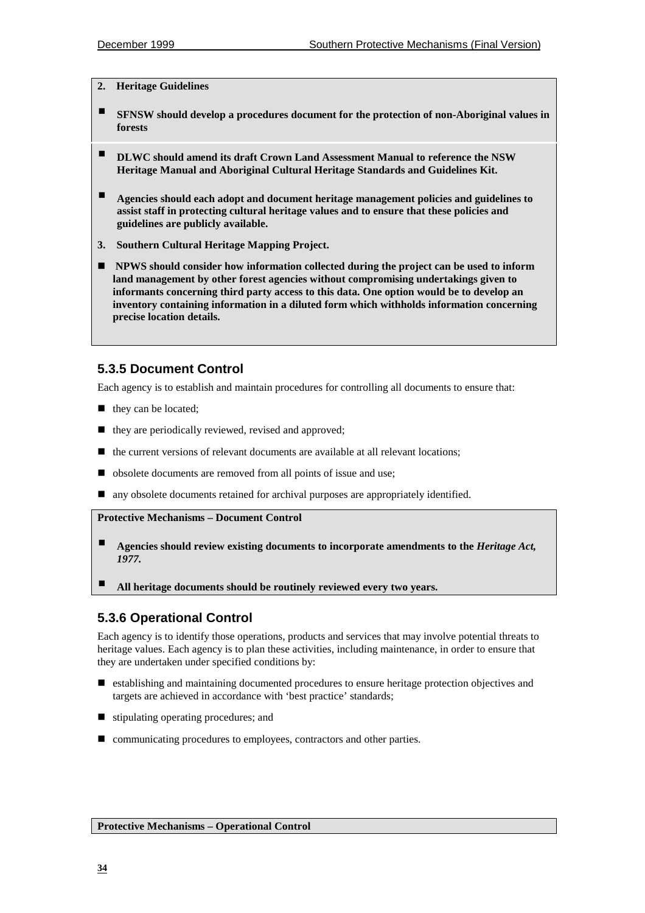**2. Heritage Guidelines**

- **SFNSW should develop a procedures document for the protection of non-Aboriginal values in forests**
- **DLWC should amend its draft Crown Land Assessment Manual to reference the NSW Heritage Manual and Aboriginal Cultural Heritage Standards and Guidelines Kit.**
- **Agencies should each adopt and document heritage management policies and guidelines to assist staff in protecting cultural heritage values and to ensure that these policies and guidelines are publicly available.**

**3. Southern Cultural Heritage Mapping Project.**

- **NPWS should consider how information collected during the project can be used to inform land management by other forest agencies without compromising undertakings given to informants concerning third party access to this data. One option would be to develop an inventory containing information in a diluted form which withholds information concerning precise location details.**

### 5.3.5 Document Control

Each agency is to establish and maintain procedures for controlling all documents to ensure that:

- they can be located;
- they are periodically reviewed, revised and approved;
- the current versions of relevant documents are available at all relevant locations;
- obsolete documents are removed from all points of issue and use;
- any obsolete documents retained for archival purposes are appropriately identified.

**Protective Mechanisms – Document Control**

- **Agencies should review existing documents to incorporate amendments to the *Heritage Act, 1977.***
- **All heritage documents should be routinely reviewed every two years.**

### 5.3.6 Operational Control

Each agency is to identify those operations, products and services that may involve potential threats to heritage values. Each agency is to plan these activities, including maintenance, in order to ensure that they are undertaken under specified conditions by:

- establishing and maintaining documented procedures to ensure heritage protection objectives and targets are achieved in accordance with 'best practice' standards;
- stipulating operating procedures; and
- communicating procedures to employees, contractors and other parties.

**Protective Mechanisms – Operational Control**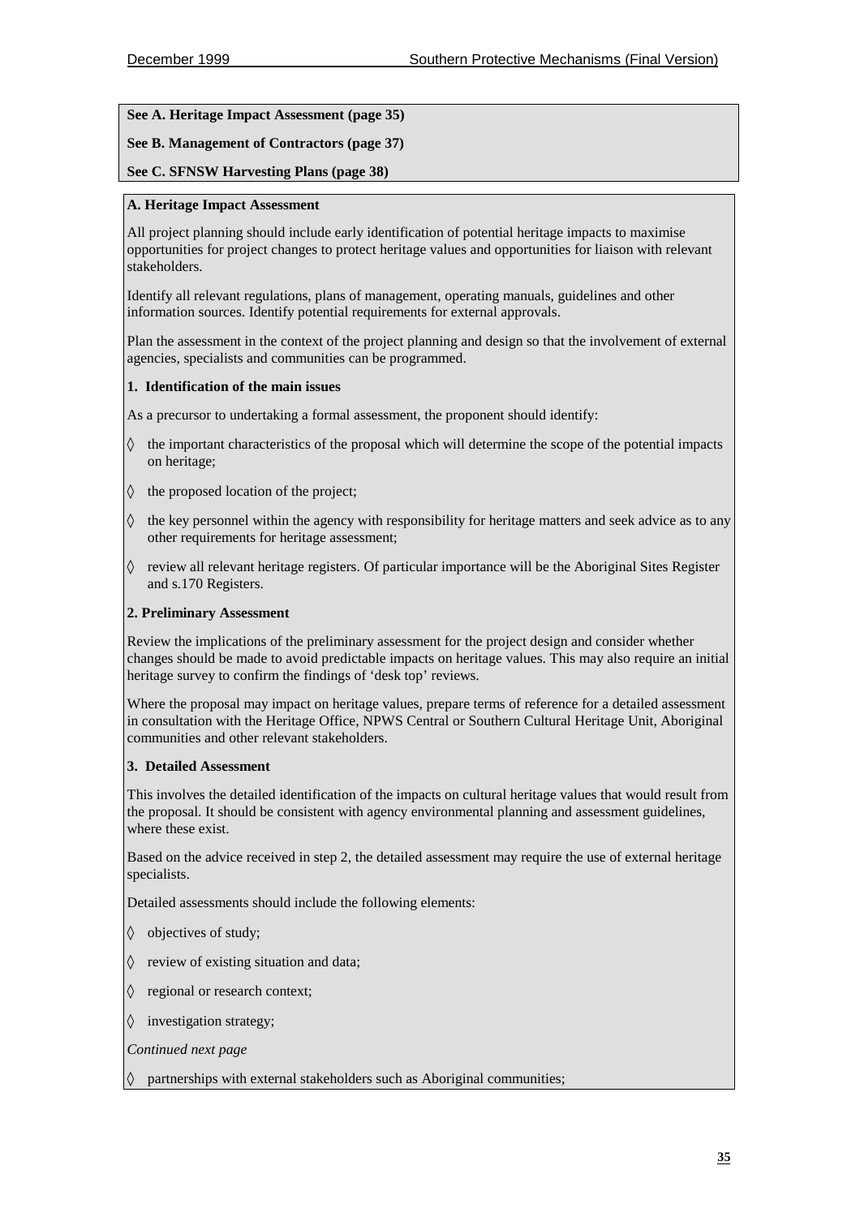**See A. Heritage Impact Assessment (page 35)**

**See B. Management of Contractors (page 37)**

**See C. SFNSW Harvesting Plans (page 38)**

**A. Heritage Impact Assessment**

All project planning should include early identification of potential heritage impacts to maximise opportunities for project changes to protect heritage values and opportunities for liaison with relevant stakeholders.

Identify all relevant regulations, plans of management, operating manuals, guidelines and other information sources. Identify potential requirements for external approvals.

Plan the assessment in the context of the project planning and design so that the involvement of external agencies, specialists and communities can be programmed.

**1. Identification of the main issues**

As a precursor to undertaking a formal assessment, the proponent should identify:

◊ the important characteristics of the proposal which will determine the scope of the potential impacts on heritage;

◊ the proposed location of the project;

◊ the key personnel within the agency with responsibility for heritage matters and seek advice as to any other requirements for heritage assessment;

◊ review all relevant heritage registers. Of particular importance will be the Aboriginal Sites Register and s.170 Registers.

**2. Preliminary Assessment**

Review the implications of the preliminary assessment for the project design and consider whether changes should be made to avoid predictable impacts on heritage values. This may also require an initial heritage survey to confirm the findings of 'desk top' reviews.

Where the proposal may impact on heritage values, prepare terms of reference for a detailed assessment in consultation with the Heritage Office, NPWS Central or Southern Cultural Heritage Unit, Aboriginal communities and other relevant stakeholders.

**3. Detailed Assessment**

This involves the detailed identification of the impacts on cultural heritage values that would result from the proposal. It should be consistent with agency environmental planning and assessment guidelines, where these exist.

Based on the advice received in step 2, the detailed assessment may require the use of external heritage specialists.

Detailed assessments should include the following elements:

◊ objectives of study;

◊ review of existing situation and data;

◊ regional or research context;

◊ investigation strategy;

*Continued next page*

◊ partnerships with external stakeholders such as Aboriginal communities;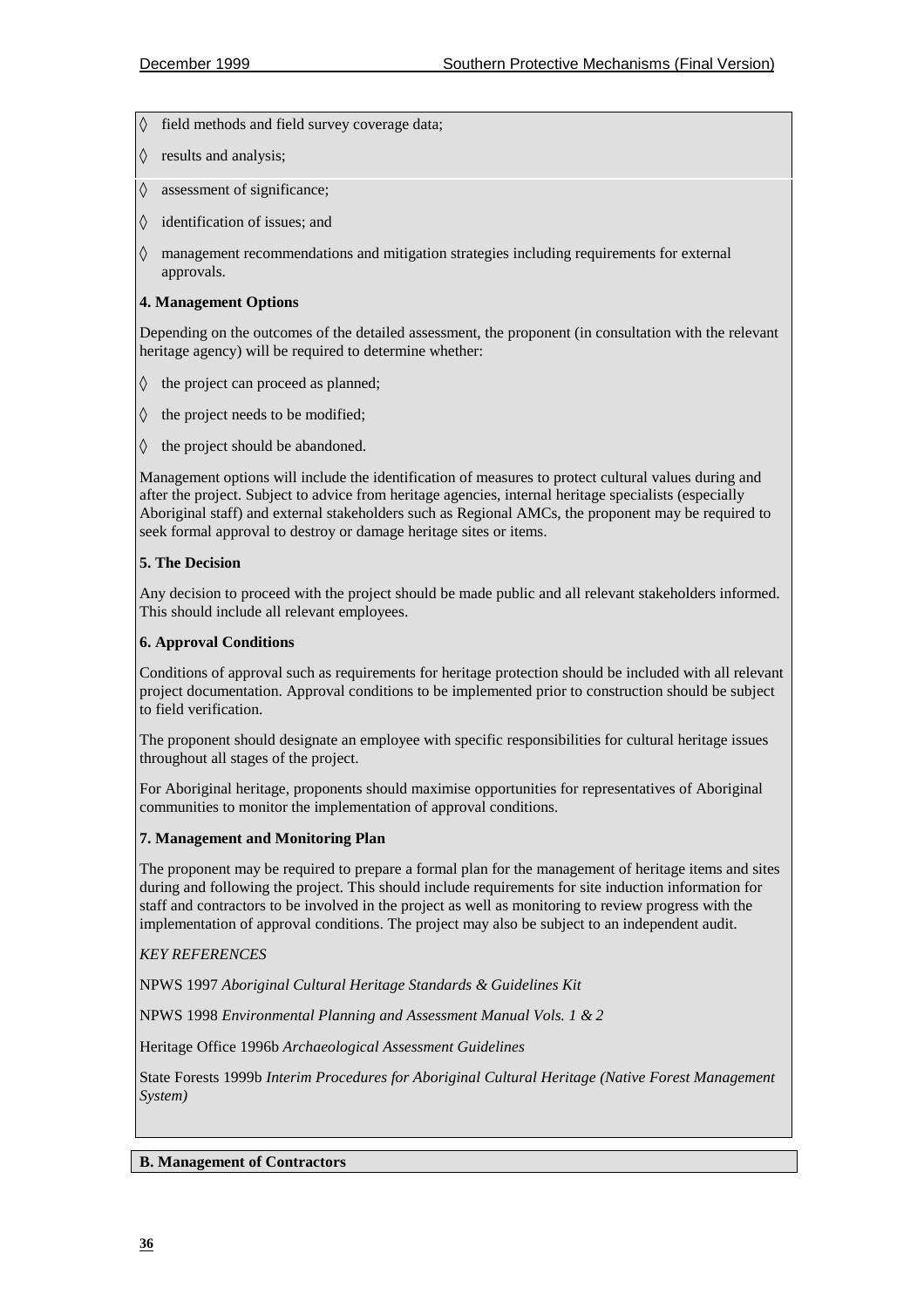- ◊ field methods and field survey coverage data;
- ◊ results and analysis;
- ◊ assessment of significance;
- ◊ identification of issues; and
- ◊ management recommendations and mitigation strategies including requirements for external approvals.

**4. Management Options**

Depending on the outcomes of the detailed assessment, the proponent (in consultation with the relevant heritage agency) will be required to determine whether:

- ◊ the project can proceed as planned;
- ◊ the project needs to be modified;
- ◊ the project should be abandoned.

Management options will include the identification of measures to protect cultural values during and after the project. Subject to advice from heritage agencies, internal heritage specialists (especially Aboriginal staff) and external stakeholders such as Regional AMCs, the proponent may be required to seek formal approval to destroy or damage heritage sites or items.

**5. The Decision**

Any decision to proceed with the project should be made public and all relevant stakeholders informed. This should include all relevant employees.

**6. Approval Conditions**

Conditions of approval such as requirements for heritage protection should be included with all relevant project documentation. Approval conditions to be implemented prior to construction should be subject to field verification.

The proponent should designate an employee with specific responsibilities for cultural heritage issues throughout all stages of the project.

For Aboriginal heritage, proponents should maximise opportunities for representatives of Aboriginal communities to monitor the implementation of approval conditions.

**7. Management and Monitoring Plan**

The proponent may be required to prepare a formal plan for the management of heritage items and sites during and following the project. This should include requirements for site induction information for staff and contractors to be involved in the project as well as monitoring to review progress with the implementation of approval conditions. The project may also be subject to an independent audit.

*KEY REFERENCES*

NPWS 1997 *Aboriginal Cultural Heritage Standards & Guidelines Kit*

NPWS 1998 *Environmental Planning and Assessment Manual Vols. 1 & 2*

Heritage Office 1996b *Archaeological Assessment Guidelines*

State Forests 1999b *Interim Procedures for Aboriginal Cultural Heritage (Native Forest Management System)*

**B. Management of Contractors**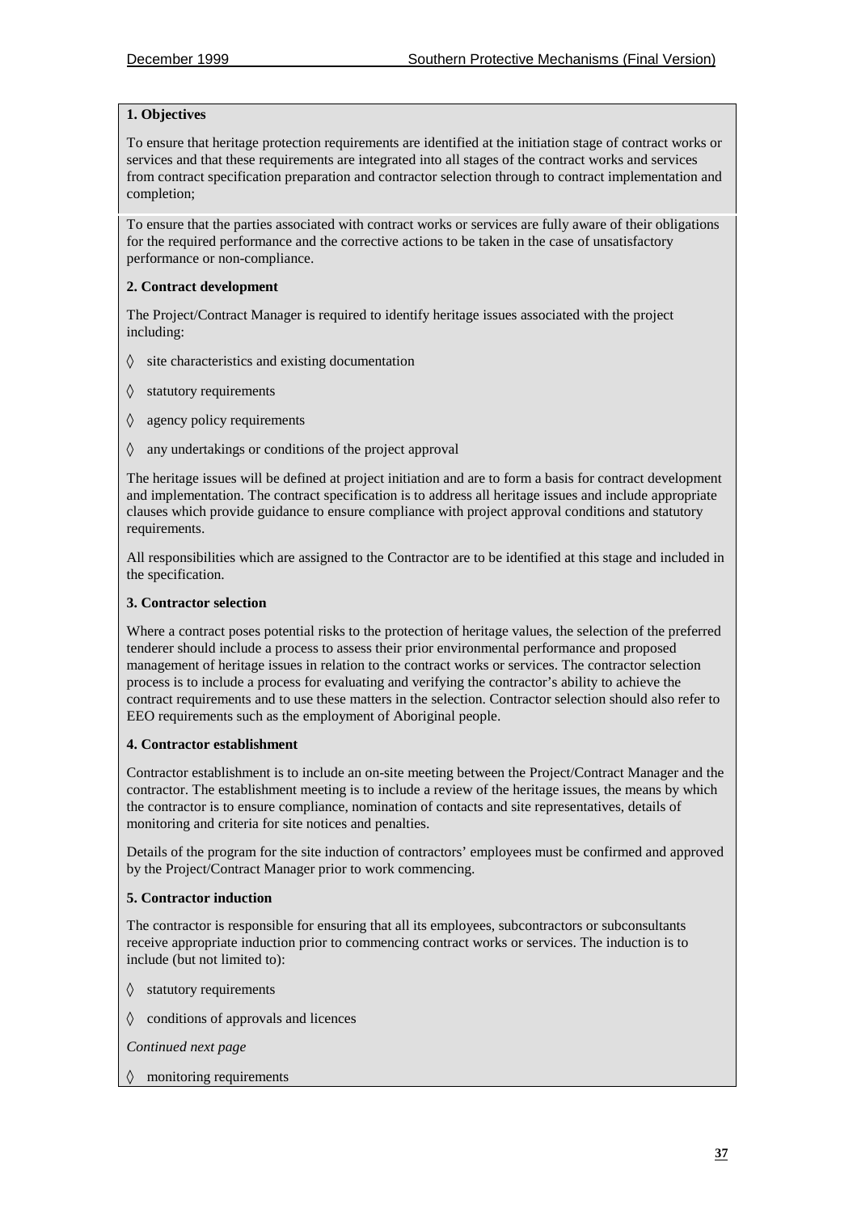**1. Objectives**

To ensure that heritage protection requirements are identified at the initiation stage of contract works or services and that these requirements are integrated into all stages of the contract works and services from contract specification preparation and contractor selection through to contract implementation and completion;

To ensure that the parties associated with contract works or services are fully aware of their obligations for the required performance and the corrective actions to be taken in the case of unsatisfactory performance or non-compliance.

**2. Contract development**

The Project/Contract Manager is required to identify heritage issues associated with the project including:

- site characteristics and existing documentation
- statutory requirements
- agency policy requirements
- any undertakings or conditions of the project approval

The heritage issues will be defined at project initiation and are to form a basis for contract development and implementation. The contract specification is to address all heritage issues and include appropriate clauses which provide guidance to ensure compliance with project approval conditions and statutory requirements.

All responsibilities which are assigned to the Contractor are to be identified at this stage and included in the specification.

**3. Contractor selection**

Where a contract poses potential risks to the protection of heritage values, the selection of the preferred tenderer should include a process to assess their prior environmental performance and proposed management of heritage issues in relation to the contract works or services. The contractor selection process is to include a process for evaluating and verifying the contractor's ability to achieve the contract requirements and to use these matters in the selection. Contractor selection should also refer to EEO requirements such as the employment of Aboriginal people.

**4. Contractor establishment**

Contractor establishment is to include an on-site meeting between the Project/Contract Manager and the contractor. The establishment meeting is to include a review of the heritage issues, the means by which the contractor is to ensure compliance, nomination of contacts and site representatives, details of monitoring and criteria for site notices and penalties.

Details of the program for the site induction of contractors' employees must be confirmed and approved by the Project/Contract Manager prior to work commencing.

**5. Contractor induction**

The contractor is responsible for ensuring that all its employees, subcontractors or subconsultants receive appropriate induction prior to commencing contract works or services. The induction is to include (but not limited to):

- statutory requirements
- conditions of approvals and licences

*Continued next page*

- monitoring requirements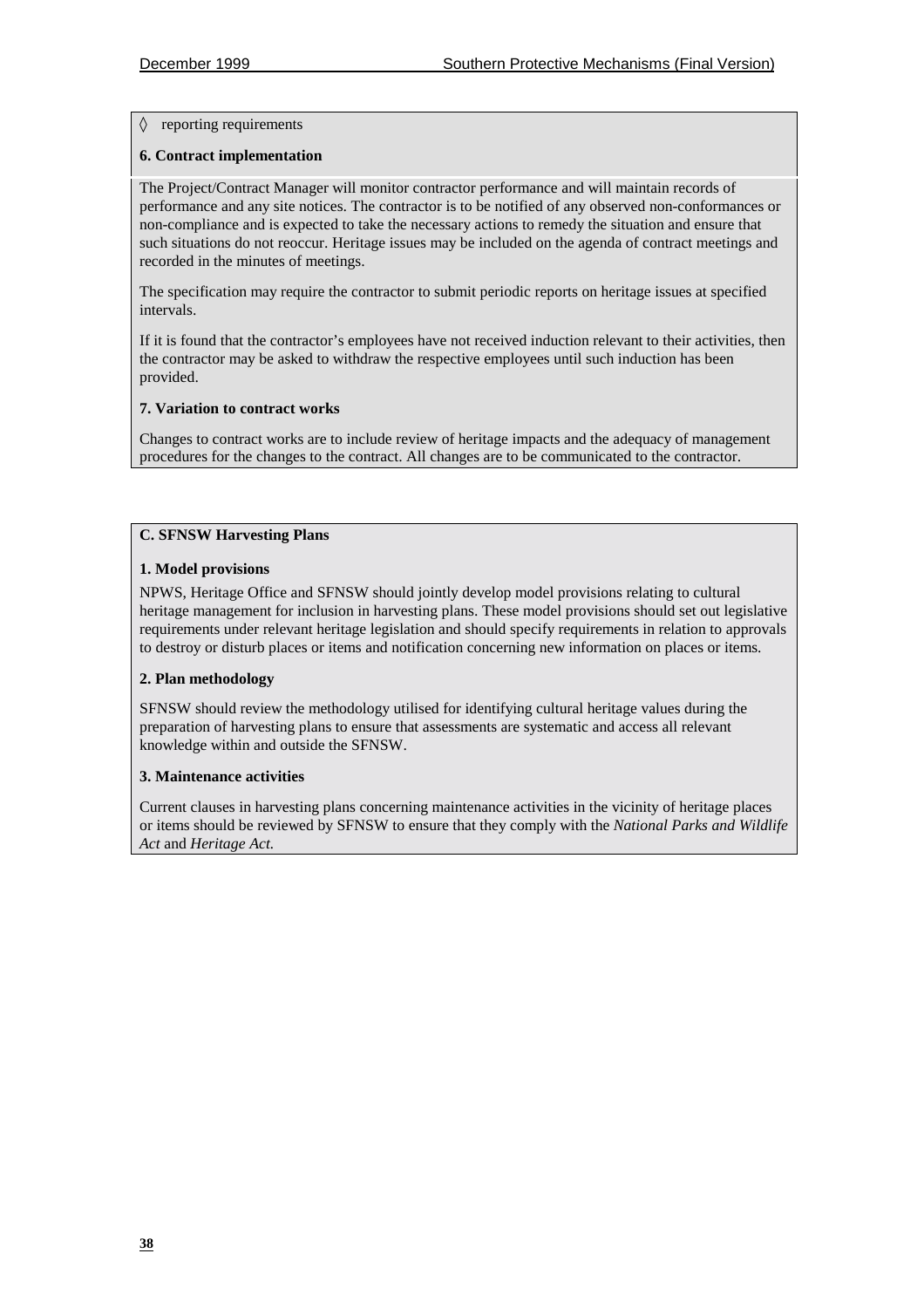◊ reporting requirements

**6. Contract implementation**

The Project/Contract Manager will monitor contractor performance and will maintain records of performance and any site notices. The contractor is to be notified of any observed non-conformances or non-compliance and is expected to take the necessary actions to remedy the situation and ensure that such situations do not reoccur. Heritage issues may be included on the agenda of contract meetings and recorded in the minutes of meetings.

The specification may require the contractor to submit periodic reports on heritage issues at specified intervals.

If it is found that the contractor's employees have not received induction relevant to their activities, then the contractor may be asked to withdraw the respective employees until such induction has been provided.

**7. Variation to contract works**

Changes to contract works are to include review of heritage impacts and the adequacy of management procedures for the changes to the contract. All changes are to be communicated to the contractor.

**C. SFNSW Harvesting Plans**

**1. Model provisions**

NPWS, Heritage Office and SFNSW should jointly develop model provisions relating to cultural heritage management for inclusion in harvesting plans. These model provisions should set out legislative requirements under relevant heritage legislation and should specify requirements in relation to approvals to destroy or disturb places or items and notification concerning new information on places or items.

**2. Plan methodology**

SFNSW should review the methodology utilised for identifying cultural heritage values during the preparation of harvesting plans to ensure that assessments are systematic and access all relevant knowledge within and outside the SFNSW.

**3. Maintenance activities**

Current clauses in harvesting plans concerning maintenance activities in the vicinity of heritage places or items should be reviewed by SFNSW to ensure that they comply with the *National Parks and Wildlife Act* and *Heritage Act.*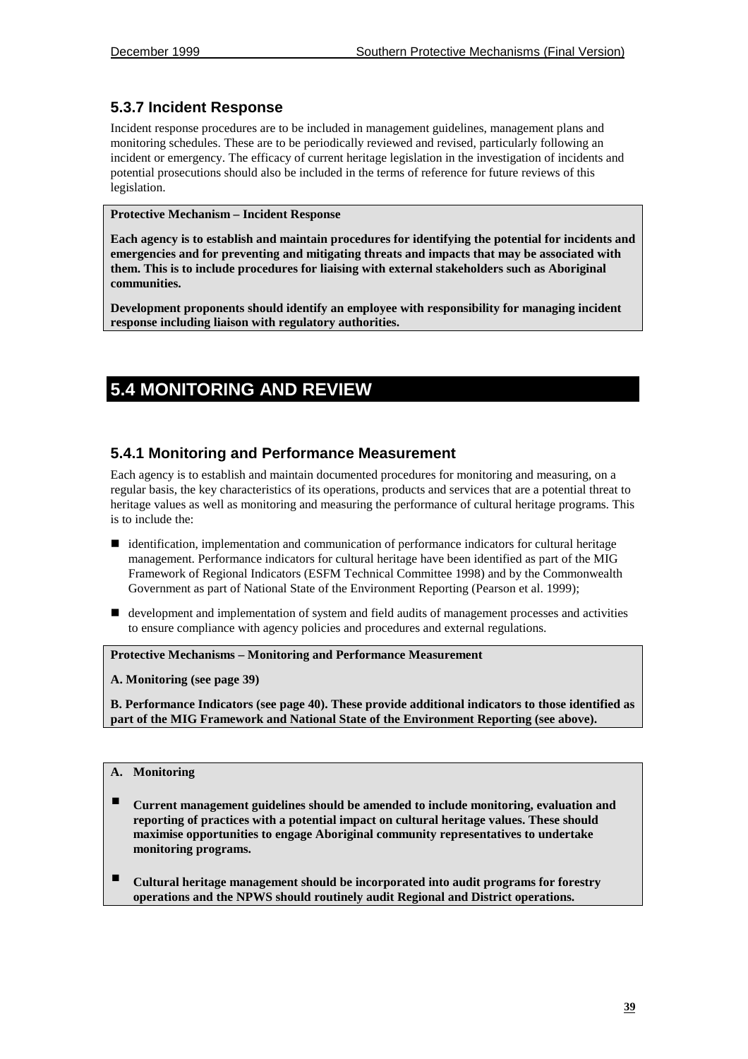### 5.3.7 Incident Response

Incident response procedures are to be included in management guidelines, management plans and monitoring schedules. These are to be periodically reviewed and revised, particularly following an incident or emergency. The efficacy of current heritage legislation in the investigation of incidents and potential prosecutions should also be included in the terms of reference for future reviews of this legislation.

**Protective Mechanism – Incident Response**

**Each agency is to establish and maintain procedures for identifying the potential for incidents and emergencies and for preventing and mitigating threats and impacts that may be associated with them. This is to include procedures for liaising with external stakeholders such as Aboriginal communities.**

**Development proponents should identify an employee with responsibility for managing incident response including liaison with regulatory authorities.**

## 5.4 MONITORING AND REVIEW

### 5.4.1 Monitoring and Performance Measurement

Each agency is to establish and maintain documented procedures for monitoring and measuring, on a regular basis, the key characteristics of its operations, products and services that are a potential threat to heritage values as well as monitoring and measuring the performance of cultural heritage programs. This is to include the:

- identification, implementation and communication of performance indicators for cultural heritage management. Performance indicators for cultural heritage have been identified as part of the MIG Framework of Regional Indicators (ESFM Technical Committee 1998) and by the Commonwealth Government as part of National State of the Environment Reporting (Pearson et al. 1999);
- development and implementation of system and field audits of management processes and activities to ensure compliance with agency policies and procedures and external regulations.

**Protective Mechanisms – Monitoring and Performance Measurement**

**A. Monitoring (see page 39)**

**B. Performance Indicators (see page 40). These provide additional indicators to those identified as part of the MIG Framework and National State of the Environment Reporting (see above).**

**A. Monitoring**

- **Current management guidelines should be amended to include monitoring, evaluation and reporting of practices with a potential impact on cultural heritage values. These should maximise opportunities to engage Aboriginal community representatives to undertake monitoring programs.**
- **Cultural heritage management should be incorporated into audit programs for forestry operations and the NPWS should routinely audit Regional and District operations.**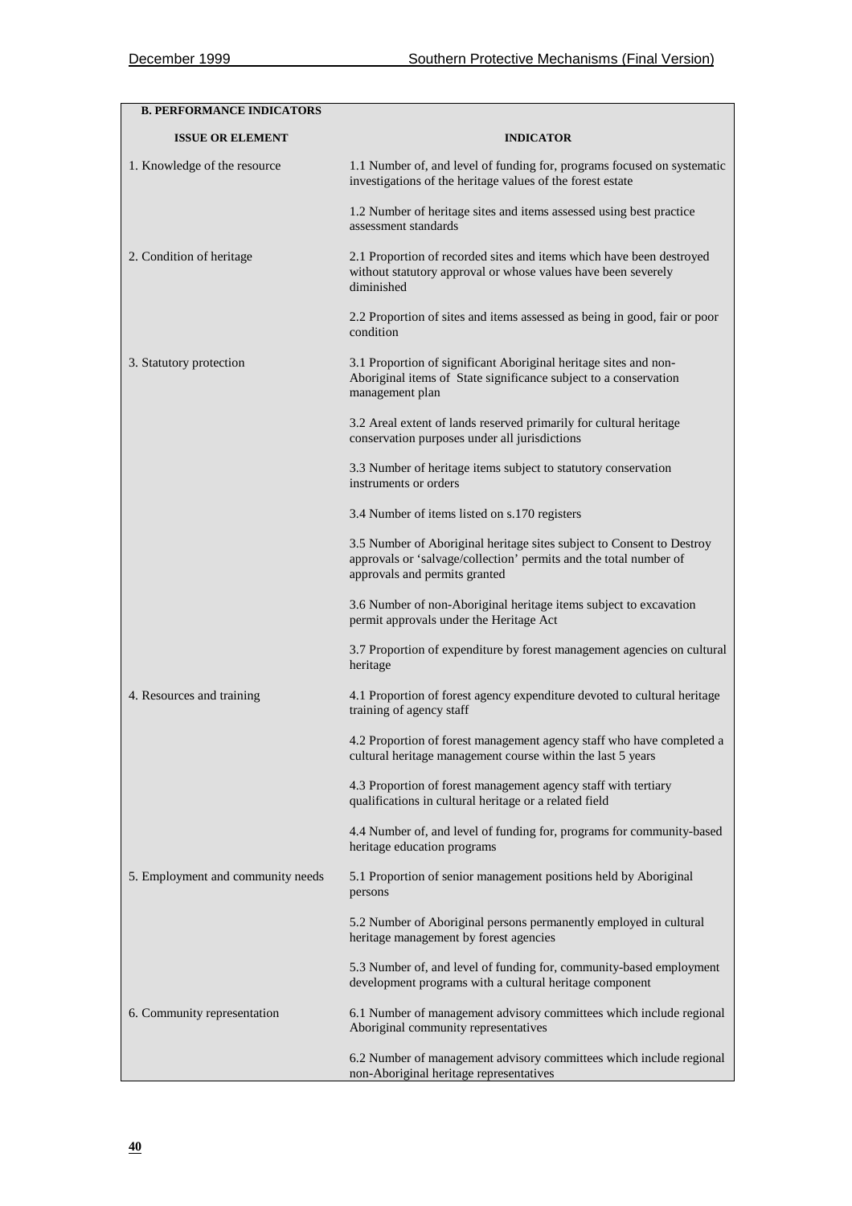**B. PERFORMANCE INDICATORS**

| ISSUE OR ELEMENT | INDICATOR |
|---|---|
| 1. Knowledge of the resource | 1.1 Number of, and level of funding for, programs focused on systematic investigations of the heritage values of the forest estate |
| | 1.2 Number of heritage sites and items assessed using best practice assessment standards |
| 2. Condition of heritage | 2.1 Proportion of recorded sites and items which have been destroyed without statutory approval or whose values have been severely diminished |
| | 2.2 Proportion of sites and items assessed as being in good, fair or poor condition |
| 3. Statutory protection | 3.1 Proportion of significant Aboriginal heritage sites and non-Aboriginal items of State significance subject to a conservation management plan |
| | 3.2 Areal extent of lands reserved primarily for cultural heritage conservation purposes under all jurisdictions |
| | 3.3 Number of heritage items subject to statutory conservation instruments or orders |
| | 3.4 Number of items listed on s.170 registers |
| | 3.5 Number of Aboriginal heritage sites subject to Consent to Destroy approvals or 'salvage/collection' permits and the total number of approvals and permits granted |
| | 3.6 Number of non-Aboriginal heritage items subject to excavation permit approvals under the Heritage Act |
| | 3.7 Proportion of expenditure by forest management agencies on cultural heritage |
| 4. Resources and training | 4.1 Proportion of forest agency expenditure devoted to cultural heritage training of agency staff |
| | 4.2 Proportion of forest management agency staff who have completed a cultural heritage management course within the last 5 years |
| | 4.3 Proportion of forest management agency staff with tertiary qualifications in cultural heritage or a related field |
| | 4.4 Number of, and level of funding for, programs for community-based heritage education programs |
| 5. Employment and community needs | 5.1 Proportion of senior management positions held by Aboriginal persons |
| | 5.2 Number of Aboriginal persons permanently employed in cultural heritage management by forest agencies |
| | 5.3 Number of, and level of funding for, community-based employment development programs with a cultural heritage component |
| 6. Community representation | 6.1 Number of management advisory committees which include regional Aboriginal community representatives |
| | 6.2 Number of management advisory committees which include regional non-Aboriginal heritage representatives |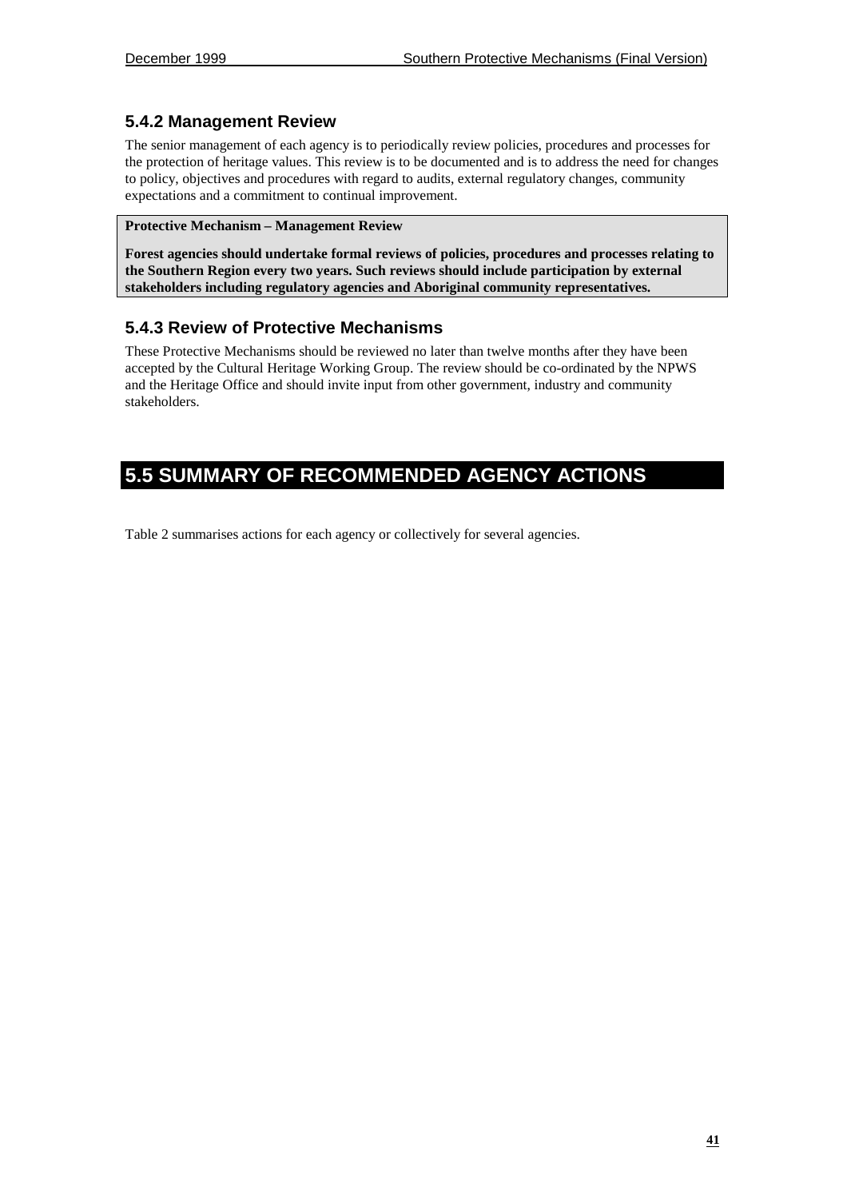### 5.4.2 Management Review

The senior management of each agency is to periodically review policies, procedures and processes for the protection of heritage values. This review is to be documented and is to address the need for changes to policy, objectives and procedures with regard to audits, external regulatory changes, community expectations and a commitment to continual improvement.

**Protective Mechanism – Management Review**

**Forest agencies should undertake formal reviews of policies, procedures and processes relating to the Southern Region every two years. Such reviews should include participation by external stakeholders including regulatory agencies and Aboriginal community representatives.**

### 5.4.3 Review of Protective Mechanisms

These Protective Mechanisms should be reviewed no later than twelve months after they have been accepted by the Cultural Heritage Working Group. The review should be co-ordinated by the NPWS and the Heritage Office and should invite input from other government, industry and community stakeholders.

## 5.5 SUMMARY OF RECOMMENDED AGENCY ACTIONS

Table 2 summarises actions for each agency or collectively for several agencies.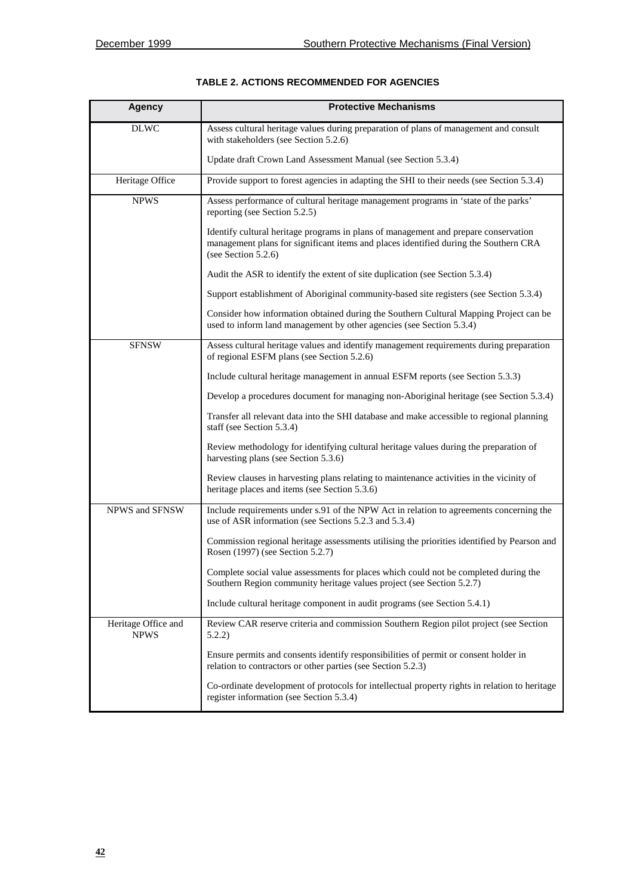**TABLE 2. ACTIONS RECOMMENDED FOR AGENCIES**

| Agency | Protective Mechanisms |
|---|---|
| DLWC | Assess cultural heritage values during preparation of plans of management and consult with stakeholders (see Section 5.2.6) |
| | Update draft Crown Land Assessment Manual (see Section 5.3.4) |
| Heritage Office | Provide support to forest agencies in adapting the SHI to their needs (see Section 5.3.4) |
| NPWS | Assess performance of cultural heritage management programs in 'state of the parks' reporting (see Section 5.2.5) |
| | Identify cultural heritage programs in plans of management and prepare conservation management plans for significant items and places identified during the Southern CRA (see Section 5.2.6) |
| | Audit the ASR to identify the extent of site duplication (see Section 5.3.4) |
| | Support establishment of Aboriginal community-based site registers (see Section 5.3.4) |
| | Consider how information obtained during the Southern Cultural Mapping Project can be used to inform land management by other agencies (see Section 5.3.4) |
| SFNSW | Assess cultural heritage values and identify management requirements during preparation of regional ESFM plans (see Section 5.2.6) |
| | Include cultural heritage management in annual ESFM reports (see Section 5.3.3) |
| | Develop a procedures document for managing non-Aboriginal heritage (see Section 5.3.4) |
| | Transfer all relevant data into the SHI database and make accessible to regional planning staff (see Section 5.3.4) |
| | Review methodology for identifying cultural heritage values during the preparation of harvesting plans (see Section 5.3.6) |
| | Review clauses in harvesting plans relating to maintenance activities in the vicinity of heritage places and items (see Section 5.3.6) |
| NPWS and SFNSW | Include requirements under s.91 of the NPW Act in relation to agreements concerning the use of ASR information (see Sections 5.2.3 and 5.3.4) |
| | Commission regional heritage assessments utilising the priorities identified by Pearson and Rosen (1997) (see Section 5.2.7) |
| | Complete social value assessments for places which could not be completed during the Southern Region community heritage values project (see Section 5.2.7) |
| | Include cultural heritage component in audit programs (see Section 5.4.1) |
| Heritage Office and NPWS | Review CAR reserve criteria and commission Southern Region pilot project (see Section 5.2.2) |
| | Ensure permits and consents identify responsibilities of permit or consent holder in relation to contractors or other parties (see Section 5.2.3) |
| | Co-ordinate development of protocols for intellectual property rights in relation to heritage register information (see Section 5.3.4) |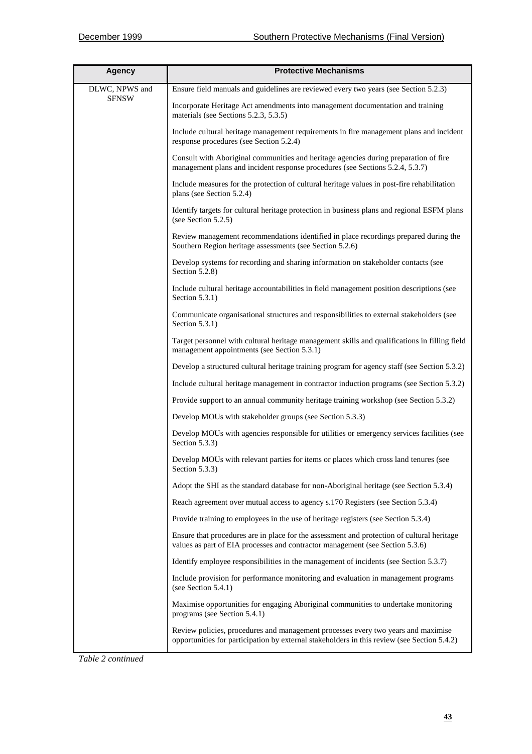| Agency | Protective Mechanisms |
|---|---|
| DLWC, NPWS and SFNSW | Ensure field manuals and guidelines are reviewed every two years (see Section 5.2.3) |
| | Incorporate Heritage Act amendments into management documentation and training materials (see Sections 5.2.3, 5.3.5) |
| | Include cultural heritage management requirements in fire management plans and incident response procedures (see Section 5.2.4) |
| | Consult with Aboriginal communities and heritage agencies during preparation of fire management plans and incident response procedures (see Sections 5.2.4, 5.3.7) |
| | Include measures for the protection of cultural heritage values in post-fire rehabilitation plans (see Section 5.2.4) |
| | Identify targets for cultural heritage protection in business plans and regional ESFM plans (see Section 5.2.5) |
| | Review management recommendations identified in place recordings prepared during the Southern Region heritage assessments (see Section 5.2.6) |
| | Develop systems for recording and sharing information on stakeholder contacts (see Section 5.2.8) |
| | Include cultural heritage accountabilities in field management position descriptions (see Section 5.3.1) |
| | Communicate organisational structures and responsibilities to external stakeholders (see Section 5.3.1) |
| | Target personnel with cultural heritage management skills and qualifications in filling field management appointments (see Section 5.3.1) |
| | Develop a structured cultural heritage training program for agency staff (see Section 5.3.2) |
| | Include cultural heritage management in contractor induction programs (see Section 5.3.2) |
| | Provide support to an annual community heritage training workshop (see Section 5.3.2) |
| | Develop MOUs with stakeholder groups (see Section 5.3.3) |
| | Develop MOUs with agencies responsible for utilities or emergency services facilities (see Section 5.3.3) |
| | Develop MOUs with relevant parties for items or places which cross land tenures (see Section 5.3.3) |
| | Adopt the SHI as the standard database for non-Aboriginal heritage (see Section 5.3.4) |
| | Reach agreement over mutual access to agency s.170 Registers (see Section 5.3.4) |
| | Provide training to employees in the use of heritage registers (see Section 5.3.4) |
| | Ensure that procedures are in place for the assessment and protection of cultural heritage values as part of EIA processes and contractor management (see Section 5.3.6) |
| | Identify employee responsibilities in the management of incidents (see Section 5.3.7) |
| | Include provision for performance monitoring and evaluation in management programs (see Section 5.4.1) |
| | Maximise opportunities for engaging Aboriginal communities to undertake monitoring programs (see Section 5.4.1) |
| | Review policies, procedures and management processes every two years and maximise opportunities for participation by external stakeholders in this review (see Section 5.4.2) |

*Table 2 continued*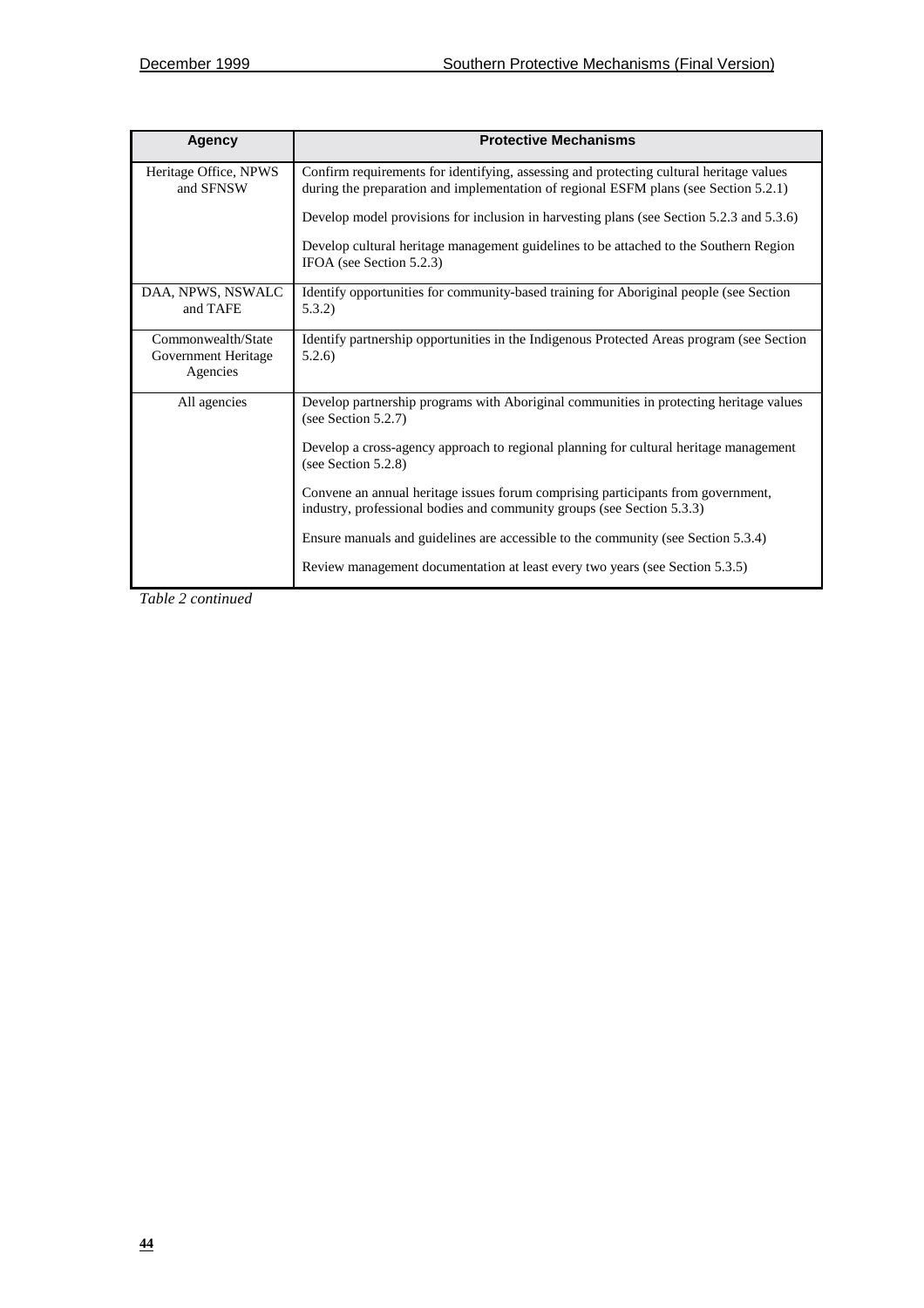| Agency | Protective Mechanisms |
|---|---|
| Heritage Office, NPWS and SFNSW | Confirm requirements for identifying, assessing and protecting cultural heritage values during the preparation and implementation of regional ESFM plans (see Section 5.2.1)<br><br>Develop model provisions for inclusion in harvesting plans (see Section 5.2.3 and 5.3.6)<br><br>Develop cultural heritage management guidelines to be attached to the Southern Region IFOA (see Section 5.2.3) |
| DAA, NPWS, NSWALC and TAFE | Identify opportunities for community-based training for Aboriginal people (see Section 5.3.2) |
| Commonwealth/State Government Heritage Agencies | Identify partnership opportunities in the Indigenous Protected Areas program (see Section 5.2.6) |
| All agencies | Develop partnership programs with Aboriginal communities in protecting heritage values (see Section 5.2.7)<br><br>Develop a cross-agency approach to regional planning for cultural heritage management (see Section 5.2.8)<br><br>Convene an annual heritage issues forum comprising participants from government, industry, professional bodies and community groups (see Section 5.3.3)<br><br>Ensure manuals and guidelines are accessible to the community (see Section 5.3.4)<br><br>Review management documentation at least every two years (see Section 5.3.5) |

*Table 2 continued*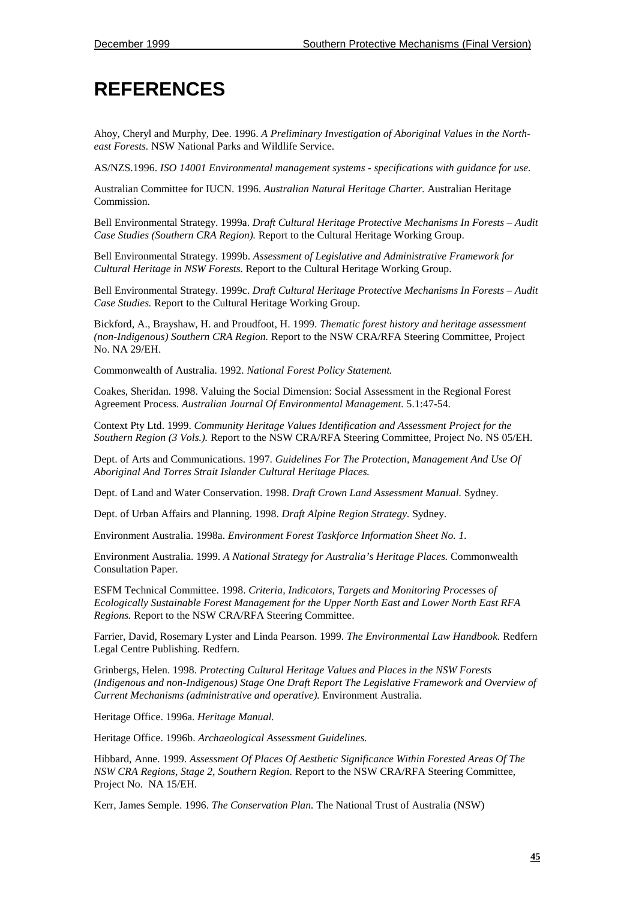# REFERENCES

Ahoy, Cheryl and Murphy, Dee. 1996. *A Preliminary Investigation of Aboriginal Values in the North-east Forests.* NSW National Parks and Wildlife Service.

AS/NZS.1996. *ISO 14001 Environmental management systems - specifications with guidance for use.*

Australian Committee for IUCN. 1996. *Australian Natural Heritage Charter.* Australian Heritage Commission.

Bell Environmental Strategy. 1999a. *Draft Cultural Heritage Protective Mechanisms In Forests – Audit Case Studies (Southern CRA Region).* Report to the Cultural Heritage Working Group.

Bell Environmental Strategy. 1999b. *Assessment of Legislative and Administrative Framework for Cultural Heritage in NSW Forests.* Report to the Cultural Heritage Working Group.

Bell Environmental Strategy. 1999c. *Draft Cultural Heritage Protective Mechanisms In Forests – Audit Case Studies.* Report to the Cultural Heritage Working Group.

Bickford, A., Brayshaw, H. and Proudfoot, H. 1999. *Thematic forest history and heritage assessment (non-Indigenous) Southern CRA Region.* Report to the NSW CRA/RFA Steering Committee, Project No. NA 29/EH.

Commonwealth of Australia. 1992. *National Forest Policy Statement.*

Coakes, Sheridan. 1998. Valuing the Social Dimension: Social Assessment in the Regional Forest Agreement Process. *Australian Journal Of Environmental Management.* 5.1:47-54.

Context Pty Ltd. 1999. *Community Heritage Values Identification and Assessment Project for the Southern Region (3 Vols.).* Report to the NSW CRA/RFA Steering Committee, Project No. NS 05/EH.

Dept. of Arts and Communications. 1997. *Guidelines For The Protection, Management And Use Of Aboriginal And Torres Strait Islander Cultural Heritage Places.*

Dept. of Land and Water Conservation. 1998. *Draft Crown Land Assessment Manual.* Sydney.

Dept. of Urban Affairs and Planning. 1998. *Draft Alpine Region Strategy.* Sydney.

Environment Australia. 1998a. *Environment Forest Taskforce Information Sheet No. 1.*

Environment Australia. 1999. *A National Strategy for Australia's Heritage Places.* Commonwealth Consultation Paper.

ESFM Technical Committee. 1998. *Criteria, Indicators, Targets and Monitoring Processes of Ecologically Sustainable Forest Management for the Upper North East and Lower North East RFA Regions.* Report to the NSW CRA/RFA Steering Committee.

Farrier, David, Rosemary Lyster and Linda Pearson. 1999. *The Environmental Law Handbook.* Redfern Legal Centre Publishing. Redfern.

Grinbergs, Helen. 1998. *Protecting Cultural Heritage Values and Places in the NSW Forests (Indigenous and non-Indigenous) Stage One Draft Report The Legislative Framework and Overview of Current Mechanisms (administrative and operative).* Environment Australia.

Heritage Office. 1996a. *Heritage Manual.*

Heritage Office. 1996b. *Archaeological Assessment Guidelines.*

Hibbard, Anne. 1999. *Assessment Of Places Of Aesthetic Significance Within Forested Areas Of The NSW CRA Regions, Stage 2, Southern Region.* Report to the NSW CRA/RFA Steering Committee, Project No. NA 15/EH.

Kerr, James Semple. 1996. *The Conservation Plan.* The National Trust of Australia (NSW)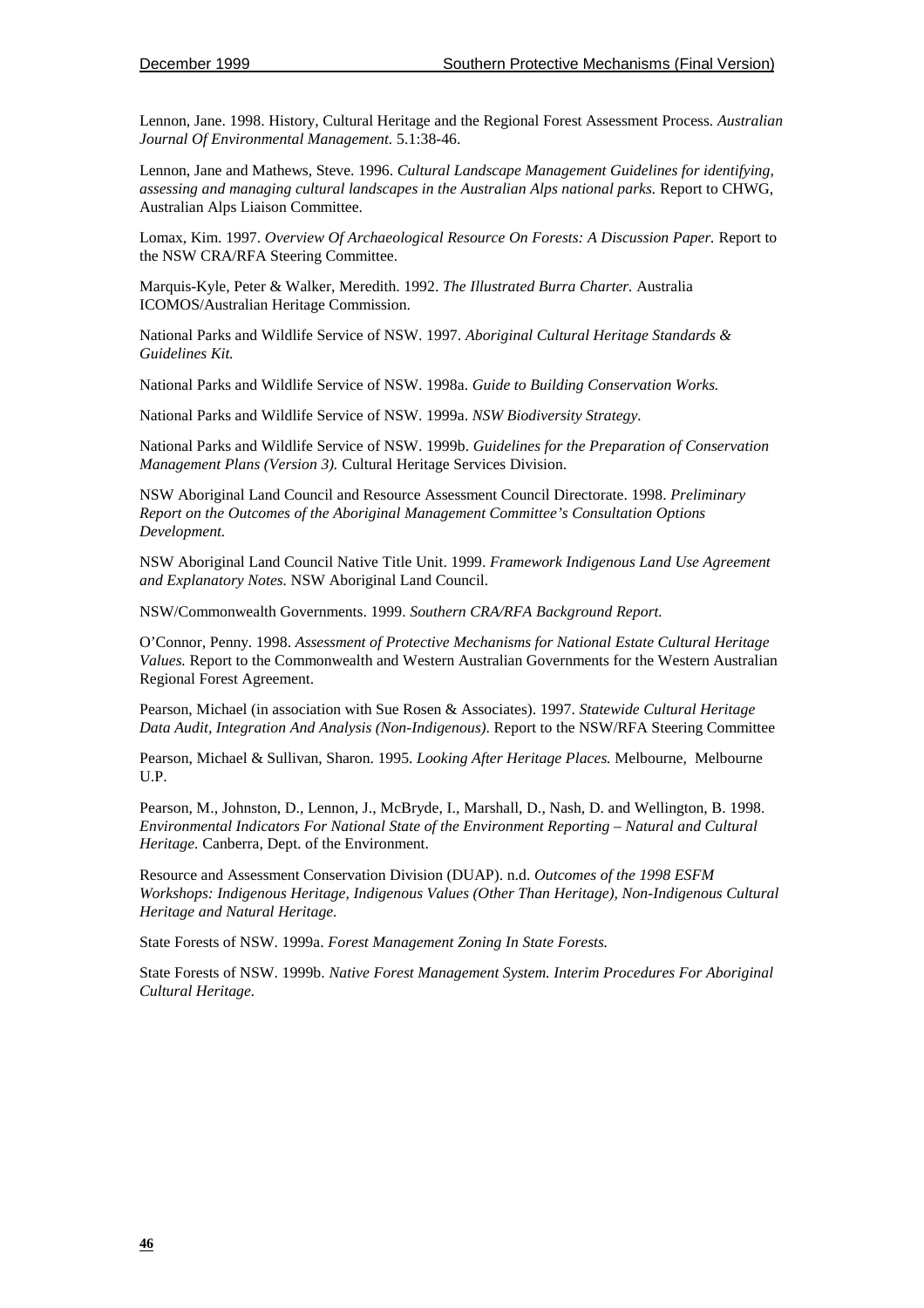Lennon, Jane. 1998. History, Cultural Heritage and the Regional Forest Assessment Process. *Australian Journal Of Environmental Management.* 5.1:38-46.

Lennon, Jane and Mathews, Steve. 1996. *Cultural Landscape Management Guidelines for identifying, assessing and managing cultural landscapes in the Australian Alps national parks.* Report to CHWG, Australian Alps Liaison Committee.

Lomax, Kim. 1997. *Overview Of Archaeological Resource On Forests: A Discussion Paper.* Report to the NSW CRA/RFA Steering Committee.

Marquis-Kyle, Peter & Walker, Meredith. 1992. *The Illustrated Burra Charter.* Australia ICOMOS/Australian Heritage Commission.

National Parks and Wildlife Service of NSW. 1997. *Aboriginal Cultural Heritage Standards & Guidelines Kit.*

National Parks and Wildlife Service of NSW. 1998a. *Guide to Building Conservation Works.*

National Parks and Wildlife Service of NSW. 1999a. *NSW Biodiversity Strategy.*

National Parks and Wildlife Service of NSW. 1999b. *Guidelines for the Preparation of Conservation Management Plans (Version 3).* Cultural Heritage Services Division.

NSW Aboriginal Land Council and Resource Assessment Council Directorate. 1998. *Preliminary Report on the Outcomes of the Aboriginal Management Committee's Consultation Options Development.*

NSW Aboriginal Land Council Native Title Unit. 1999. *Framework Indigenous Land Use Agreement and Explanatory Notes.* NSW Aboriginal Land Council.

NSW/Commonwealth Governments. 1999. *Southern CRA/RFA Background Report.*

O'Connor, Penny. 1998. *Assessment of Protective Mechanisms for National Estate Cultural Heritage Values.* Report to the Commonwealth and Western Australian Governments for the Western Australian Regional Forest Agreement.

Pearson, Michael (in association with Sue Rosen & Associates). 1997. *Statewide Cultural Heritage Data Audit, Integration And Analysis (Non-Indigenous).* Report to the NSW/RFA Steering Committee

Pearson, Michael & Sullivan, Sharon. 1995. *Looking After Heritage Places.* Melbourne, Melbourne U.P.

Pearson, M., Johnston, D., Lennon, J., McBryde, I., Marshall, D., Nash, D. and Wellington, B. 1998. *Environmental Indicators For National State of the Environment Reporting – Natural and Cultural Heritage.* Canberra, Dept. of the Environment.

Resource and Assessment Conservation Division (DUAP). n.d. *Outcomes of the 1998 ESFM Workshops: Indigenous Heritage, Indigenous Values (Other Than Heritage), Non-Indigenous Cultural Heritage and Natural Heritage.*

State Forests of NSW. 1999a. *Forest Management Zoning In State Forests.*

State Forests of NSW. 1999b. *Native Forest Management System. Interim Procedures For Aboriginal Cultural Heritage.*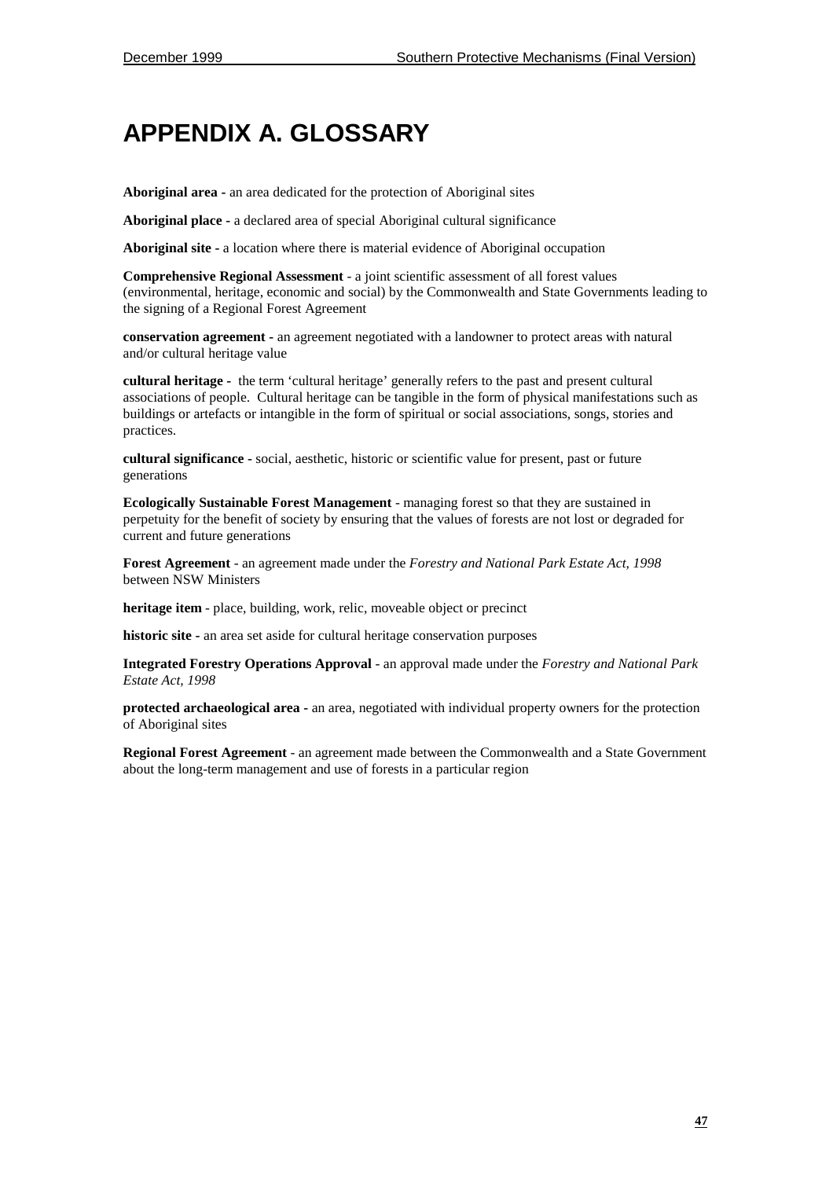# APPENDIX A. GLOSSARY

**Aboriginal area -** an area dedicated for the protection of Aboriginal sites

**Aboriginal place -** a declared area of special Aboriginal cultural significance

**Aboriginal site -** a location where there is material evidence of Aboriginal occupation

**Comprehensive Regional Assessment** - a joint scientific assessment of all forest values (environmental, heritage, economic and social) by the Commonwealth and State Governments leading to the signing of a Regional Forest Agreement

**conservation agreement -** an agreement negotiated with a landowner to protect areas with natural and/or cultural heritage value

**cultural heritage -** the term 'cultural heritage' generally refers to the past and present cultural associations of people. Cultural heritage can be tangible in the form of physical manifestations such as buildings or artefacts or intangible in the form of spiritual or social associations, songs, stories and practices.

**cultural significance -** social, aesthetic, historic or scientific value for present, past or future generations

**Ecologically Sustainable Forest Management** - managing forest so that they are sustained in perpetuity for the benefit of society by ensuring that the values of forests are not lost or degraded for current and future generations

**Forest Agreement** - an agreement made under the *Forestry and National Park Estate Act, 1998* between NSW Ministers

**heritage item** - place, building, work, relic, moveable object or precinct

**historic site -** an area set aside for cultural heritage conservation purposes

**Integrated Forestry Operations Approval** - an approval made under the *Forestry and National Park Estate Act, 1998*

**protected archaeological area -** an area, negotiated with individual property owners for the protection of Aboriginal sites

**Regional Forest Agreement** - an agreement made between the Commonwealth and a State Government about the long-term management and use of forests in a particular region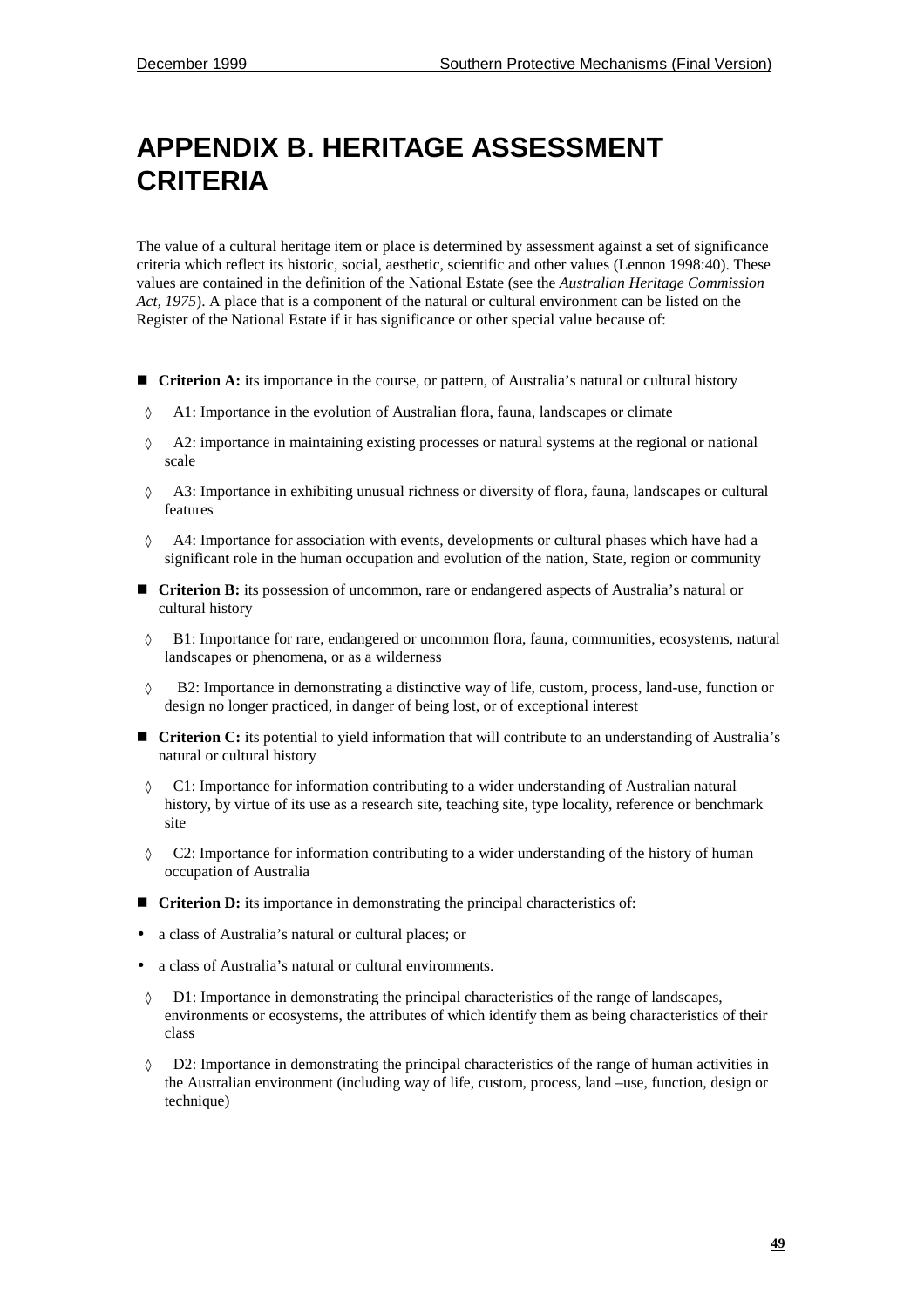# APPENDIX B. HERITAGE ASSESSMENT CRITERIA

The value of a cultural heritage item or place is determined by assessment against a set of significance criteria which reflect its historic, social, aesthetic, scientific and other values (Lennon 1998:40). These values are contained in the definition of the National Estate (see the *Australian Heritage Commission Act, 1975*). A place that is a component of the natural or cultural environment can be listed on the Register of the National Estate if it has significance or other special value because of:

- **Criterion A:** its importance in the course, or pattern, of Australia's natural or cultural history
  - A1: Importance in the evolution of Australian flora, fauna, landscapes or climate
  - A2: importance in maintaining existing processes or natural systems at the regional or national scale
  - A3: Importance in exhibiting unusual richness or diversity of flora, fauna, landscapes or cultural features
  - A4: Importance for association with events, developments or cultural phases which have had a significant role in the human occupation and evolution of the nation, State, region or community
- **Criterion B:** its possession of uncommon, rare or endangered aspects of Australia's natural or cultural history
  - B1: Importance for rare, endangered or uncommon flora, fauna, communities, ecosystems, natural landscapes or phenomena, or as a wilderness
  - B2: Importance in demonstrating a distinctive way of life, custom, process, land-use, function or design no longer practiced, in danger of being lost, or of exceptional interest
- **Criterion C:** its potential to yield information that will contribute to an understanding of Australia's natural or cultural history
  - C1: Importance for information contributing to a wider understanding of Australian natural history, by virtue of its use as a research site, teaching site, type locality, reference or benchmark site
  - C2: Importance for information contributing to a wider understanding of the history of human occupation of Australia
- **Criterion D:** its importance in demonstrating the principal characteristics of:

- a class of Australia's natural or cultural places; or
- a class of Australia's natural or cultural environments.
  - D1: Importance in demonstrating the principal characteristics of the range of landscapes, environments or ecosystems, the attributes of which identify them as being characteristics of their class
  - D2: Importance in demonstrating the principal characteristics of the range of human activities in the Australian environment (including way of life, custom, process, land –use, function, design or technique)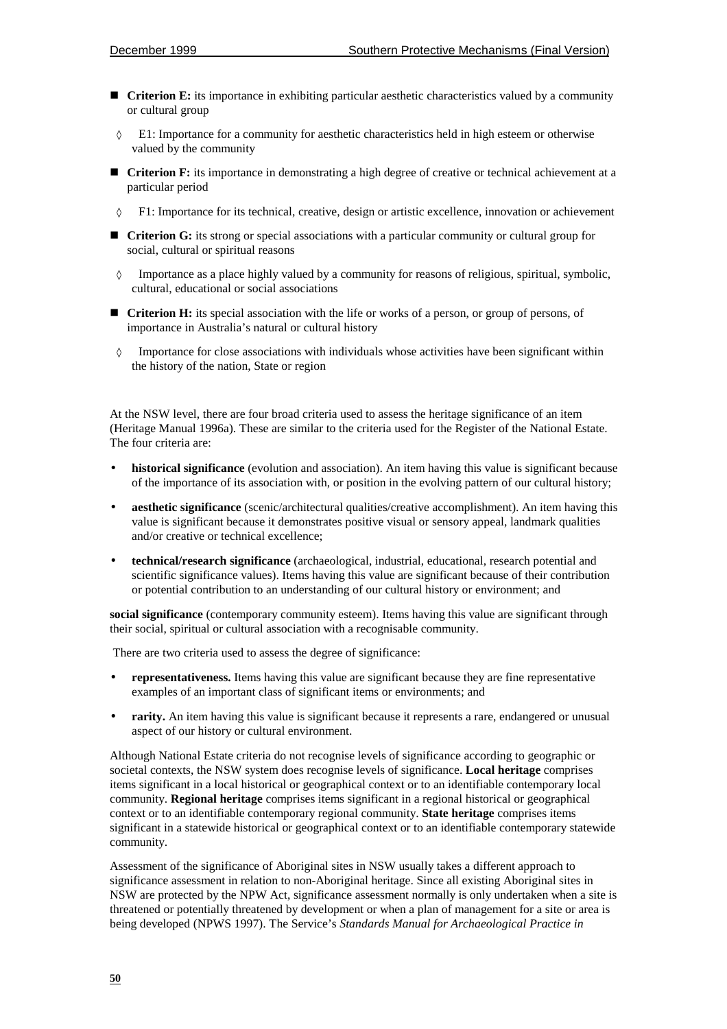- **Criterion E:** its importance in exhibiting particular aesthetic characteristics valued by a community or cultural group
  - ◊ E1: Importance for a community for aesthetic characteristics held in high esteem or otherwise valued by the community
- **Criterion F:** its importance in demonstrating a high degree of creative or technical achievement at a particular period
  - ◊ F1: Importance for its technical, creative, design or artistic excellence, innovation or achievement
- **Criterion G:** its strong or special associations with a particular community or cultural group for social, cultural or spiritual reasons
  - ◊ Importance as a place highly valued by a community for reasons of religious, spiritual, symbolic, cultural, educational or social associations
- **Criterion H:** its special association with the life or works of a person, or group of persons, of importance in Australia's natural or cultural history
  - ◊ Importance for close associations with individuals whose activities have been significant within the history of the nation, State or region

At the NSW level, there are four broad criteria used to assess the heritage significance of an item (Heritage Manual 1996a). These are similar to the criteria used for the Register of the National Estate. The four criteria are:

- **historical significance** (evolution and association). An item having this value is significant because of the importance of its association with, or position in the evolving pattern of our cultural history;
- **aesthetic significance** (scenic/architectural qualities/creative accomplishment). An item having this value is significant because it demonstrates positive visual or sensory appeal, landmark qualities and/or creative or technical excellence;
- **technical/research significance** (archaeological, industrial, educational, research potential and scientific significance values). Items having this value are significant because of their contribution or potential contribution to an understanding of our cultural history or environment; and

**social significance** (contemporary community esteem). Items having this value are significant through their social, spiritual or cultural association with a recognisable community.

There are two criteria used to assess the degree of significance:

- **representativeness.** Items having this value are significant because they are fine representative examples of an important class of significant items or environments; and
- **rarity.** An item having this value is significant because it represents a rare, endangered or unusual aspect of our history or cultural environment.

Although National Estate criteria do not recognise levels of significance according to geographic or societal contexts, the NSW system does recognise levels of significance. **Local heritage** comprises items significant in a local historical or geographical context or to an identifiable contemporary local community. **Regional heritage** comprises items significant in a regional historical or geographical context or to an identifiable contemporary regional community. **State heritage** comprises items significant in a statewide historical or geographical context or to an identifiable contemporary statewide community.

Assessment of the significance of Aboriginal sites in NSW usually takes a different approach to significance assessment in relation to non-Aboriginal heritage. Since all existing Aboriginal sites in NSW are protected by the NPW Act, significance assessment normally is only undertaken when a site is threatened or potentially threatened by development or when a plan of management for a site or area is being developed (NPWS 1997). The Service's *Standards Manual for Archaeological Practice in*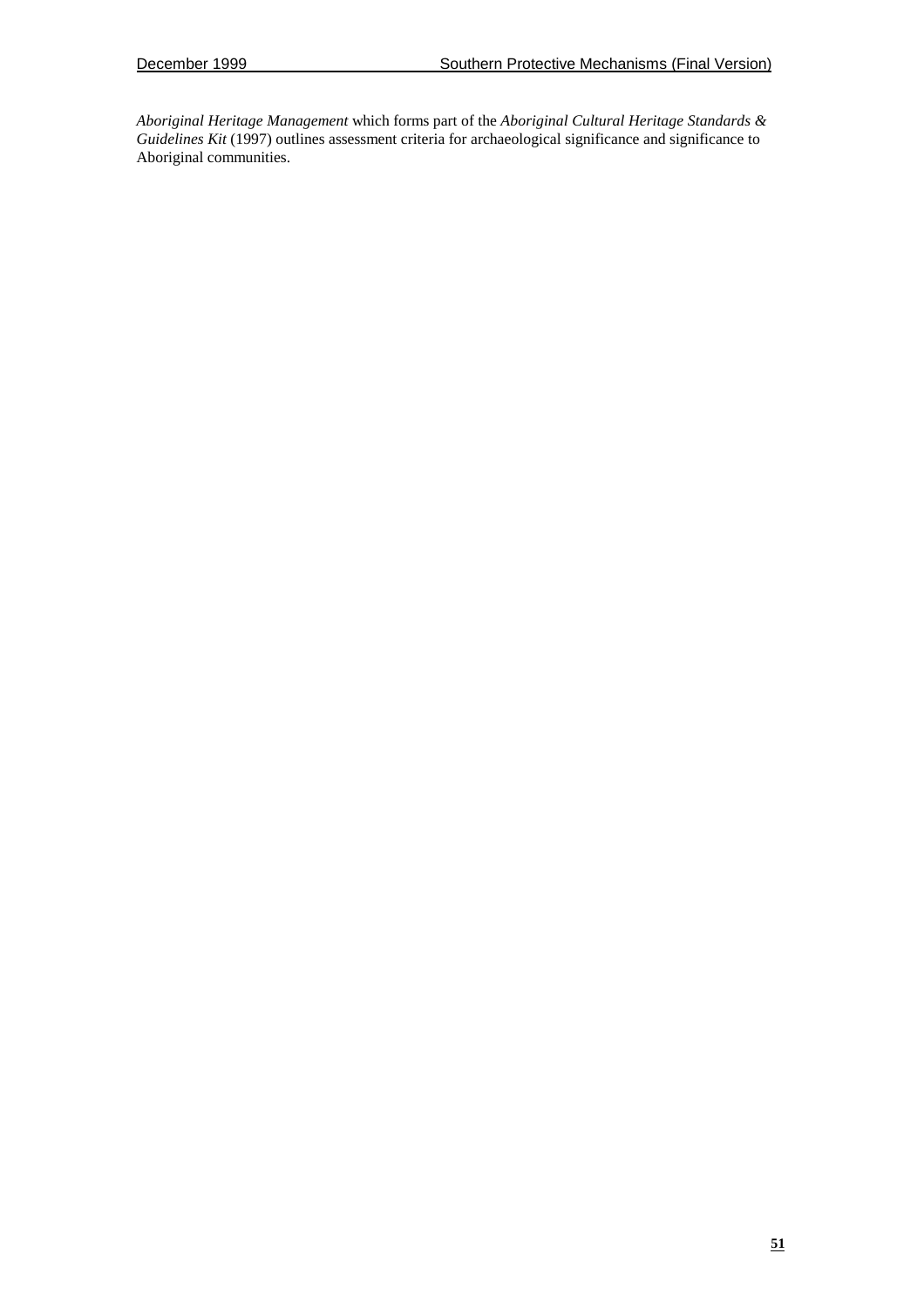*Aboriginal Heritage Management* which forms part of the *Aboriginal Cultural Heritage Standards & Guidelines Kit* (1997) outlines assessment criteria for archaeological significance and significance to Aboriginal communities.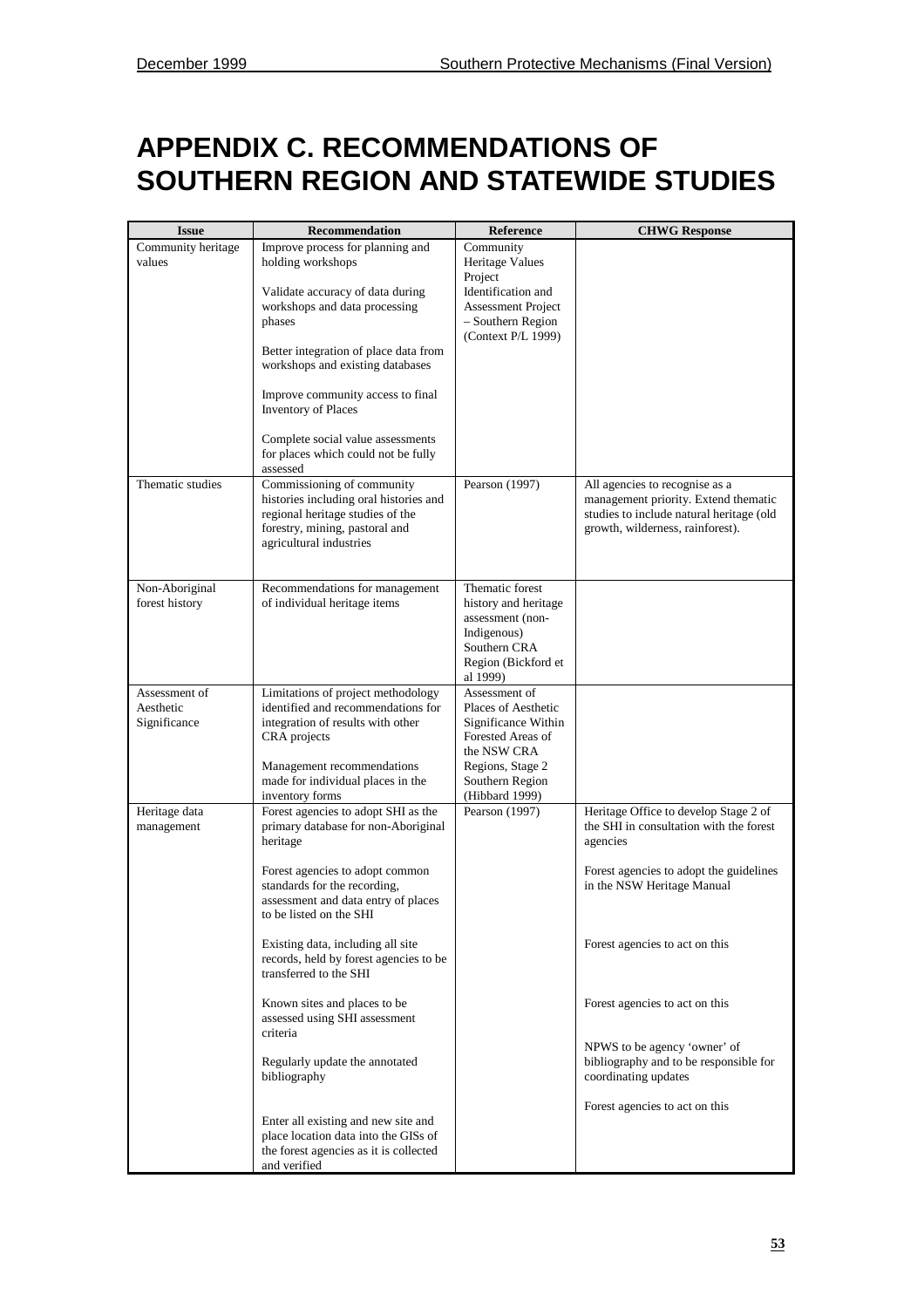# APPENDIX C. RECOMMENDATIONS OF SOUTHERN REGION AND STATEWIDE STUDIES

| Issue | Recommendation | Reference | CHWG Response |
|---|---|---|---|
| Community heritage values | Improve process for planning and holding workshops<br><br>Validate accuracy of data during workshops and data processing phases<br><br>Better integration of place data from workshops and existing databases<br><br>Improve community access to final Inventory of Places<br><br>Complete social value assessments for places which could not be fully assessed | Community Heritage Values Project Identification and Assessment Project – Southern Region (Context P/L 1999) | |
| Thematic studies | Commissioning of community histories including oral histories and regional heritage studies of the forestry, mining, pastoral and agricultural industries | Pearson (1997) | All agencies to recognise as a management priority. Extend thematic studies to include natural heritage (old growth, wilderness, rainforest). |
| Non-Aboriginal forest history | Recommendations for management of individual heritage items | Thematic forest history and heritage assessment (non-Indigenous) Southern CRA Region (Bickford et al 1999) | |
| Assessment of Aesthetic Significance | Limitations of project methodology identified and recommendations for integration of results with other CRA projects<br><br>Management recommendations made for individual places in the inventory forms | Assessment of Places of Aesthetic Significance Within Forested Areas of the NSW CRA Regions, Stage 2 Southern Region (Hibbard 1999) | |
| Heritage data management | Forest agencies to adopt SHI as the primary database for non-Aboriginal heritage<br><br>Forest agencies to adopt common standards for the recording, assessment and data entry of places to be listed on the SHI<br><br>Existing data, including all site records, held by forest agencies to be transferred to the SHI<br><br>Known sites and places to be assessed using SHI assessment criteria<br><br>Regularly update the annotated bibliography<br><br>Enter all existing and new site and place location data into the GISs of the forest agencies as it is collected and verified | Pearson (1997) | Heritage Office to develop Stage 2 of the SHI in consultation with the forest agencies<br><br>Forest agencies to adopt the guidelines in the NSW Heritage Manual<br><br>Forest agencies to act on this<br><br>Forest agencies to act on this<br><br>NPWS to be agency 'owner' of bibliography and to be responsible for coordinating updates<br><br>Forest agencies to act on this |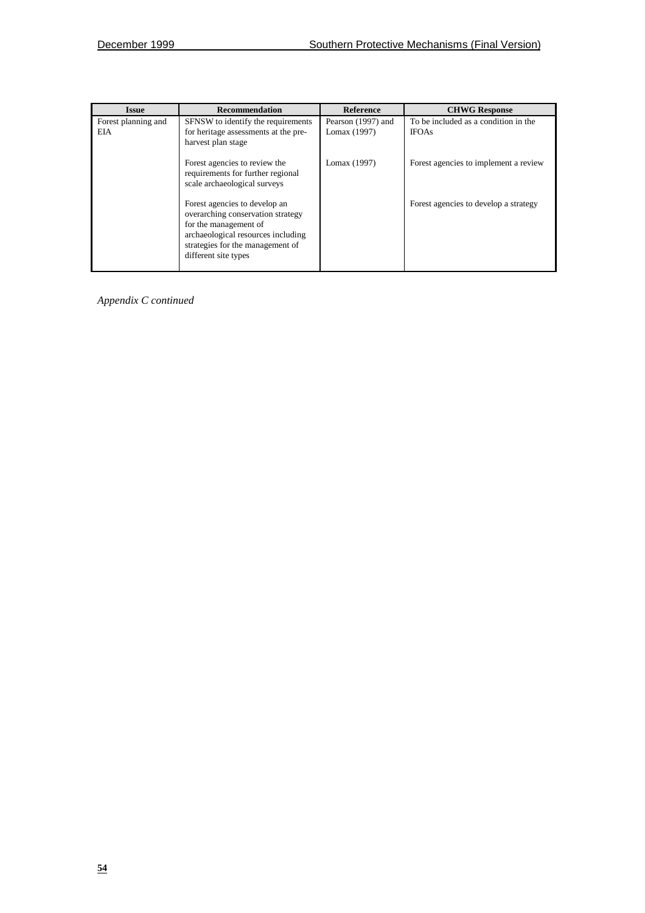| Issue | Recommendation | Reference | CHWG Response |
| --- | --- | --- | --- |
| Forest planning and EIA | SFNSW to identify the requirements for heritage assessments at the pre-harvest plan stage | Pearson (1997) and Lomax (1997) | To be included as a condition in the IFOAs |
| | Forest agencies to review the requirements for further regional scale archaeological surveys | Lomax (1997) | Forest agencies to implement a review |
| | Forest agencies to develop an overarching conservation strategy for the management of archaeological resources including strategies for the management of different site types | | Forest agencies to develop a strategy |

*Appendix C continued*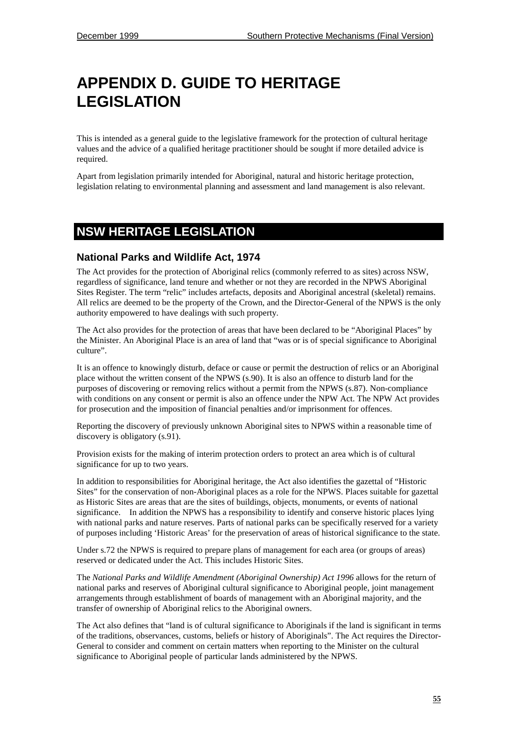# APPENDIX D. GUIDE TO HERITAGE LEGISLATION

This is intended as a general guide to the legislative framework for the protection of cultural heritage values and the advice of a qualified heritage practitioner should be sought if more detailed advice is required.

Apart from legislation primarily intended for Aboriginal, natural and historic heritage protection, legislation relating to environmental planning and assessment and land management is also relevant.

## NSW HERITAGE LEGISLATION

### National Parks and Wildlife Act, 1974

The Act provides for the protection of Aboriginal relics (commonly referred to as sites) across NSW, regardless of significance, land tenure and whether or not they are recorded in the NPWS Aboriginal Sites Register. The term "relic" includes artefacts, deposits and Aboriginal ancestral (skeletal) remains. All relics are deemed to be the property of the Crown, and the Director-General of the NPWS is the only authority empowered to have dealings with such property.

The Act also provides for the protection of areas that have been declared to be "Aboriginal Places" by the Minister. An Aboriginal Place is an area of land that "was or is of special significance to Aboriginal culture".

It is an offence to knowingly disturb, deface or cause or permit the destruction of relics or an Aboriginal place without the written consent of the NPWS (s.90). It is also an offence to disturb land for the purposes of discovering or removing relics without a permit from the NPWS (s.87). Non-compliance with conditions on any consent or permit is also an offence under the NPW Act. The NPW Act provides for prosecution and the imposition of financial penalties and/or imprisonment for offences.

Reporting the discovery of previously unknown Aboriginal sites to NPWS within a reasonable time of discovery is obligatory (s.91).

Provision exists for the making of interim protection orders to protect an area which is of cultural significance for up to two years.

In addition to responsibilities for Aboriginal heritage, the Act also identifies the gazettal of "Historic Sites" for the conservation of non-Aboriginal places as a role for the NPWS. Places suitable for gazettal as Historic Sites are areas that are the sites of buildings, objects, monuments, or events of national significance. In addition the NPWS has a responsibility to identify and conserve historic places lying with national parks and nature reserves. Parts of national parks can be specifically reserved for a variety of purposes including 'Historic Areas' for the preservation of areas of historical significance to the state.

Under s.72 the NPWS is required to prepare plans of management for each area (or groups of areas) reserved or dedicated under the Act. This includes Historic Sites.

The *National Parks and Wildlife Amendment (Aboriginal Ownership) Act 1996* allows for the return of national parks and reserves of Aboriginal cultural significance to Aboriginal people, joint management arrangements through establishment of boards of management with an Aboriginal majority, and the transfer of ownership of Aboriginal relics to the Aboriginal owners.

The Act also defines that "land is of cultural significance to Aboriginals if the land is significant in terms of the traditions, observances, customs, beliefs or history of Aboriginals". The Act requires the Director-General to consider and comment on certain matters when reporting to the Minister on the cultural significance to Aboriginal people of particular lands administered by the NPWS.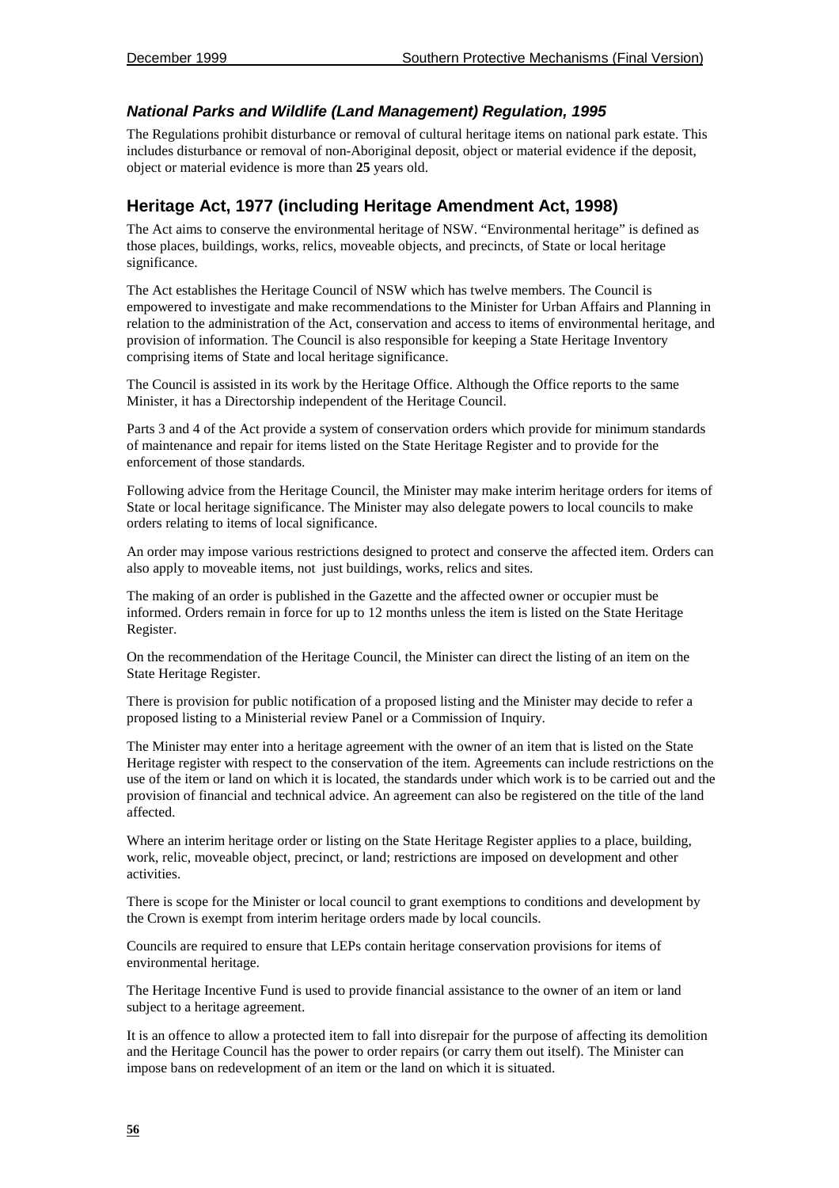### *National Parks and Wildlife (Land Management) Regulation, 1995*

The Regulations prohibit disturbance or removal of cultural heritage items on national park estate. This includes disturbance or removal of non-Aboriginal deposit, object or material evidence if the deposit, object or material evidence is more than **25** years old.

## Heritage Act, 1977 (including Heritage Amendment Act, 1998)

The Act aims to conserve the environmental heritage of NSW. "Environmental heritage" is defined as those places, buildings, works, relics, moveable objects, and precincts, of State or local heritage significance.

The Act establishes the Heritage Council of NSW which has twelve members. The Council is empowered to investigate and make recommendations to the Minister for Urban Affairs and Planning in relation to the administration of the Act, conservation and access to items of environmental heritage, and provision of information. The Council is also responsible for keeping a State Heritage Inventory comprising items of State and local heritage significance.

The Council is assisted in its work by the Heritage Office. Although the Office reports to the same Minister, it has a Directorship independent of the Heritage Council.

Parts 3 and 4 of the Act provide a system of conservation orders which provide for minimum standards of maintenance and repair for items listed on the State Heritage Register and to provide for the enforcement of those standards.

Following advice from the Heritage Council, the Minister may make interim heritage orders for items of State or local heritage significance. The Minister may also delegate powers to local councils to make orders relating to items of local significance.

An order may impose various restrictions designed to protect and conserve the affected item. Orders can also apply to moveable items, not just buildings, works, relics and sites.

The making of an order is published in the Gazette and the affected owner or occupier must be informed. Orders remain in force for up to 12 months unless the item is listed on the State Heritage Register.

On the recommendation of the Heritage Council, the Minister can direct the listing of an item on the State Heritage Register.

There is provision for public notification of a proposed listing and the Minister may decide to refer a proposed listing to a Ministerial review Panel or a Commission of Inquiry.

The Minister may enter into a heritage agreement with the owner of an item that is listed on the State Heritage register with respect to the conservation of the item. Agreements can include restrictions on the use of the item or land on which it is located, the standards under which work is to be carried out and the provision of financial and technical advice. An agreement can also be registered on the title of the land affected.

Where an interim heritage order or listing on the State Heritage Register applies to a place, building, work, relic, moveable object, precinct, or land; restrictions are imposed on development and other activities.

There is scope for the Minister or local council to grant exemptions to conditions and development by the Crown is exempt from interim heritage orders made by local councils.

Councils are required to ensure that LEPs contain heritage conservation provisions for items of environmental heritage.

The Heritage Incentive Fund is used to provide financial assistance to the owner of an item or land subject to a heritage agreement.

It is an offence to allow a protected item to fall into disrepair for the purpose of affecting its demolition and the Heritage Council has the power to order repairs (or carry them out itself). The Minister can impose bans on redevelopment of an item or the land on which it is situated.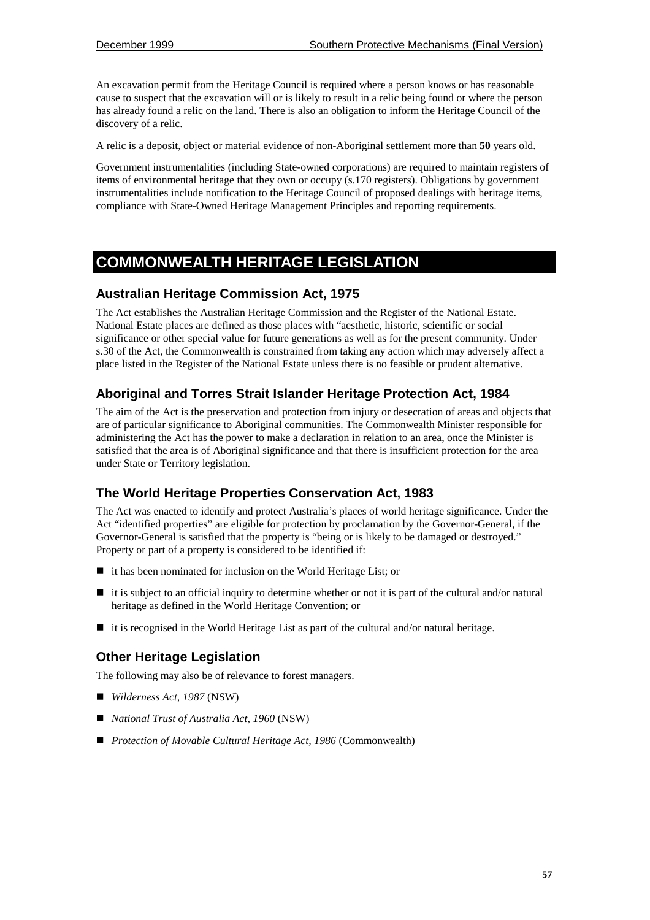An excavation permit from the Heritage Council is required where a person knows or has reasonable cause to suspect that the excavation will or is likely to result in a relic being found or where the person has already found a relic on the land. There is also an obligation to inform the Heritage Council of the discovery of a relic.

A relic is a deposit, object or material evidence of non-Aboriginal settlement more than **50** years old.

Government instrumentalities (including State-owned corporations) are required to maintain registers of items of environmental heritage that they own or occupy (s.170 registers). Obligations by government instrumentalities include notification to the Heritage Council of proposed dealings with heritage items, compliance with State-Owned Heritage Management Principles and reporting requirements.

# COMMONWEALTH HERITAGE LEGISLATION

## Australian Heritage Commission Act, 1975

The Act establishes the Australian Heritage Commission and the Register of the National Estate. National Estate places are defined as those places with "aesthetic, historic, scientific or social significance or other special value for future generations as well as for the present community. Under s.30 of the Act, the Commonwealth is constrained from taking any action which may adversely affect a place listed in the Register of the National Estate unless there is no feasible or prudent alternative.

## Aboriginal and Torres Strait Islander Heritage Protection Act, 1984

The aim of the Act is the preservation and protection from injury or desecration of areas and objects that are of particular significance to Aboriginal communities. The Commonwealth Minister responsible for administering the Act has the power to make a declaration in relation to an area, once the Minister is satisfied that the area is of Aboriginal significance and that there is insufficient protection for the area under State or Territory legislation.

## The World Heritage Properties Conservation Act, 1983

The Act was enacted to identify and protect Australia's places of world heritage significance. Under the Act "identified properties" are eligible for protection by proclamation by the Governor-General, if the Governor-General is satisfied that the property is "being or is likely to be damaged or destroyed." Property or part of a property is considered to be identified if:

- it has been nominated for inclusion on the World Heritage List; or
- it is subject to an official inquiry to determine whether or not it is part of the cultural and/or natural heritage as defined in the World Heritage Convention; or
- it is recognised in the World Heritage List as part of the cultural and/or natural heritage.

## Other Heritage Legislation

The following may also be of relevance to forest managers.

- *Wilderness Act, 1987* (NSW)
- *National Trust of Australia Act, 1960* (NSW)
- *Protection of Movable Cultural Heritage Act, 1986* (Commonwealth)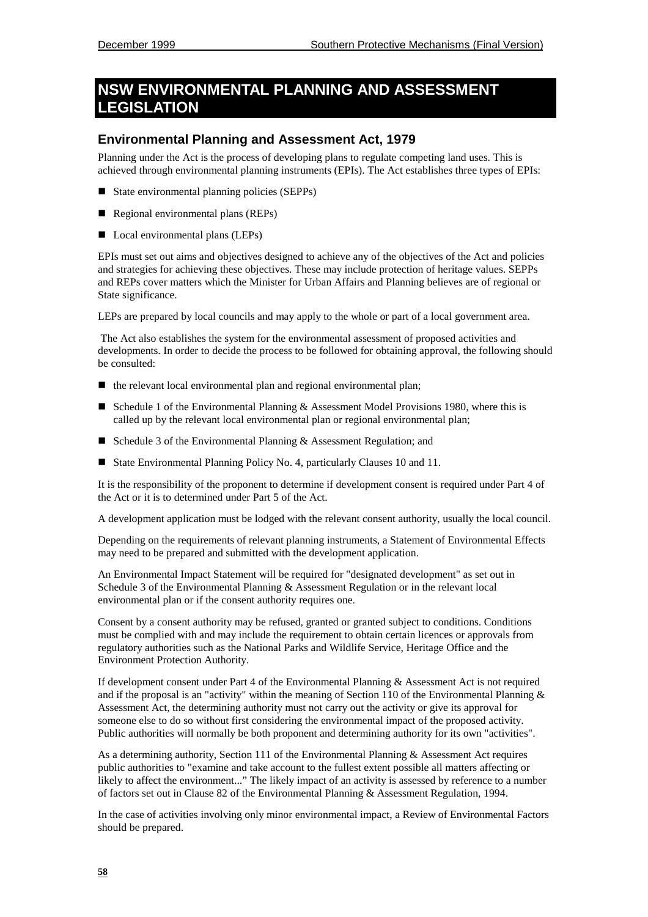# NSW ENVIRONMENTAL PLANNING AND ASSESSMENT LEGISLATION

## Environmental Planning and Assessment Act, 1979

Planning under the Act is the process of developing plans to regulate competing land uses. This is achieved through environmental planning instruments (EPIs). The Act establishes three types of EPIs:

- State environmental planning policies (SEPPs)
- Regional environmental plans (REPs)
- Local environmental plans (LEPs)

EPIs must set out aims and objectives designed to achieve any of the objectives of the Act and policies and strategies for achieving these objectives. These may include protection of heritage values. SEPPs and REPs cover matters which the Minister for Urban Affairs and Planning believes are of regional or State significance.

LEPs are prepared by local councils and may apply to the whole or part of a local government area.

The Act also establishes the system for the environmental assessment of proposed activities and developments. In order to decide the process to be followed for obtaining approval, the following should be consulted:

- the relevant local environmental plan and regional environmental plan;
- Schedule 1 of the Environmental Planning & Assessment Model Provisions 1980, where this is called up by the relevant local environmental plan or regional environmental plan;
- Schedule 3 of the Environmental Planning & Assessment Regulation; and
- State Environmental Planning Policy No. 4, particularly Clauses 10 and 11.

It is the responsibility of the proponent to determine if development consent is required under Part 4 of the Act or it is to determined under Part 5 of the Act.

A development application must be lodged with the relevant consent authority, usually the local council.

Depending on the requirements of relevant planning instruments, a Statement of Environmental Effects may need to be prepared and submitted with the development application.

An Environmental Impact Statement will be required for "designated development" as set out in Schedule 3 of the Environmental Planning & Assessment Regulation or in the relevant local environmental plan or if the consent authority requires one.

Consent by a consent authority may be refused, granted or granted subject to conditions. Conditions must be complied with and may include the requirement to obtain certain licences or approvals from regulatory authorities such as the National Parks and Wildlife Service, Heritage Office and the Environment Protection Authority.

If development consent under Part 4 of the Environmental Planning & Assessment Act is not required and if the proposal is an "activity" within the meaning of Section 110 of the Environmental Planning & Assessment Act, the determining authority must not carry out the activity or give its approval for someone else to do so without first considering the environmental impact of the proposed activity. Public authorities will normally be both proponent and determining authority for its own "activities".

As a determining authority, Section 111 of the Environmental Planning & Assessment Act requires public authorities to "examine and take account to the fullest extent possible all matters affecting or likely to affect the environment..." The likely impact of an activity is assessed by reference to a number of factors set out in Clause 82 of the Environmental Planning & Assessment Regulation, 1994.

In the case of activities involving only minor environmental impact, a Review of Environmental Factors should be prepared.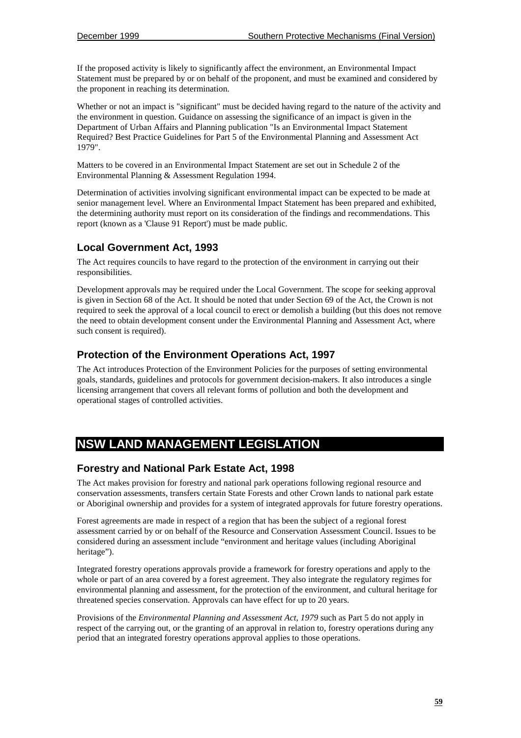If the proposed activity is likely to significantly affect the environment, an Environmental Impact Statement must be prepared by or on behalf of the proponent, and must be examined and considered by the proponent in reaching its determination.

Whether or not an impact is "significant" must be decided having regard to the nature of the activity and the environment in question. Guidance on assessing the significance of an impact is given in the Department of Urban Affairs and Planning publication "Is an Environmental Impact Statement Required? Best Practice Guidelines for Part 5 of the Environmental Planning and Assessment Act 1979".

Matters to be covered in an Environmental Impact Statement are set out in Schedule 2 of the Environmental Planning & Assessment Regulation 1994.

Determination of activities involving significant environmental impact can be expected to be made at senior management level. Where an Environmental Impact Statement has been prepared and exhibited, the determining authority must report on its consideration of the findings and recommendations. This report (known as a 'Clause 91 Report') must be made public.

### Local Government Act, 1993

The Act requires councils to have regard to the protection of the environment in carrying out their responsibilities.

Development approvals may be required under the Local Government. The scope for seeking approval is given in Section 68 of the Act. It should be noted that under Section 69 of the Act, the Crown is not required to seek the approval of a local council to erect or demolish a building (but this does not remove the need to obtain development consent under the Environmental Planning and Assessment Act, where such consent is required).

### Protection of the Environment Operations Act, 1997

The Act introduces Protection of the Environment Policies for the purposes of setting environmental goals, standards, guidelines and protocols for government decision-makers. It also introduces a single licensing arrangement that covers all relevant forms of pollution and both the development and operational stages of controlled activities.

## NSW LAND MANAGEMENT LEGISLATION

### Forestry and National Park Estate Act, 1998

The Act makes provision for forestry and national park operations following regional resource and conservation assessments, transfers certain State Forests and other Crown lands to national park estate or Aboriginal ownership and provides for a system of integrated approvals for future forestry operations.

Forest agreements are made in respect of a region that has been the subject of a regional forest assessment carried by or on behalf of the Resource and Conservation Assessment Council. Issues to be considered during an assessment include "environment and heritage values (including Aboriginal heritage").

Integrated forestry operations approvals provide a framework for forestry operations and apply to the whole or part of an area covered by a forest agreement. They also integrate the regulatory regimes for environmental planning and assessment, for the protection of the environment, and cultural heritage for threatened species conservation. Approvals can have effect for up to 20 years.

Provisions of the *Environmental Planning and Assessment Act, 1979* such as Part 5 do not apply in respect of the carrying out, or the granting of an approval in relation to, forestry operations during any period that an integrated forestry operations approval applies to those operations.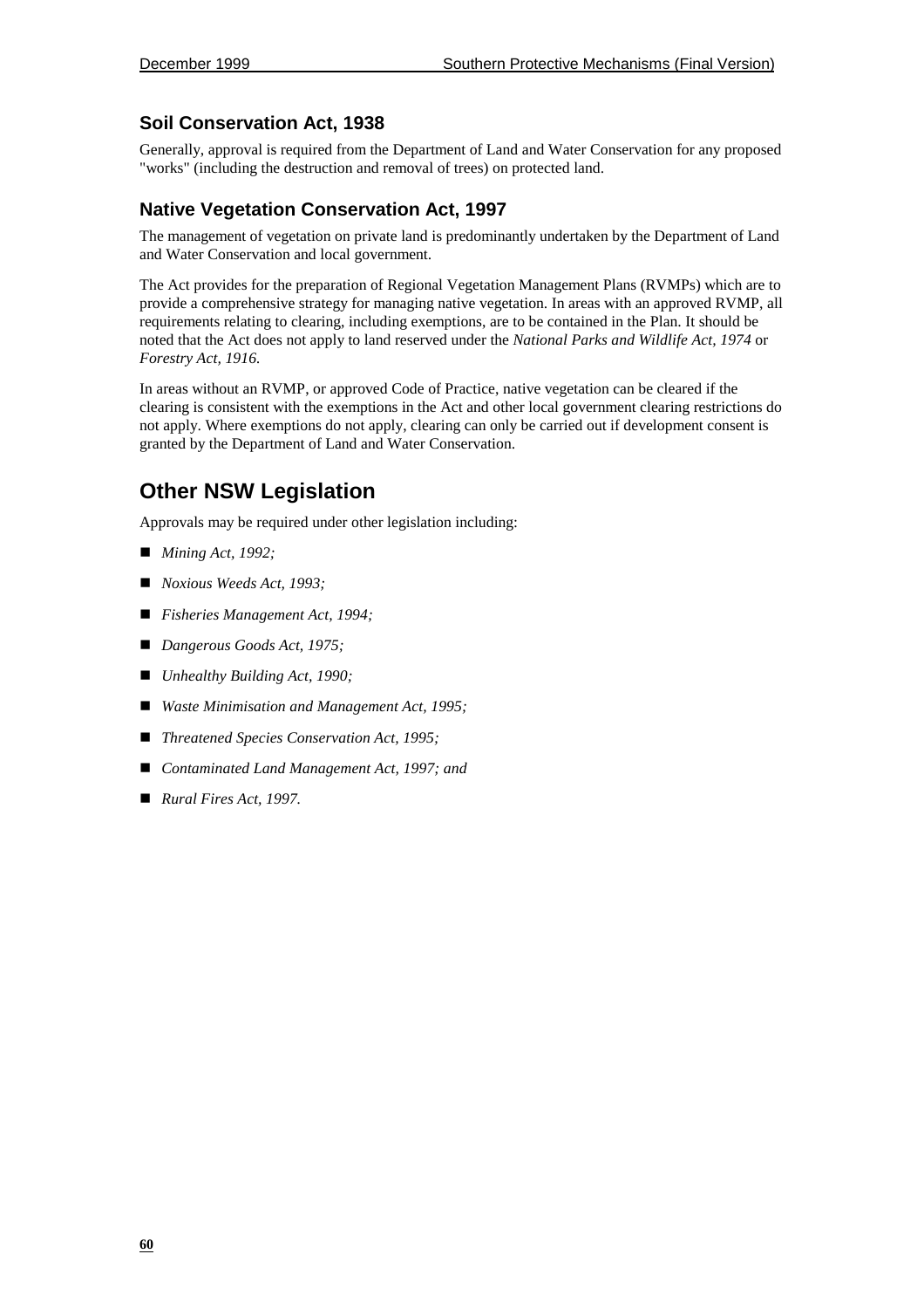### Soil Conservation Act, 1938

Generally, approval is required from the Department of Land and Water Conservation for any proposed "works" (including the destruction and removal of trees) on protected land.

### Native Vegetation Conservation Act, 1997

The management of vegetation on private land is predominantly undertaken by the Department of Land and Water Conservation and local government.

The Act provides for the preparation of Regional Vegetation Management Plans (RVMPs) which are to provide a comprehensive strategy for managing native vegetation. In areas with an approved RVMP, all requirements relating to clearing, including exemptions, are to be contained in the Plan. It should be noted that the Act does not apply to land reserved under the *National Parks and Wildlife Act, 1974* or *Forestry Act, 1916.*

In areas without an RVMP, or approved Code of Practice, native vegetation can be cleared if the clearing is consistent with the exemptions in the Act and other local government clearing restrictions do not apply. Where exemptions do not apply, clearing can only be carried out if development consent is granted by the Department of Land and Water Conservation.

## Other NSW Legislation

Approvals may be required under other legislation including:

- *Mining Act, 1992;*
- *Noxious Weeds Act, 1993;*
- *Fisheries Management Act, 1994;*
- *Dangerous Goods Act, 1975;*
- *Unhealthy Building Act, 1990;*
- *Waste Minimisation and Management Act, 1995;*
- *Threatened Species Conservation Act, 1995;*
- *Contaminated Land Management Act, 1997; and*
- *Rural Fires Act, 1997.*